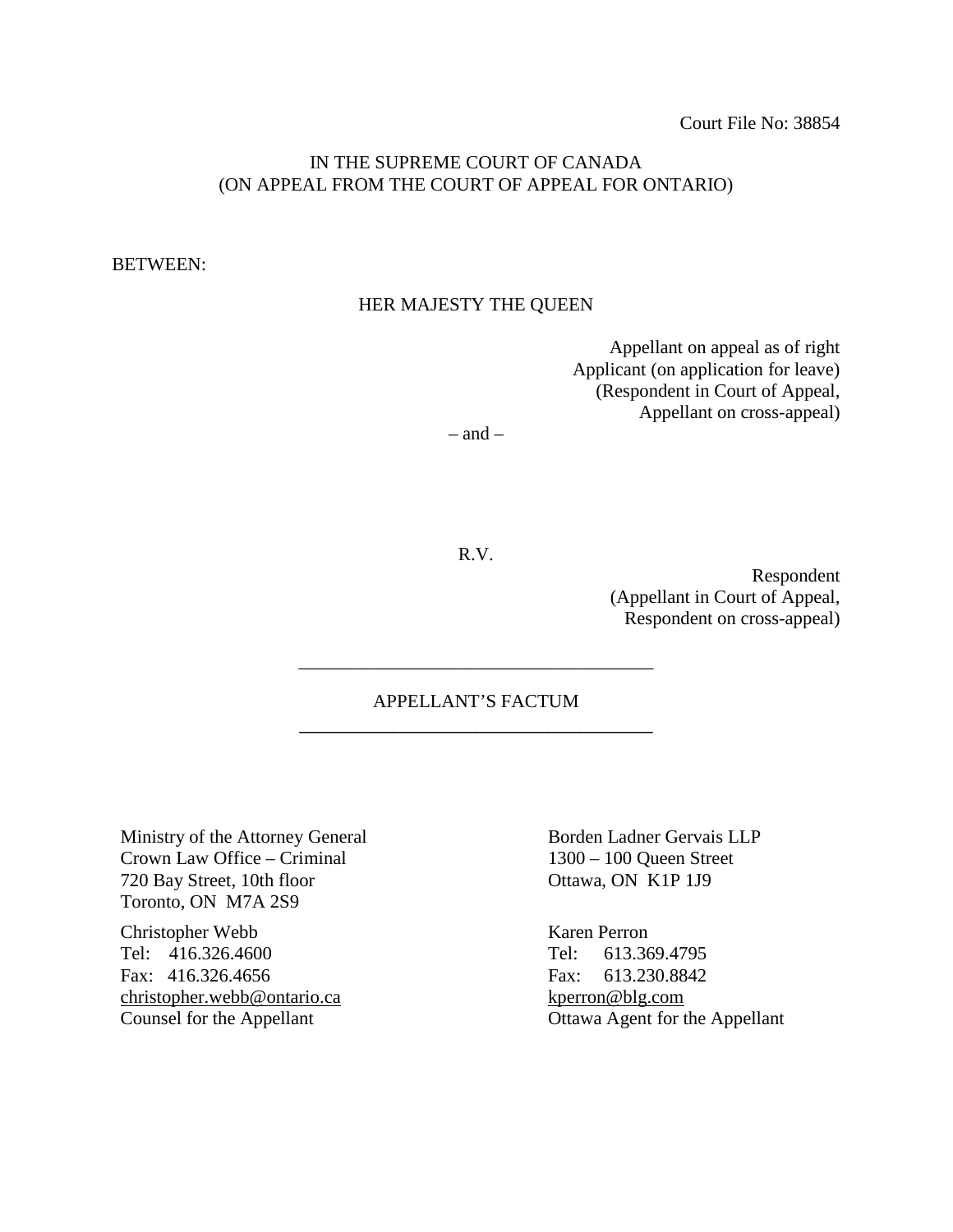Court File No: 38854

IN THE SUPREME COURT OF CANADA
(ON APPEAL FROM THE COURT OF APPEAL FOR ONTARIO)

BETWEEN:

HER MAJESTY THE QUEEN

Appellant on appeal as of right
Applicant (on application for leave)
(Respondent in Court of Appeal,
Appellant on cross-appeal)

– and –

R.V.

Respondent
(Appellant in Court of Appeal,
Respondent on cross-appeal)

---

APPELLANT'S FACTUM

---

Ministry of the Attorney General
Crown Law Office – Criminal
720 Bay Street, 10th floor
Toronto, ON M7A 2S9

Christopher Webb
Tel: 416.326.4600
Fax: 416.326.4656
christopher.webb@ontario.ca
Counsel for the Appellant

Borden Ladner Gervais LLP
1300 – 100 Queen Street
Ottawa, ON K1P 1J9

Karen Perron
Tel: 613.369.4795
Fax: 613.230.8842
kperron@blg.com
Ottawa Agent for the Appellant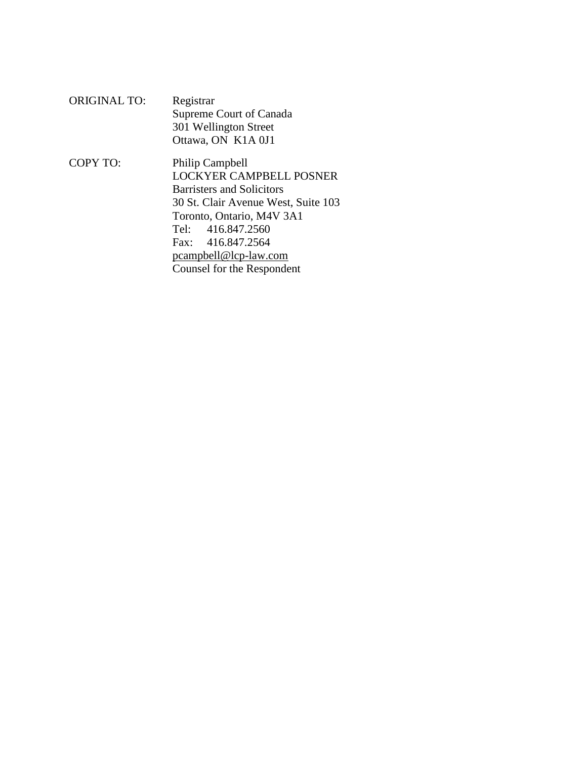ORIGINAL TO: Registrar
Supreme Court of Canada
301 Wellington Street
Ottawa, ON K1A 0J1

COPY TO: Philip Campbell
LOCKYER CAMPBELL POSNER
Barristers and Solicitors
30 St. Clair Avenue West, Suite 103
Toronto, Ontario, M4V 3A1
Tel: 416.847.2560
Fax: 416.847.2564
pcampbell@lcp-law.com
Counsel for the Respondent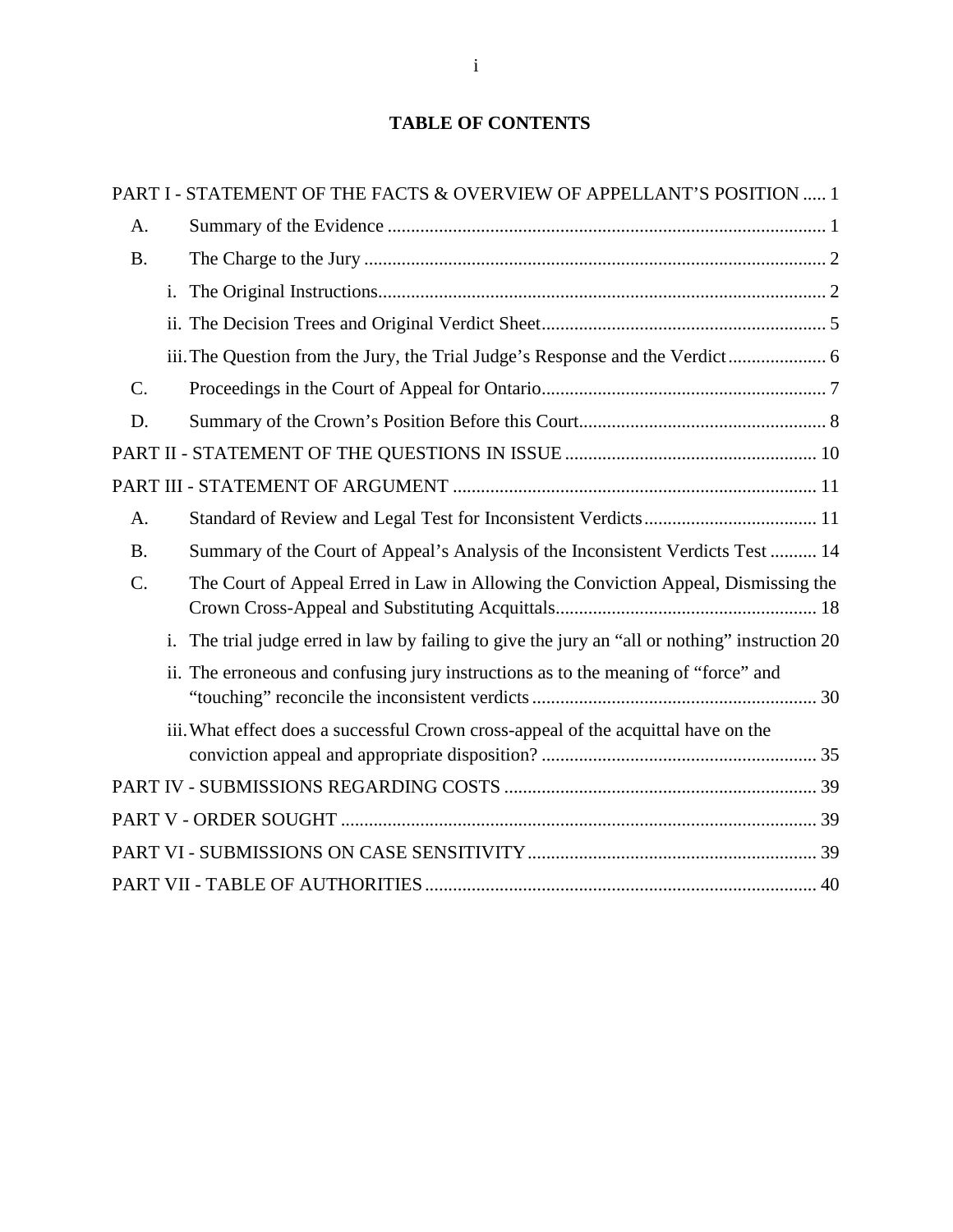## TABLE OF CONTENTS

PART I - STATEMENT OF THE FACTS & OVERVIEW OF APPELLANT'S POSITION ..... 1

- A. Summary of the Evidence ..... 1
- B. The Charge to the Jury ..... 2
  - i. The Original Instructions ..... 2
  - ii. The Decision Trees and Original Verdict Sheet ..... 5
  - iii. The Question from the Jury, the Trial Judge's Response and the Verdict ..... 6
- C. Proceedings in the Court of Appeal for Ontario ..... 7
- D. Summary of the Crown's Position Before this Court ..... 8

PART II - STATEMENT OF THE QUESTIONS IN ISSUE ..... 10

PART III - STATEMENT OF ARGUMENT ..... 11

- A. Standard of Review and Legal Test for Inconsistent Verdicts ..... 11
- B. Summary of the Court of Appeal's Analysis of the Inconsistent Verdicts Test ..... 14
- C. The Court of Appeal Erred in Law in Allowing the Conviction Appeal, Dismissing the Crown Cross-Appeal and Substituting Acquittals ..... 18
  - i. The trial judge erred in law by failing to give the jury an "all or nothing" instruction 20
  - ii. The erroneous and confusing jury instructions as to the meaning of "force" and "touching" reconcile the inconsistent verdicts ..... 30
  - iii. What effect does a successful Crown cross-appeal of the acquittal have on the conviction appeal and appropriate disposition? ..... 35

PART IV - SUBMISSIONS REGARDING COSTS ..... 39

PART V - ORDER SOUGHT ..... 39

PART VI - SUBMISSIONS ON CASE SENSITIVITY ..... 39

PART VII - TABLE OF AUTHORITIES ..... 40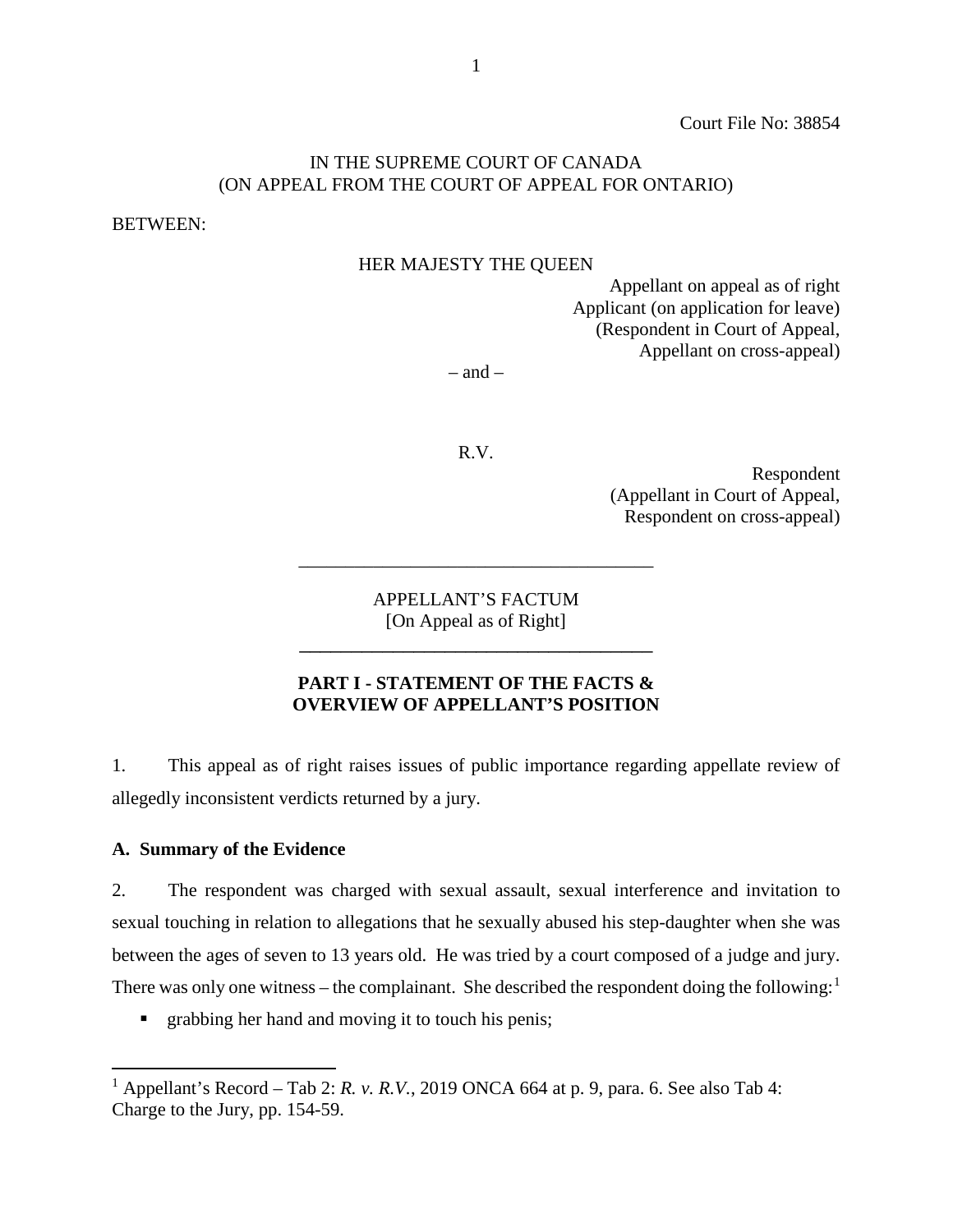Court File No: 38854

IN THE SUPREME COURT OF CANADA
(ON APPEAL FROM THE COURT OF APPEAL FOR ONTARIO)

BETWEEN:

HER MAJESTY THE QUEEN

Appellant on appeal as of right
Applicant (on application for leave)
(Respondent in Court of Appeal,
Appellant on cross-appeal)

– and –

R.V.

Respondent
(Appellant in Court of Appeal,
Respondent on cross-appeal)

---

APPELLANT'S FACTUM
[On Appeal as of Right]

---

## PART I - STATEMENT OF THE FACTS & OVERVIEW OF APPELLANT'S POSITION

1. This appeal as of right raises issues of public importance regarding appellate review of allegedly inconsistent verdicts returned by a jury.

### A. Summary of the Evidence

2. The respondent was charged with sexual assault, sexual interference and invitation to sexual touching in relation to allegations that he sexually abused his step-daughter when she was between the ages of seven to 13 years old. He was tried by a court composed of a judge and jury. There was only one witness – the complainant. She described the respondent doing the following:[1]

- grabbing her hand and moving it to touch his penis;

[1] Appellant's Record – Tab 2: *R. v. R.V.*, 2019 ONCA 664 at p. 9, para. 6. See also Tab 4: Charge to the Jury, pp. 154-59.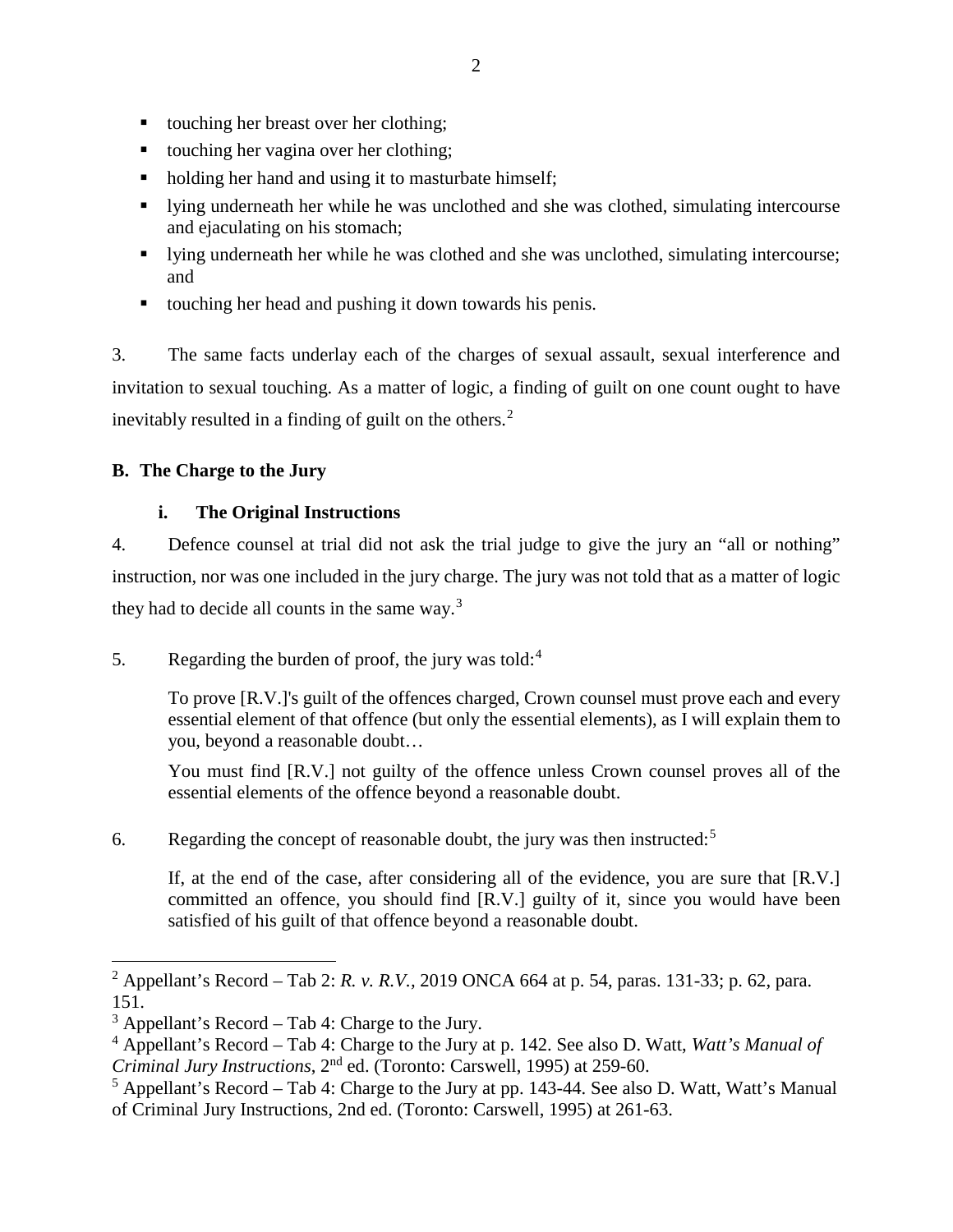- touching her breast over her clothing;
- touching her vagina over her clothing;
- holding her hand and using it to masturbate himself;
- lying underneath her while he was unclothed and she was clothed, simulating intercourse and ejaculating on his stomach;
- lying underneath her while he was clothed and she was unclothed, simulating intercourse; and
- touching her head and pushing it down towards his penis.

3. The same facts underlay each of the charges of sexual assault, sexual interference and invitation to sexual touching. As a matter of logic, a finding of guilt on one count ought to have inevitably resulted in a finding of guilt on the others.[2]

### B. The Charge to the Jury

#### i. The Original Instructions

4. Defence counsel at trial did not ask the trial judge to give the jury an "all or nothing" instruction, nor was one included in the jury charge. The jury was not told that as a matter of logic they had to decide all counts in the same way.[3]

5. Regarding the burden of proof, the jury was told:[4]

> To prove [R.V.]'s guilt of the offences charged, Crown counsel must prove each and every essential element of that offence (but only the essential elements), as I will explain them to you, beyond a reasonable doubt…
>
> You must find [R.V.] not guilty of the offence unless Crown counsel proves all of the essential elements of the offence beyond a reasonable doubt.

6. Regarding the concept of reasonable doubt, the jury was then instructed:[5]

> If, at the end of the case, after considering all of the evidence, you are sure that [R.V.] committed an offence, you should find [R.V.] guilty of it, since you would have been satisfied of his guilt of that offence beyond a reasonable doubt.

---

[2] Appellant's Record – Tab 2: *R. v. R.V.*, 2019 ONCA 664 at p. 54, paras. 131-33; p. 62, para. 151.

[3] Appellant's Record – Tab 4: Charge to the Jury.

[4] Appellant's Record – Tab 4: Charge to the Jury at p. 142. See also D. Watt, *Watt's Manual of Criminal Jury Instructions*, 2nd ed. (Toronto: Carswell, 1995) at 259-60.

[5] Appellant's Record – Tab 4: Charge to the Jury at pp. 143-44. See also D. Watt, Watt's Manual of Criminal Jury Instructions, 2nd ed. (Toronto: Carswell, 1995) at 261-63.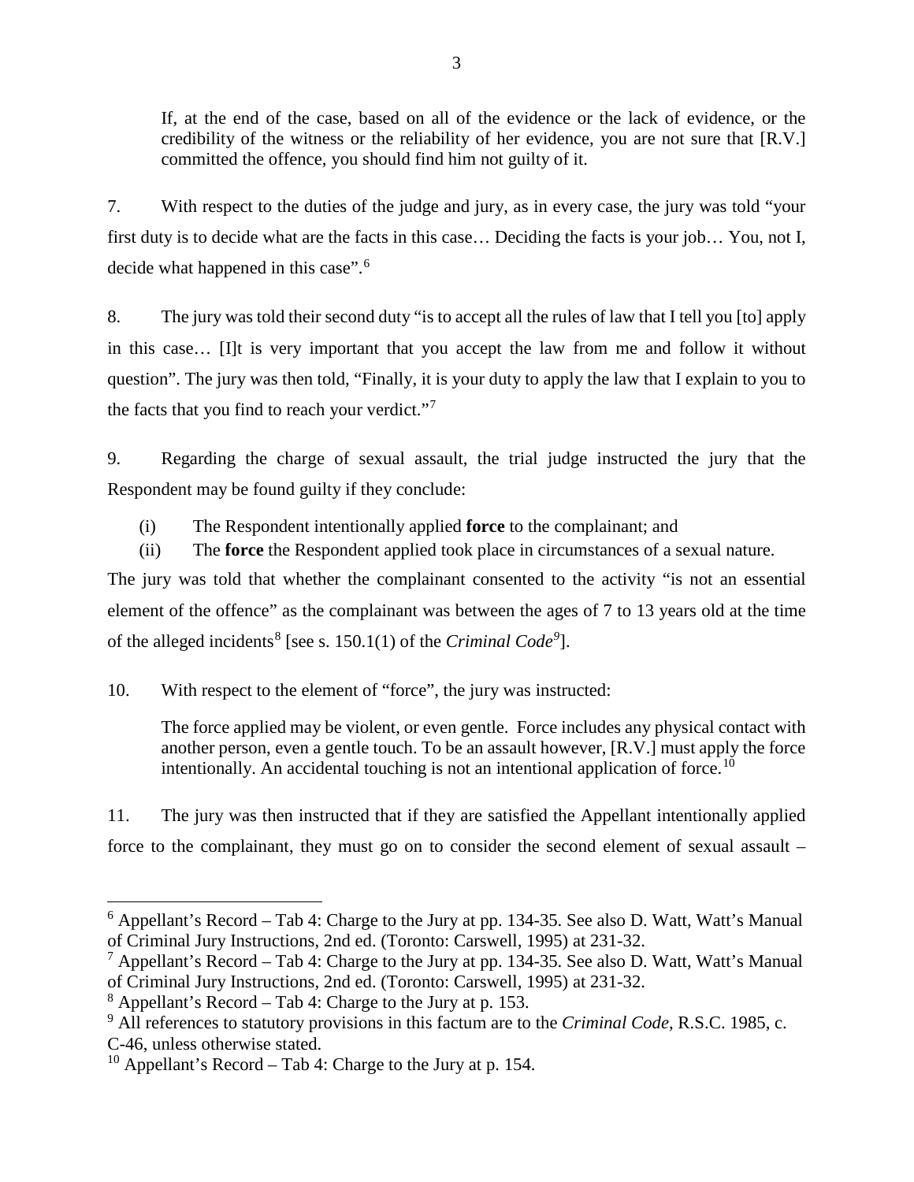> If, at the end of the case, based on all of the evidence or the lack of evidence, or the credibility of the witness or the reliability of her evidence, you are not sure that [R.V.] committed the offence, you should find him not guilty of it.

7. With respect to the duties of the judge and jury, as in every case, the jury was told "your first duty is to decide what are the facts in this case… Deciding the facts is your job… You, not I, decide what happened in this case".[6]

8. The jury was told their second duty "is to accept all the rules of law that I tell you [to] apply in this case… [I]t is very important that you accept the law from me and follow it without question". The jury was then told, "Finally, it is your duty to apply the law that I explain to you to the facts that you find to reach your verdict."[7]

9. Regarding the charge of sexual assault, the trial judge instructed the jury that the Respondent may be found guilty if they conclude:

(i) The Respondent intentionally applied **force** to the complainant; and
(ii) The **force** the Respondent applied took place in circumstances of a sexual nature.

The jury was told that whether the complainant consented to the activity "is not an essential element of the offence" as the complainant was between the ages of 7 to 13 years old at the time of the alleged incidents[8] [see s. 150.1(1) of the *Criminal Code*[9]].

10. With respect to the element of "force", the jury was instructed:

> The force applied may be violent, or even gentle. Force includes any physical contact with another person, even a gentle touch. To be an assault however, [R.V.] must apply the force intentionally. An accidental touching is not an intentional application of force.[10]

11. The jury was then instructed that if they are satisfied the Appellant intentionally applied force to the complainant, they must go on to consider the second element of sexual assault –

---

[6] Appellant's Record – Tab 4: Charge to the Jury at pp. 134-35. See also D. Watt, Watt's Manual of Criminal Jury Instructions, 2nd ed. (Toronto: Carswell, 1995) at 231-32.

[7] Appellant's Record – Tab 4: Charge to the Jury at pp. 134-35. See also D. Watt, Watt's Manual of Criminal Jury Instructions, 2nd ed. (Toronto: Carswell, 1995) at 231-32.

[8] Appellant's Record – Tab 4: Charge to the Jury at p. 153.

[9] All references to statutory provisions in this factum are to the *Criminal Code*, R.S.C. 1985, c. C-46, unless otherwise stated.

[10] Appellant's Record – Tab 4: Charge to the Jury at p. 154.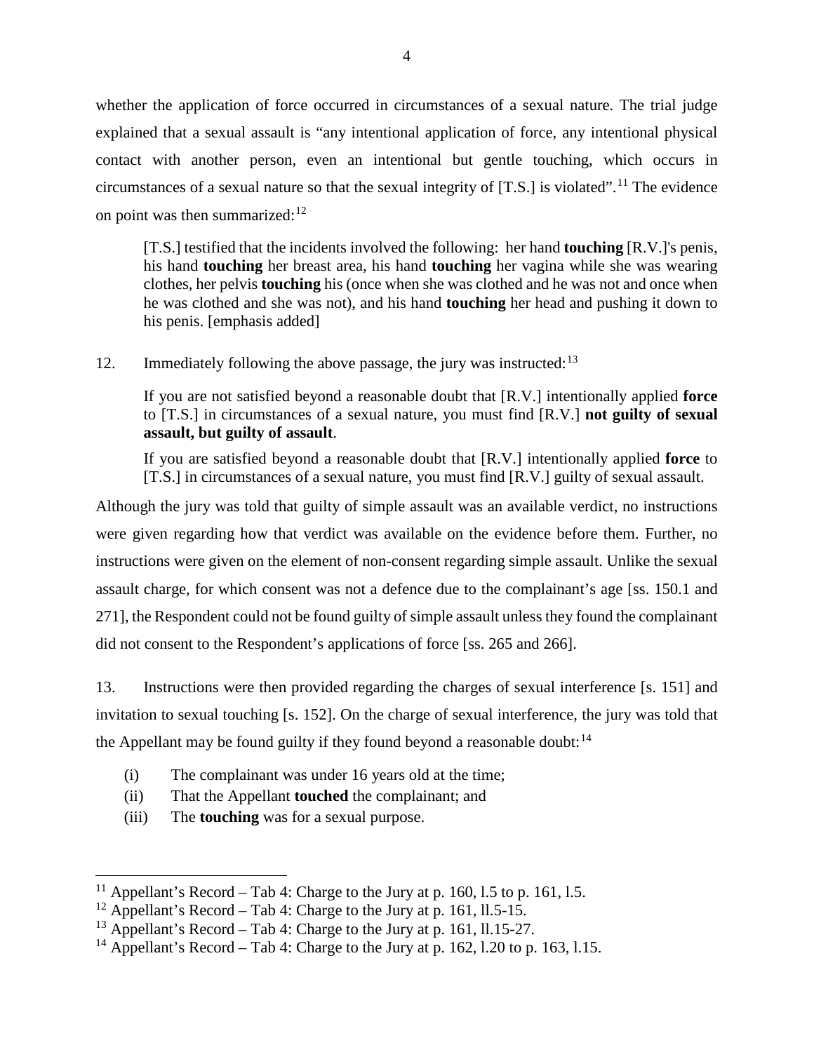whether the application of force occurred in circumstances of a sexual nature. The trial judge explained that a sexual assault is "any intentional application of force, any intentional physical contact with another person, even an intentional but gentle touching, which occurs in circumstances of a sexual nature so that the sexual integrity of [T.S.] is violated".[11] The evidence on point was then summarized:[12]

> [T.S.] testified that the incidents involved the following: her hand **touching** [R.V.]'s penis, his hand **touching** her breast area, his hand **touching** her vagina while she was wearing clothes, her pelvis **touching** his (once when she was clothed and he was not and once when he was clothed and she was not), and his hand **touching** her head and pushing it down to his penis. [emphasis added]

12. Immediately following the above passage, the jury was instructed:[13]

> If you are not satisfied beyond a reasonable doubt that [R.V.] intentionally applied **force** to [T.S.] in circumstances of a sexual nature, you must find [R.V.] **not guilty of sexual assault, but guilty of assault**.
>
> If you are satisfied beyond a reasonable doubt that [R.V.] intentionally applied **force** to [T.S.] in circumstances of a sexual nature, you must find [R.V.] guilty of sexual assault.

Although the jury was told that guilty of simple assault was an available verdict, no instructions were given regarding how that verdict was available on the evidence before them. Further, no instructions were given on the element of non-consent regarding simple assault. Unlike the sexual assault charge, for which consent was not a defence due to the complainant's age [ss. 150.1 and 271], the Respondent could not be found guilty of simple assault unless they found the complainant did not consent to the Respondent's applications of force [ss. 265 and 266].

13. Instructions were then provided regarding the charges of sexual interference [s. 151] and invitation to sexual touching [s. 152]. On the charge of sexual interference, the jury was told that the Appellant may be found guilty if they found beyond a reasonable doubt:[14]

(i) The complainant was under 16 years old at the time;
(ii) That the Appellant **touched** the complainant; and
(iii) The **touching** was for a sexual purpose.

---

[11] Appellant's Record – Tab 4: Charge to the Jury at p. 160, l.5 to p. 161, l.5.
[12] Appellant's Record – Tab 4: Charge to the Jury at p. 161, ll.5-15.
[13] Appellant's Record – Tab 4: Charge to the Jury at p. 161, ll.15-27.
[14] Appellant's Record – Tab 4: Charge to the Jury at p. 162, l.20 to p. 163, l.15.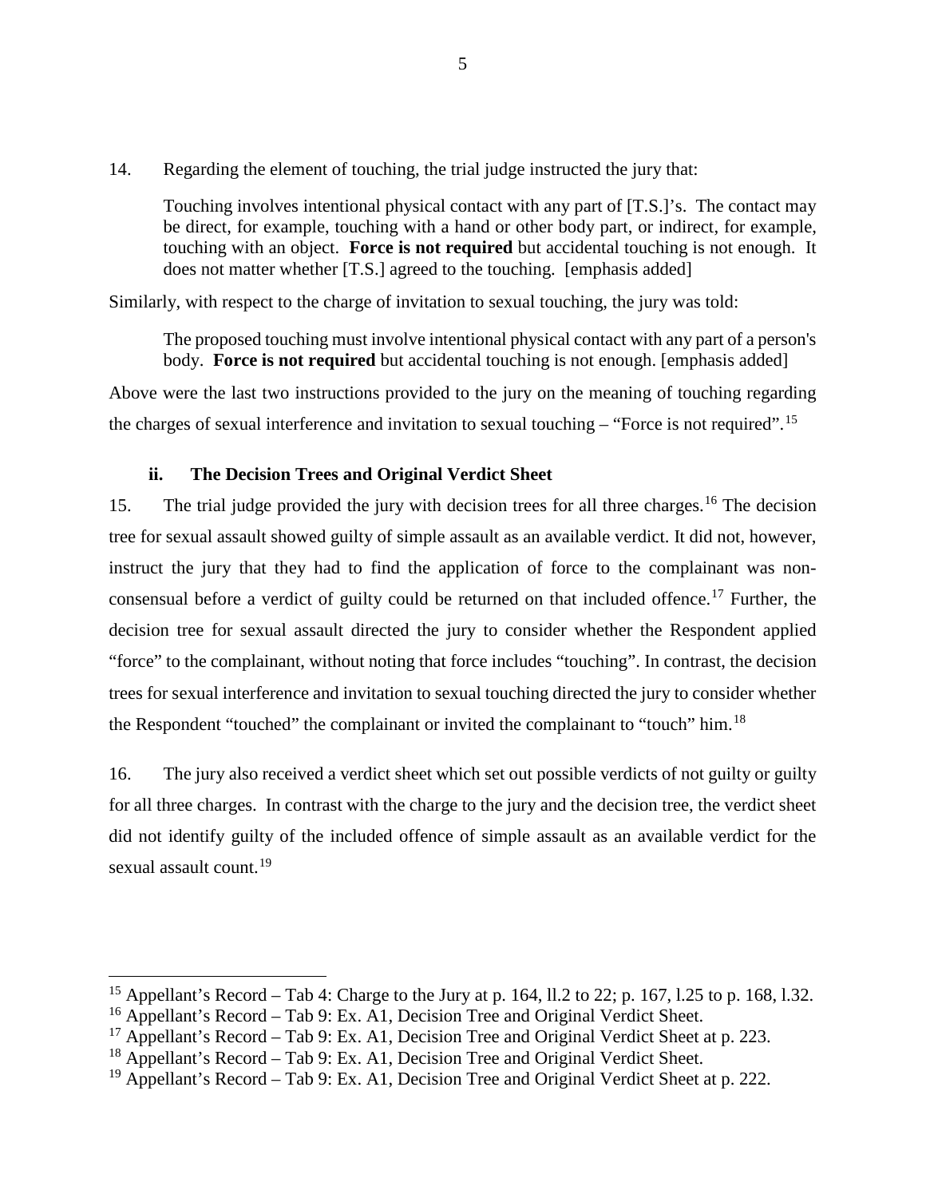14. Regarding the element of touching, the trial judge instructed the jury that:

> Touching involves intentional physical contact with any part of [T.S.]'s. The contact may be direct, for example, touching with a hand or other body part, or indirect, for example, touching with an object. **Force is not required** but accidental touching is not enough. It does not matter whether [T.S.] agreed to the touching. [emphasis added]

Similarly, with respect to the charge of invitation to sexual touching, the jury was told:

> The proposed touching must involve intentional physical contact with any part of a person's body. **Force is not required** but accidental touching is not enough. [emphasis added]

Above were the last two instructions provided to the jury on the meaning of touching regarding the charges of sexual interference and invitation to sexual touching – "Force is not required".[15]

### ii. The Decision Trees and Original Verdict Sheet

15. The trial judge provided the jury with decision trees for all three charges.[16] The decision tree for sexual assault showed guilty of simple assault as an available verdict. It did not, however, instruct the jury that they had to find the application of force to the complainant was non-consensual before a verdict of guilty could be returned on that included offence.[17] Further, the decision tree for sexual assault directed the jury to consider whether the Respondent applied "force" to the complainant, without noting that force includes "touching". In contrast, the decision trees for sexual interference and invitation to sexual touching directed the jury to consider whether the Respondent "touched" the complainant or invited the complainant to "touch" him.[18]

16. The jury also received a verdict sheet which set out possible verdicts of not guilty or guilty for all three charges. In contrast with the charge to the jury and the decision tree, the verdict sheet did not identify guilty of the included offence of simple assault as an available verdict for the sexual assault count.[19]

---

[15] Appellant's Record – Tab 4: Charge to the Jury at p. 164, ll.2 to 22; p. 167, l.25 to p. 168, l.32.

[16] Appellant's Record – Tab 9: Ex. A1, Decision Tree and Original Verdict Sheet.

[17] Appellant's Record – Tab 9: Ex. A1, Decision Tree and Original Verdict Sheet at p. 223.

[18] Appellant's Record – Tab 9: Ex. A1, Decision Tree and Original Verdict Sheet.

[19] Appellant's Record – Tab 9: Ex. A1, Decision Tree and Original Verdict Sheet at p. 222.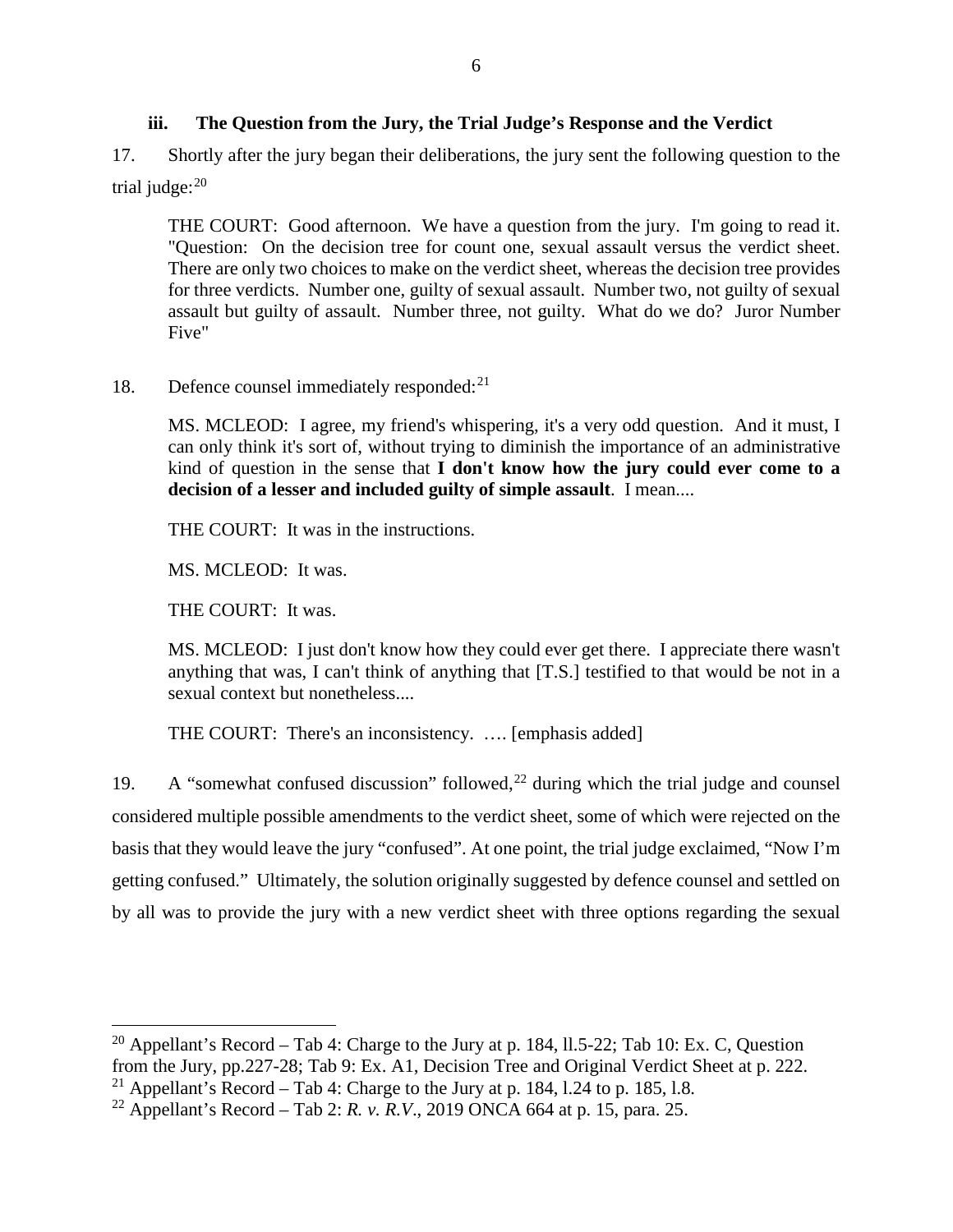### iii. The Question from the Jury, the Trial Judge's Response and the Verdict

17. Shortly after the jury began their deliberations, the jury sent the following question to the trial judge:[20]

> THE COURT: Good afternoon. We have a question from the jury. I'm going to read it. "Question: On the decision tree for count one, sexual assault versus the verdict sheet. There are only two choices to make on the verdict sheet, whereas the decision tree provides for three verdicts. Number one, guilty of sexual assault. Number two, not guilty of sexual assault but guilty of assault. Number three, not guilty. What do we do? Juror Number Five"

18. Defence counsel immediately responded:[21]

> MS. MCLEOD: I agree, my friend's whispering, it's a very odd question. And it must, I can only think it's sort of, without trying to diminish the importance of an administrative kind of question in the sense that **I don't know how the jury could ever come to a decision of a lesser and included guilty of simple assault**. I mean....
>
> THE COURT: It was in the instructions.
>
> MS. MCLEOD: It was.
>
> THE COURT: It was.
>
> MS. MCLEOD: I just don't know how they could ever get there. I appreciate there wasn't anything that was, I can't think of anything that [T.S.] testified to that would be not in a sexual context but nonetheless....
>
> THE COURT: There's an inconsistency. …. [emphasis added]

19. A "somewhat confused discussion" followed,[22] during which the trial judge and counsel considered multiple possible amendments to the verdict sheet, some of which were rejected on the basis that they would leave the jury "confused". At one point, the trial judge exclaimed, "Now I'm getting confused." Ultimately, the solution originally suggested by defence counsel and settled on by all was to provide the jury with a new verdict sheet with three options regarding the sexual

---

[20] Appellant's Record – Tab 4: Charge to the Jury at p. 184, ll.5-22; Tab 10: Ex. C, Question from the Jury, pp.227-28; Tab 9: Ex. A1, Decision Tree and Original Verdict Sheet at p. 222.

[21] Appellant's Record – Tab 4: Charge to the Jury at p. 184, l.24 to p. 185, l.8.

[22] Appellant's Record – Tab 2: *R. v. R.V*., 2019 ONCA 664 at p. 15, para. 25.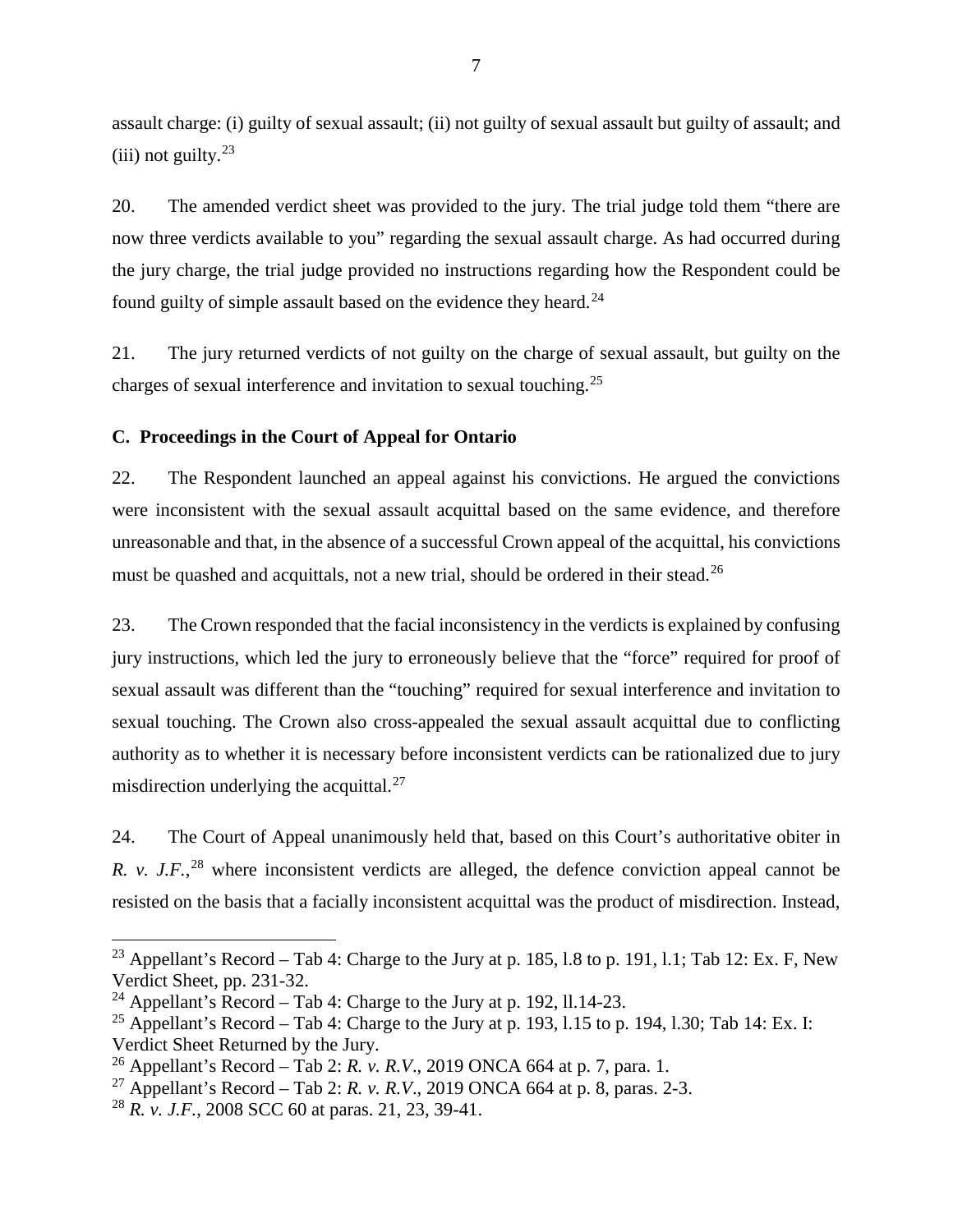assault charge: (i) guilty of sexual assault; (ii) not guilty of sexual assault but guilty of assault; and (iii) not guilty.[23]

20. The amended verdict sheet was provided to the jury. The trial judge told them "there are now three verdicts available to you" regarding the sexual assault charge. As had occurred during the jury charge, the trial judge provided no instructions regarding how the Respondent could be found guilty of simple assault based on the evidence they heard.[24]

21. The jury returned verdicts of not guilty on the charge of sexual assault, but guilty on the charges of sexual interference and invitation to sexual touching.[25]

### C. Proceedings in the Court of Appeal for Ontario

22. The Respondent launched an appeal against his convictions. He argued the convictions were inconsistent with the sexual assault acquittal based on the same evidence, and therefore unreasonable and that, in the absence of a successful Crown appeal of the acquittal, his convictions must be quashed and acquittals, not a new trial, should be ordered in their stead.[26]

23. The Crown responded that the facial inconsistency in the verdicts is explained by confusing jury instructions, which led the jury to erroneously believe that the "force" required for proof of sexual assault was different than the "touching" required for sexual interference and invitation to sexual touching. The Crown also cross-appealed the sexual assault acquittal due to conflicting authority as to whether it is necessary before inconsistent verdicts can be rationalized due to jury misdirection underlying the acquittal.[27]

24. The Court of Appeal unanimously held that, based on this Court's authoritative obiter in *R. v. J.F.*,[28] where inconsistent verdicts are alleged, the defence conviction appeal cannot be resisted on the basis that a facially inconsistent acquittal was the product of misdirection. Instead,

---

[23] Appellant's Record – Tab 4: Charge to the Jury at p. 185, l.8 to p. 191, l.1; Tab 12: Ex. F, New Verdict Sheet, pp. 231-32.

[24] Appellant's Record – Tab 4: Charge to the Jury at p. 192, ll.14-23.

[25] Appellant's Record – Tab 4: Charge to the Jury at p. 193, l.15 to p. 194, l.30; Tab 14: Ex. I: Verdict Sheet Returned by the Jury.

[26] Appellant's Record – Tab 2: *R. v. R.V.*, 2019 ONCA 664 at p. 7, para. 1.

[27] Appellant's Record – Tab 2: *R. v. R.V.*, 2019 ONCA 664 at p. 8, paras. 2-3.

[28] *R. v. J.F.*, 2008 SCC 60 at paras. 21, 23, 39-41.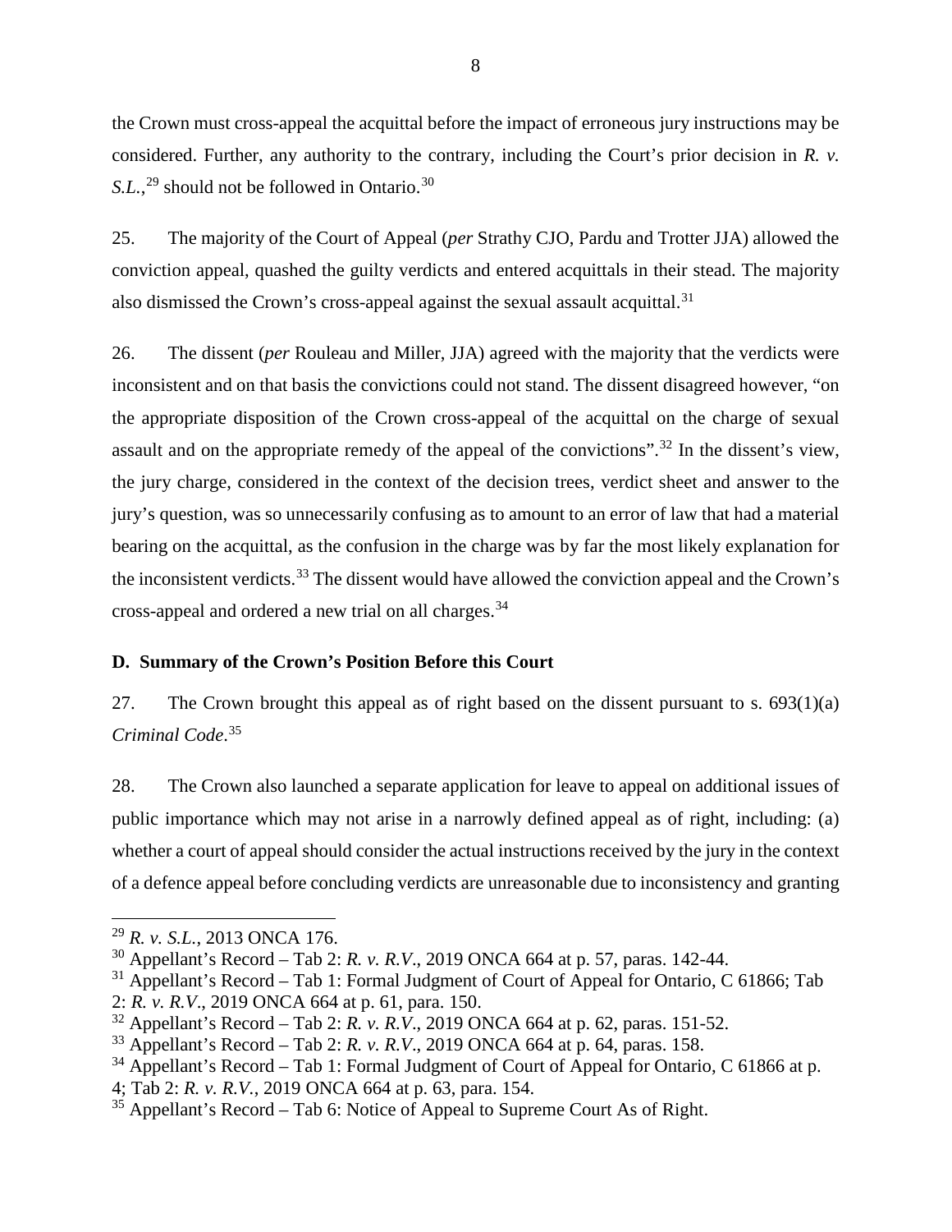the Crown must cross-appeal the acquittal before the impact of erroneous jury instructions may be considered. Further, any authority to the contrary, including the Court's prior decision in *R. v. S.L.*,[29] should not be followed in Ontario.[30]

25. The majority of the Court of Appeal (*per* Strathy CJO, Pardu and Trotter JJA) allowed the conviction appeal, quashed the guilty verdicts and entered acquittals in their stead. The majority also dismissed the Crown's cross-appeal against the sexual assault acquittal.[31]

26. The dissent (*per* Rouleau and Miller, JJA) agreed with the majority that the verdicts were inconsistent and on that basis the convictions could not stand. The dissent disagreed however, "on the appropriate disposition of the Crown cross-appeal of the acquittal on the charge of sexual assault and on the appropriate remedy of the appeal of the convictions".[32] In the dissent's view, the jury charge, considered in the context of the decision trees, verdict sheet and answer to the jury's question, was so unnecessarily confusing as to amount to an error of law that had a material bearing on the acquittal, as the confusion in the charge was by far the most likely explanation for the inconsistent verdicts.[33] The dissent would have allowed the conviction appeal and the Crown's cross-appeal and ordered a new trial on all charges.[34]

**D. Summary of the Crown's Position Before this Court**

27. The Crown brought this appeal as of right based on the dissent pursuant to s. 693(1)(a) *Criminal Code*.[35]

28. The Crown also launched a separate application for leave to appeal on additional issues of public importance which may not arise in a narrowly defined appeal as of right, including: (a) whether a court of appeal should consider the actual instructions received by the jury in the context of a defence appeal before concluding verdicts are unreasonable due to inconsistency and granting

---

[29] *R. v. S.L.*, 2013 ONCA 176.

[30] Appellant's Record – Tab 2: *R. v. R.V.*, 2019 ONCA 664 at p. 57, paras. 142-44.

[31] Appellant's Record – Tab 1: Formal Judgment of Court of Appeal for Ontario, C 61866; Tab 2: *R. v. R.V.*, 2019 ONCA 664 at p. 61, para. 150.

[32] Appellant's Record – Tab 2: *R. v. R.V.*, 2019 ONCA 664 at p. 62, paras. 151-52.

[33] Appellant's Record – Tab 2: *R. v. R.V.*, 2019 ONCA 664 at p. 64, paras. 158.

[34] Appellant's Record – Tab 1: Formal Judgment of Court of Appeal for Ontario, C 61866 at p. 4; Tab 2: *R. v. R.V.*, 2019 ONCA 664 at p. 63, para. 154.

[35] Appellant's Record – Tab 6: Notice of Appeal to Supreme Court As of Right.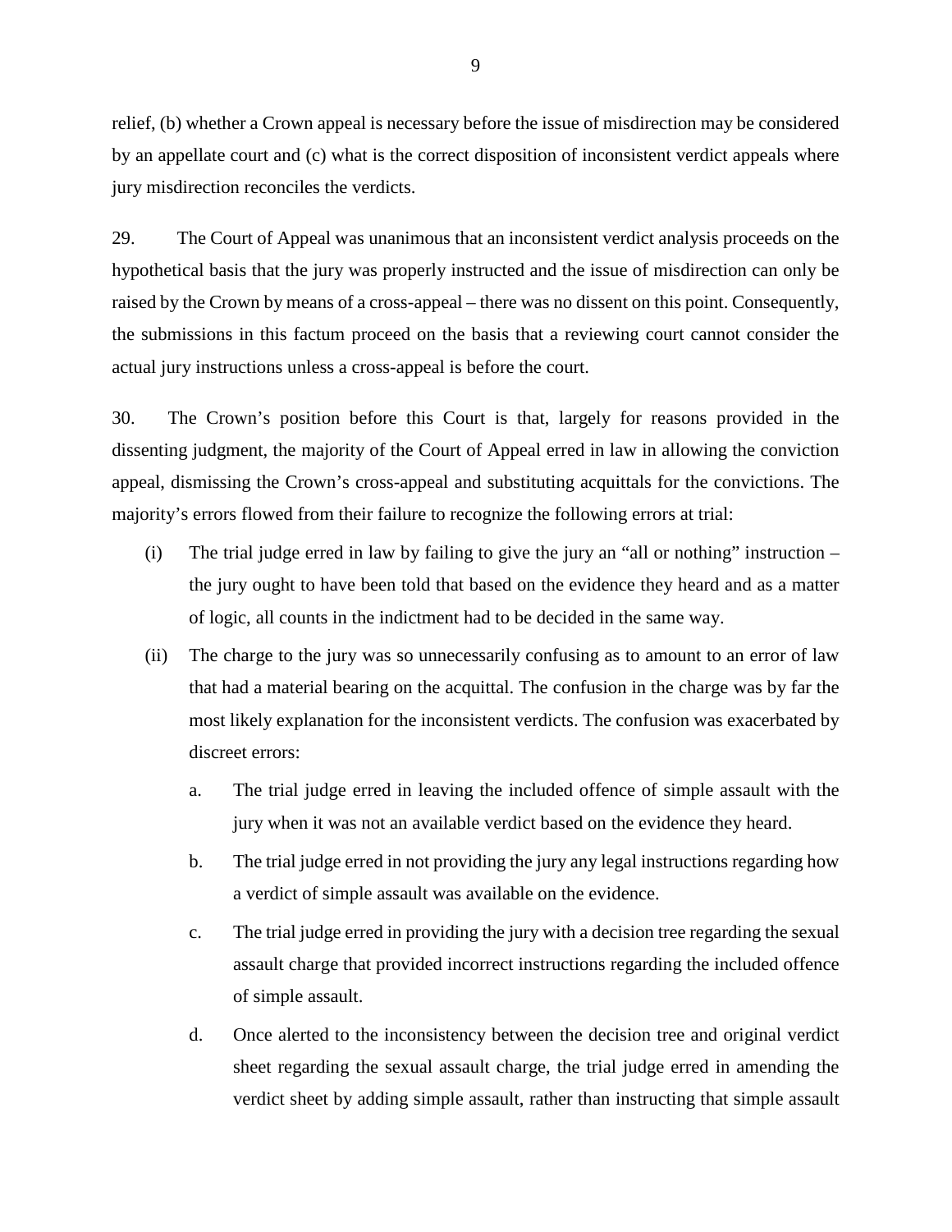relief, (b) whether a Crown appeal is necessary before the issue of misdirection may be considered by an appellate court and (c) what is the correct disposition of inconsistent verdict appeals where jury misdirection reconciles the verdicts.

29. The Court of Appeal was unanimous that an inconsistent verdict analysis proceeds on the hypothetical basis that the jury was properly instructed and the issue of misdirection can only be raised by the Crown by means of a cross-appeal – there was no dissent on this point. Consequently, the submissions in this factum proceed on the basis that a reviewing court cannot consider the actual jury instructions unless a cross-appeal is before the court.

30. The Crown's position before this Court is that, largely for reasons provided in the dissenting judgment, the majority of the Court of Appeal erred in law in allowing the conviction appeal, dismissing the Crown's cross-appeal and substituting acquittals for the convictions. The majority's errors flowed from their failure to recognize the following errors at trial:

(i) The trial judge erred in law by failing to give the jury an "all or nothing" instruction – the jury ought to have been told that based on the evidence they heard and as a matter of logic, all counts in the indictment had to be decided in the same way.

(ii) The charge to the jury was so unnecessarily confusing as to amount to an error of law that had a material bearing on the acquittal. The confusion in the charge was by far the most likely explanation for the inconsistent verdicts. The confusion was exacerbated by discreet errors:

   a. The trial judge erred in leaving the included offence of simple assault with the jury when it was not an available verdict based on the evidence they heard.

   b. The trial judge erred in not providing the jury any legal instructions regarding how a verdict of simple assault was available on the evidence.

   c. The trial judge erred in providing the jury with a decision tree regarding the sexual assault charge that provided incorrect instructions regarding the included offence of simple assault.

   d. Once alerted to the inconsistency between the decision tree and original verdict sheet regarding the sexual assault charge, the trial judge erred in amending the verdict sheet by adding simple assault, rather than instructing that simple assault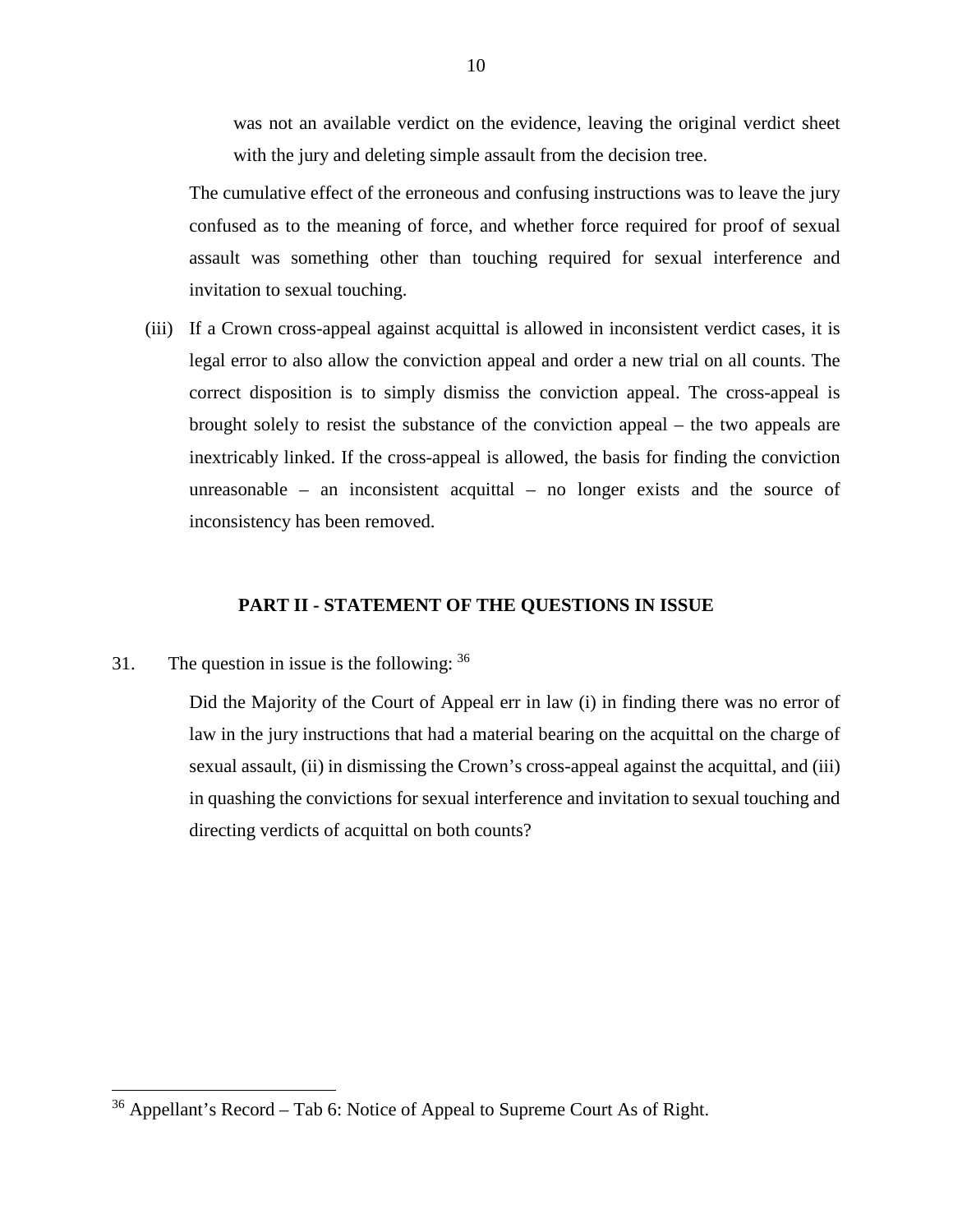was not an available verdict on the evidence, leaving the original verdict sheet with the jury and deleting simple assault from the decision tree.

The cumulative effect of the erroneous and confusing instructions was to leave the jury confused as to the meaning of force, and whether force required for proof of sexual assault was something other than touching required for sexual interference and invitation to sexual touching.

(iii) If a Crown cross-appeal against acquittal is allowed in inconsistent verdict cases, it is legal error to also allow the conviction appeal and order a new trial on all counts. The correct disposition is to simply dismiss the conviction appeal. The cross-appeal is brought solely to resist the substance of the conviction appeal – the two appeals are inextricably linked. If the cross-appeal is allowed, the basis for finding the conviction unreasonable – an inconsistent acquittal – no longer exists and the source of inconsistency has been removed.

## PART II - STATEMENT OF THE QUESTIONS IN ISSUE

31. The question in issue is the following: [36]

Did the Majority of the Court of Appeal err in law (i) in finding there was no error of law in the jury instructions that had a material bearing on the acquittal on the charge of sexual assault, (ii) in dismissing the Crown's cross-appeal against the acquittal, and (iii) in quashing the convictions for sexual interference and invitation to sexual touching and directing verdicts of acquittal on both counts?

[36] Appellant's Record – Tab 6: Notice of Appeal to Supreme Court As of Right.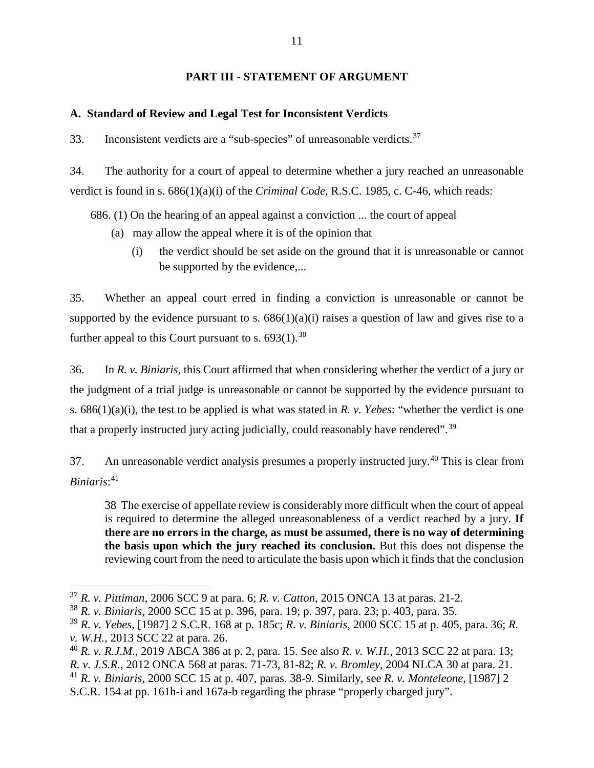## PART III - STATEMENT OF ARGUMENT

### A. Standard of Review and Legal Test for Inconsistent Verdicts

33. Inconsistent verdicts are a "sub-species" of unreasonable verdicts.[37]

34. The authority for a court of appeal to determine whether a jury reached an unreasonable verdict is found in s. 686(1)(a)(i) of the *Criminal Code*, R.S.C. 1985, c. C-46, which reads:

> 686. (1) On the hearing of an appeal against a conviction ... the court of appeal
>
> (a) may allow the appeal where it is of the opinion that
>
> (i) the verdict should be set aside on the ground that it is unreasonable or cannot be supported by the evidence,...

35. Whether an appeal court erred in finding a conviction is unreasonable or cannot be supported by the evidence pursuant to s. 686(1)(a)(i) raises a question of law and gives rise to a further appeal to this Court pursuant to s. 693(1).[38]

36. In *R. v. Biniaris*, this Court affirmed that when considering whether the verdict of a jury or the judgment of a trial judge is unreasonable or cannot be supported by the evidence pursuant to s. 686(1)(a)(i), the test to be applied is what was stated in *R. v. Yebes*: "whether the verdict is one that a properly instructed jury acting judicially, could reasonably have rendered".[39]

37. An unreasonable verdict analysis presumes a properly instructed jury.[40] This is clear from *Biniaris*:[41]

> 38 The exercise of appellate review is considerably more difficult when the court of appeal is required to determine the alleged unreasonableness of a verdict reached by a jury. **If there are no errors in the charge, as must be assumed, there is no way of determining the basis upon which the jury reached its conclusion.** But this does not dispense the reviewing court from the need to articulate the basis upon which it finds that the conclusion

---

[37] *R. v. Pittiman*, 2006 SCC 9 at para. 6; *R. v. Catton*, 2015 ONCA 13 at paras. 21-2.

[38] *R. v. Biniaris*, 2000 SCC 15 at p. 396, para. 19; p. 397, para. 23; p. 403, para. 35.

[39] *R. v. Yebes*, [1987] 2 S.C.R. 168 at p. 185c; *R. v. Biniaris*, 2000 SCC 15 at p. 405, para. 36; *R. v. W.H.*, 2013 SCC 22 at para. 26.

[40] *R. v. R.J.M.*, 2019 ABCA 386 at p. 2, para. 15. See also *R. v. W.H.*, 2013 SCC 22 at para. 13; *R. v. J.S.R.*, 2012 ONCA 568 at paras. 71-73, 81-82; *R. v. Bromley*, 2004 NLCA 30 at para. 21.

[41] *R. v. Biniaris*, 2000 SCC 15 at p. 407, paras. 38-9. Similarly, see *R. v. Monteleone*, [1987] 2 S.C.R. 154 at pp. 161h-i and 167a-b regarding the phrase "properly charged jury".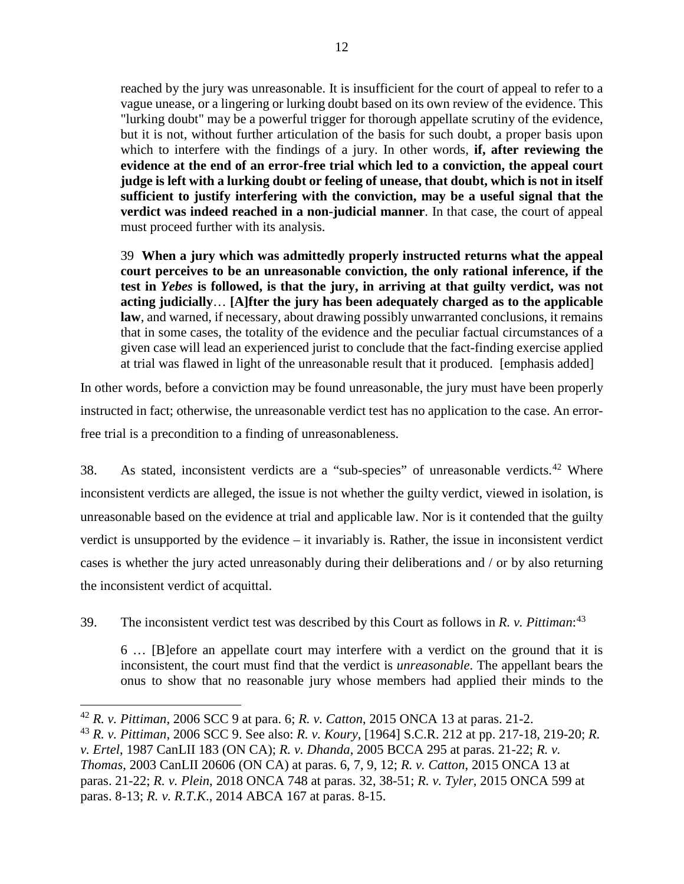> reached by the jury was unreasonable. It is insufficient for the court of appeal to refer to a vague unease, or a lingering or lurking doubt based on its own review of the evidence. This "lurking doubt" may be a powerful trigger for thorough appellate scrutiny of the evidence, but it is not, without further articulation of the basis for such doubt, a proper basis upon which to interfere with the findings of a jury. In other words, **if, after reviewing the evidence at the end of an error-free trial which led to a conviction, the appeal court judge is left with a lurking doubt or feeling of unease, that doubt, which is not in itself sufficient to justify interfering with the conviction, may be a useful signal that the verdict was indeed reached in a non-judicial manner**. In that case, the court of appeal must proceed further with its analysis.
>
> 39 **When a jury which was admittedly properly instructed returns what the appeal court perceives to be an unreasonable conviction, the only rational inference, if the test in *Yebes* is followed, is that the jury, in arriving at that guilty verdict, was not acting judicially**… **[A]fter the jury has been adequately charged as to the applicable law**, and warned, if necessary, about drawing possibly unwarranted conclusions, it remains that in some cases, the totality of the evidence and the peculiar factual circumstances of a given case will lead an experienced jurist to conclude that the fact-finding exercise applied at trial was flawed in light of the unreasonable result that it produced. [emphasis added]

In other words, before a conviction may be found unreasonable, the jury must have been properly instructed in fact; otherwise, the unreasonable verdict test has no application to the case. An error-free trial is a precondition to a finding of unreasonableness.

38. As stated, inconsistent verdicts are a "sub-species" of unreasonable verdicts.[42] Where inconsistent verdicts are alleged, the issue is not whether the guilty verdict, viewed in isolation, is unreasonable based on the evidence at trial and applicable law. Nor is it contended that the guilty verdict is unsupported by the evidence – it invariably is. Rather, the issue in inconsistent verdict cases is whether the jury acted unreasonably during their deliberations and / or by also returning the inconsistent verdict of acquittal.

39. The inconsistent verdict test was described by this Court as follows in *R. v. Pittiman*:[43]

> 6 … [B]efore an appellate court may interfere with a verdict on the ground that it is inconsistent, the court must find that the verdict is *unreasonable*. The appellant bears the onus to show that no reasonable jury whose members had applied their minds to the

---

[42] *R. v. Pittiman*, 2006 SCC 9 at para. 6; *R. v. Catton*, 2015 ONCA 13 at paras. 21-2.

[43] *R. v. Pittiman*, 2006 SCC 9. See also: *R. v. Koury*, [1964] S.C.R. 212 at pp. 217-18, 219-20; *R. v. Ertel*, 1987 CanLII 183 (ON CA); *R. v. Dhanda*, 2005 BCCA 295 at paras. 21-22; *R. v. Thomas*, 2003 CanLII 20606 (ON CA) at paras. 6, 7, 9, 12; *R. v. Catton*, 2015 ONCA 13 at paras. 21-22; *R. v. Plein*, 2018 ONCA 748 at paras. 32, 38-51; *R. v. Tyler*, 2015 ONCA 599 at paras. 8-13; *R. v. R.T.K.*, 2014 ABCA 167 at paras. 8-15.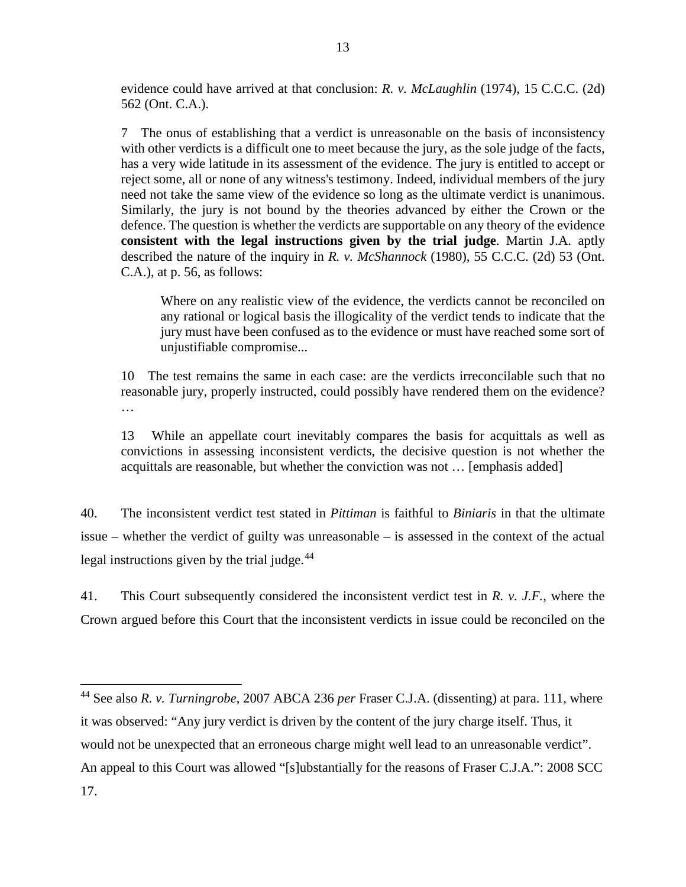evidence could have arrived at that conclusion: *R. v. McLaughlin* (1974), 15 C.C.C. (2d) 562 (Ont. C.A.).

> 7 The onus of establishing that a verdict is unreasonable on the basis of inconsistency with other verdicts is a difficult one to meet because the jury, as the sole judge of the facts, has a very wide latitude in its assessment of the evidence. The jury is entitled to accept or reject some, all or none of any witness's testimony. Indeed, individual members of the jury need not take the same view of the evidence so long as the ultimate verdict is unanimous. Similarly, the jury is not bound by the theories advanced by either the Crown or the defence. The question is whether the verdicts are supportable on any theory of the evidence **consistent with the legal instructions given by the trial judge**. Martin J.A. aptly described the nature of the inquiry in *R. v. McShannock* (1980), 55 C.C.C. (2d) 53 (Ont. C.A.), at p. 56, as follows:
>
>> Where on any realistic view of the evidence, the verdicts cannot be reconciled on any rational or logical basis the illogicality of the verdict tends to indicate that the jury must have been confused as to the evidence or must have reached some sort of unjustifiable compromise...
>
> 10 The test remains the same in each case: are the verdicts irreconcilable such that no reasonable jury, properly instructed, could possibly have rendered them on the evidence? …
>
> 13 While an appellate court inevitably compares the basis for acquittals as well as convictions in assessing inconsistent verdicts, the decisive question is not whether the acquittals are reasonable, but whether the conviction was not … [emphasis added]

40. The inconsistent verdict test stated in *Pittiman* is faithful to *Biniaris* in that the ultimate issue – whether the verdict of guilty was unreasonable – is assessed in the context of the actual legal instructions given by the trial judge.[44]

41. This Court subsequently considered the inconsistent verdict test in *R. v. J.F.*, where the Crown argued before this Court that the inconsistent verdicts in issue could be reconciled on the

---

[44] See also *R. v. Turningrobe*, 2007 ABCA 236 *per* Fraser C.J.A. (dissenting) at para. 111, where it was observed: "Any jury verdict is driven by the content of the jury charge itself. Thus, it would not be unexpected that an erroneous charge might well lead to an unreasonable verdict". An appeal to this Court was allowed "[s]ubstantially for the reasons of Fraser C.J.A.": 2008 SCC 17.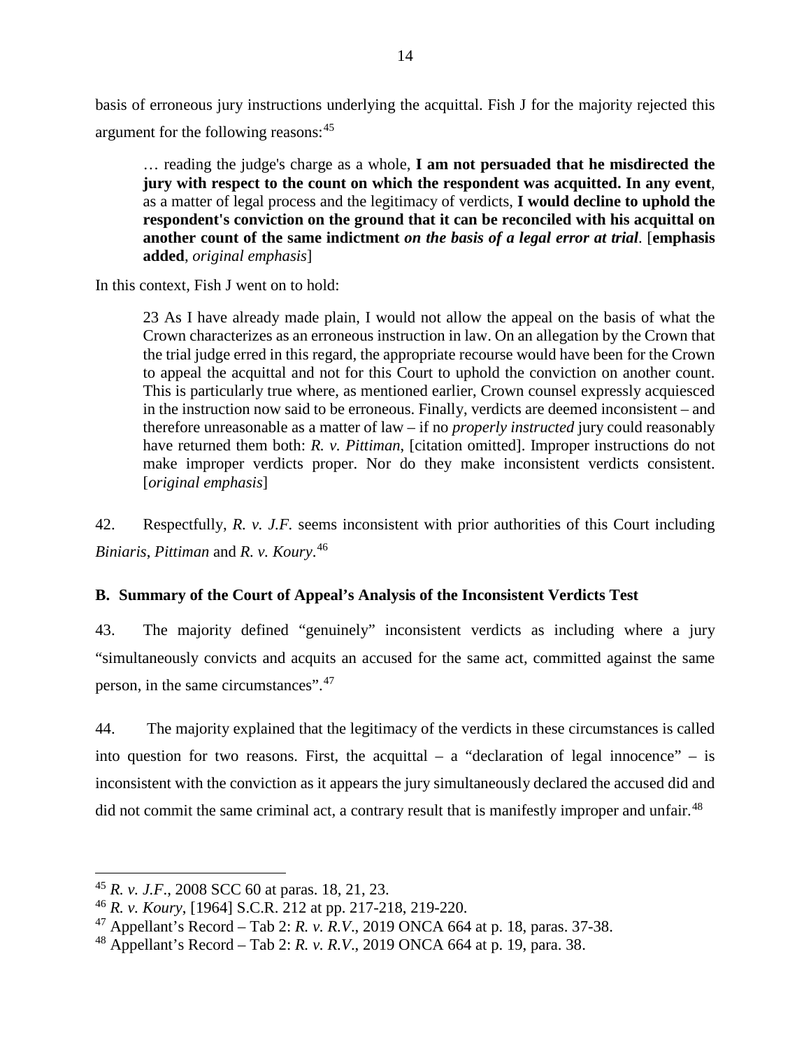basis of erroneous jury instructions underlying the acquittal. Fish J for the majority rejected this argument for the following reasons:[45]

> … reading the judge's charge as a whole, **I am not persuaded that he misdirected the jury with respect to the count on which the respondent was acquitted. In any event**, as a matter of legal process and the legitimacy of verdicts, **I would decline to uphold the respondent's conviction on the ground that it can be reconciled with his acquittal on another count of the same indictment *on the basis of a legal error at trial***. [**emphasis added**, *original emphasis*]

In this context, Fish J went on to hold:

> 23 As I have already made plain, I would not allow the appeal on the basis of what the Crown characterizes as an erroneous instruction in law. On an allegation by the Crown that the trial judge erred in this regard, the appropriate recourse would have been for the Crown to appeal the acquittal and not for this Court to uphold the conviction on another count. This is particularly true where, as mentioned earlier, Crown counsel expressly acquiesced in the instruction now said to be erroneous. Finally, verdicts are deemed inconsistent – and therefore unreasonable as a matter of law – if no *properly instructed* jury could reasonably have returned them both: *R. v. Pittiman*, [citation omitted]. Improper instructions do not make improper verdicts proper. Nor do they make inconsistent verdicts consistent. [*original emphasis*]

42. Respectfully, *R. v. J.F.* seems inconsistent with prior authorities of this Court including *Biniaris*, *Pittiman* and *R. v. Koury*.[46]

### B. Summary of the Court of Appeal's Analysis of the Inconsistent Verdicts Test

43. The majority defined "genuinely" inconsistent verdicts as including where a jury "simultaneously convicts and acquits an accused for the same act, committed against the same person, in the same circumstances".[47]

44. The majority explained that the legitimacy of the verdicts in these circumstances is called into question for two reasons. First, the acquittal – a "declaration of legal innocence" – is inconsistent with the conviction as it appears the jury simultaneously declared the accused did and did not commit the same criminal act, a contrary result that is manifestly improper and unfair.[48]

---

[45] *R. v. J.F.*, 2008 SCC 60 at paras. 18, 21, 23.

[46] *R. v. Koury*, [1964] S.C.R. 212 at pp. 217-218, 219-220.

[47] Appellant's Record – Tab 2: *R. v. R.V.*, 2019 ONCA 664 at p. 18, paras. 37-38.

[48] Appellant's Record – Tab 2: *R. v. R.V.*, 2019 ONCA 664 at p. 19, para. 38.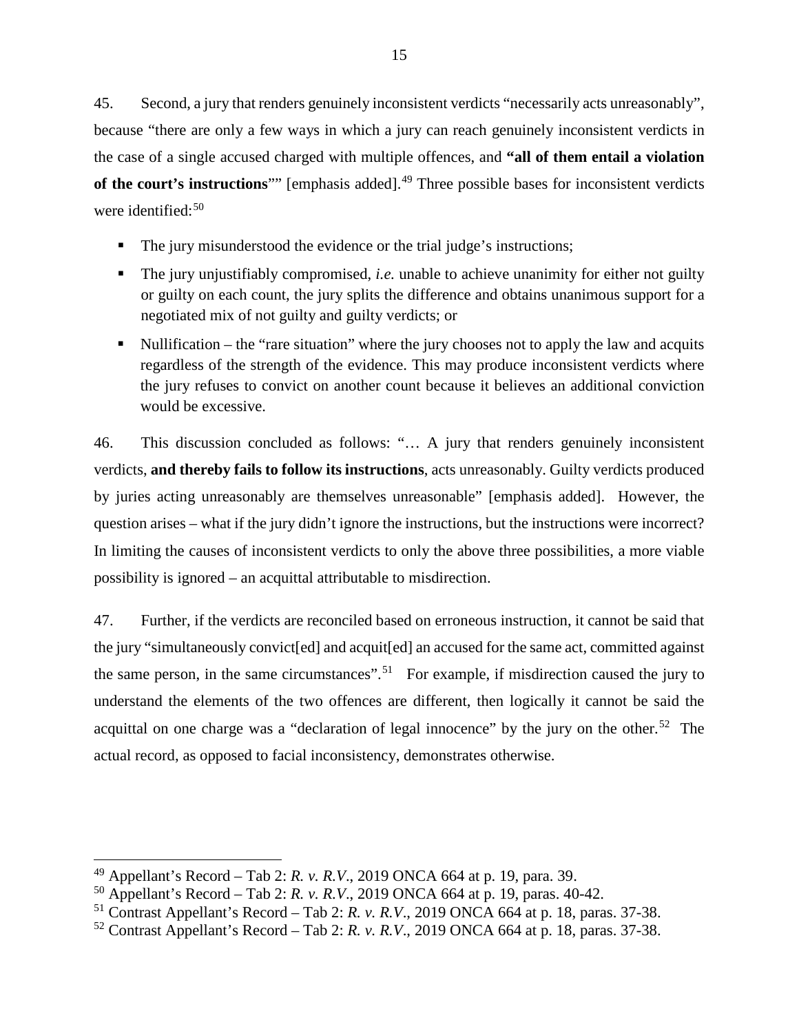45. Second, a jury that renders genuinely inconsistent verdicts "necessarily acts unreasonably", because "there are only a few ways in which a jury can reach genuinely inconsistent verdicts in the case of a single accused charged with multiple offences, and **"all of them entail a violation of the court's instructions**"" [emphasis added].[49] Three possible bases for inconsistent verdicts were identified:[50]

- The jury misunderstood the evidence or the trial judge's instructions;
- The jury unjustifiably compromised, *i.e.* unable to achieve unanimity for either not guilty or guilty on each count, the jury splits the difference and obtains unanimous support for a negotiated mix of not guilty and guilty verdicts; or
- Nullification – the "rare situation" where the jury chooses not to apply the law and acquits regardless of the strength of the evidence. This may produce inconsistent verdicts where the jury refuses to convict on another count because it believes an additional conviction would be excessive.

46. This discussion concluded as follows: "… A jury that renders genuinely inconsistent verdicts, **and thereby fails to follow its instructions**, acts unreasonably. Guilty verdicts produced by juries acting unreasonably are themselves unreasonable" [emphasis added]. However, the question arises – what if the jury didn't ignore the instructions, but the instructions were incorrect? In limiting the causes of inconsistent verdicts to only the above three possibilities, a more viable possibility is ignored – an acquittal attributable to misdirection.

47. Further, if the verdicts are reconciled based on erroneous instruction, it cannot be said that the jury "simultaneously convict[ed] and acquit[ed] an accused for the same act, committed against the same person, in the same circumstances".[51] For example, if misdirection caused the jury to understand the elements of the two offences are different, then logically it cannot be said the acquittal on one charge was a "declaration of legal innocence" by the jury on the other.[52] The actual record, as opposed to facial inconsistency, demonstrates otherwise.

---

[49] Appellant's Record – Tab 2: *R. v. R.V.*, 2019 ONCA 664 at p. 19, para. 39.

[50] Appellant's Record – Tab 2: *R. v. R.V.*, 2019 ONCA 664 at p. 19, paras. 40-42.

[51] Contrast Appellant's Record – Tab 2: *R. v. R.V.*, 2019 ONCA 664 at p. 18, paras. 37-38.

[52] Contrast Appellant's Record – Tab 2: *R. v. R.V.*, 2019 ONCA 664 at p. 18, paras. 37-38.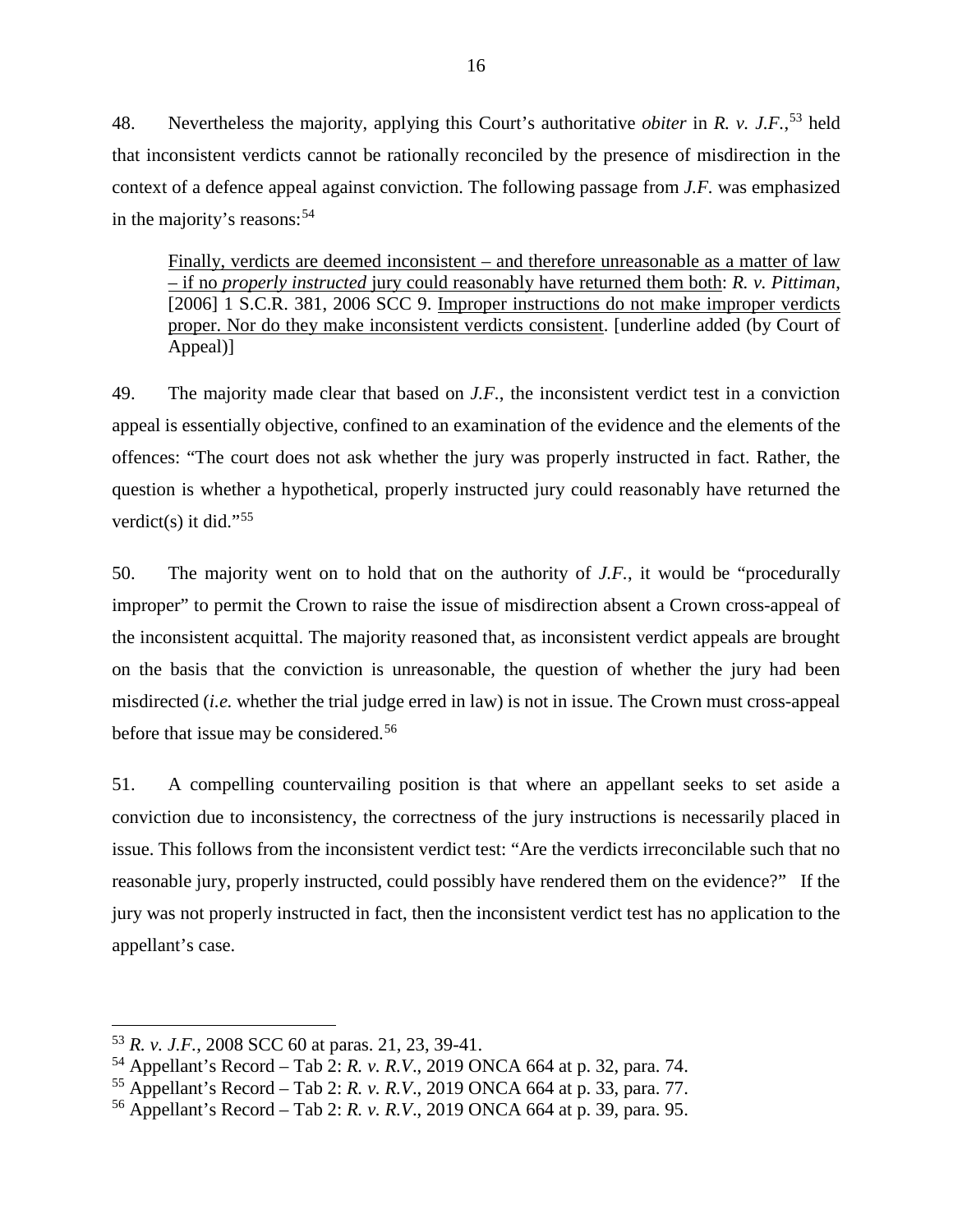48. Nevertheless the majority, applying this Court's authoritative *obiter* in *R. v. J.F.*,[53] held that inconsistent verdicts cannot be rationally reconciled by the presence of misdirection in the context of a defence appeal against conviction. The following passage from *J.F.* was emphasized in the majority's reasons:[54]

> <u>Finally, verdicts are deemed inconsistent – and therefore unreasonable as a matter of law – if no *properly instructed* jury could reasonably have returned them both</u>: *R. v. Pittiman*, [2006] 1 S.C.R. 381, 2006 SCC 9. <u>Improper instructions do not make improper verdicts proper. Nor do they make inconsistent verdicts consistent</u>. [underline added (by Court of Appeal)]

49. The majority made clear that based on *J.F.*, the inconsistent verdict test in a conviction appeal is essentially objective, confined to an examination of the evidence and the elements of the offences: "The court does not ask whether the jury was properly instructed in fact. Rather, the question is whether a hypothetical, properly instructed jury could reasonably have returned the verdict(s) it did."[55]

50. The majority went on to hold that on the authority of *J.F.*, it would be "procedurally improper" to permit the Crown to raise the issue of misdirection absent a Crown cross-appeal of the inconsistent acquittal. The majority reasoned that, as inconsistent verdict appeals are brought on the basis that the conviction is unreasonable, the question of whether the jury had been misdirected (*i.e.* whether the trial judge erred in law) is not in issue. The Crown must cross-appeal before that issue may be considered.[56]

51. A compelling countervailing position is that where an appellant seeks to set aside a conviction due to inconsistency, the correctness of the jury instructions is necessarily placed in issue. This follows from the inconsistent verdict test: "Are the verdicts irreconcilable such that no reasonable jury, properly instructed, could possibly have rendered them on the evidence?" If the jury was not properly instructed in fact, then the inconsistent verdict test has no application to the appellant's case.

---

[53] *R. v. J.F.*, 2008 SCC 60 at paras. 21, 23, 39-41.

[54] Appellant's Record – Tab 2: *R. v. R.V.*, 2019 ONCA 664 at p. 32, para. 74.

[55] Appellant's Record – Tab 2: *R. v. R.V.*, 2019 ONCA 664 at p. 33, para. 77.

[56] Appellant's Record – Tab 2: *R. v. R.V.*, 2019 ONCA 664 at p. 39, para. 95.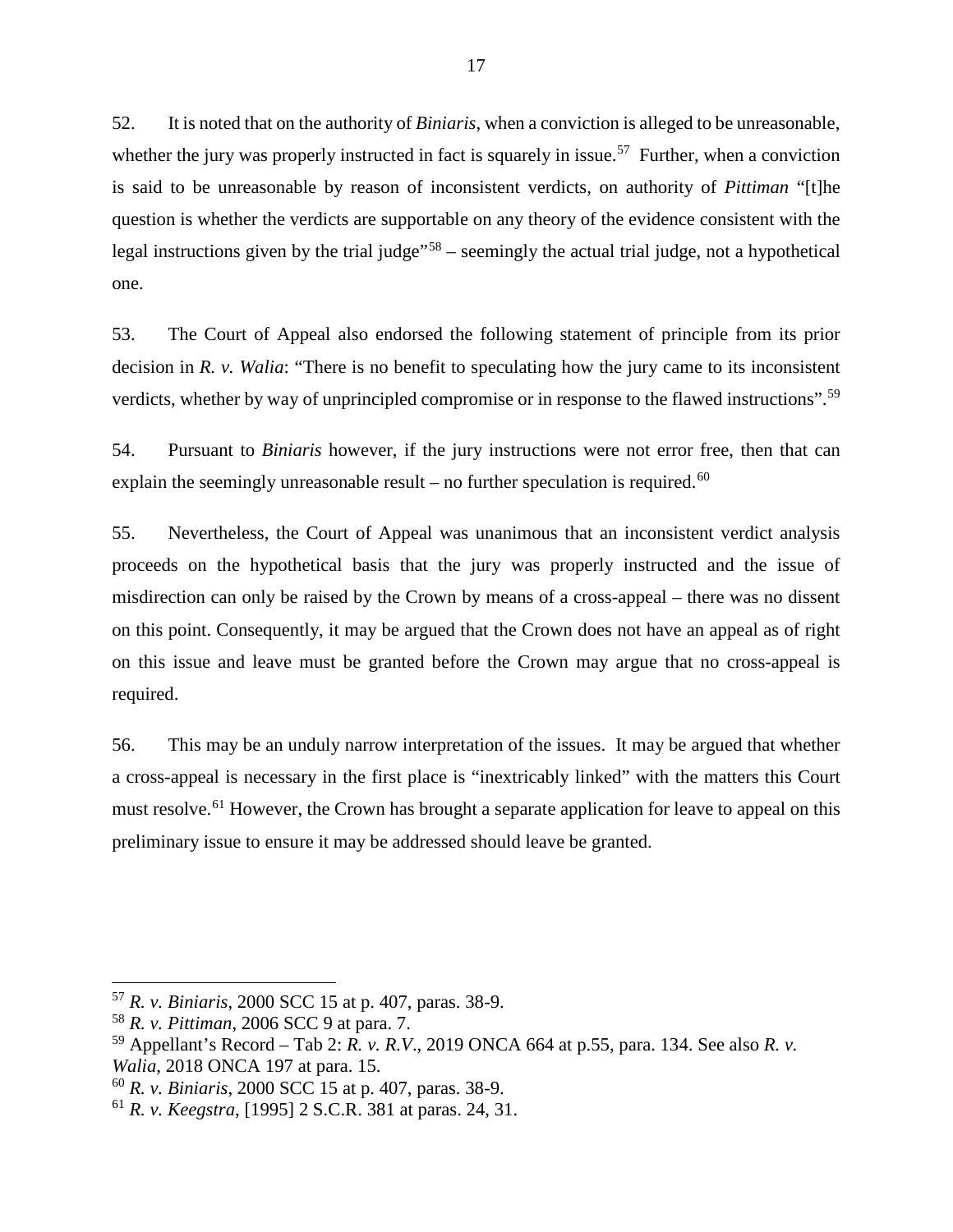52. It is noted that on the authority of *Biniaris*, when a conviction is alleged to be unreasonable, whether the jury was properly instructed in fact is squarely in issue.[57] Further, when a conviction is said to be unreasonable by reason of inconsistent verdicts, on authority of *Pittiman* "[t]he question is whether the verdicts are supportable on any theory of the evidence consistent with the legal instructions given by the trial judge"[58] – seemingly the actual trial judge, not a hypothetical one.

53. The Court of Appeal also endorsed the following statement of principle from its prior decision in *R. v. Walia*: "There is no benefit to speculating how the jury came to its inconsistent verdicts, whether by way of unprincipled compromise or in response to the flawed instructions".[59]

54. Pursuant to *Biniaris* however, if the jury instructions were not error free, then that can explain the seemingly unreasonable result – no further speculation is required.[60]

55. Nevertheless, the Court of Appeal was unanimous that an inconsistent verdict analysis proceeds on the hypothetical basis that the jury was properly instructed and the issue of misdirection can only be raised by the Crown by means of a cross-appeal – there was no dissent on this point. Consequently, it may be argued that the Crown does not have an appeal as of right on this issue and leave must be granted before the Crown may argue that no cross-appeal is required.

56. This may be an unduly narrow interpretation of the issues. It may be argued that whether a cross-appeal is necessary in the first place is "inextricably linked" with the matters this Court must resolve.[61] However, the Crown has brought a separate application for leave to appeal on this preliminary issue to ensure it may be addressed should leave be granted.

---

[57] *R. v. Biniaris*, 2000 SCC 15 at p. 407, paras. 38-9.

[58] *R. v. Pittiman*, 2006 SCC 9 at para. 7.

[59] Appellant's Record – Tab 2: *R. v. R.V*., 2019 ONCA 664 at p.55, para. 134. See also *R. v. Walia*, 2018 ONCA 197 at para. 15.

[60] *R. v. Biniaris*, 2000 SCC 15 at p. 407, paras. 38-9.

[61] *R. v. Keegstra*, [1995] 2 S.C.R. 381 at paras. 24, 31.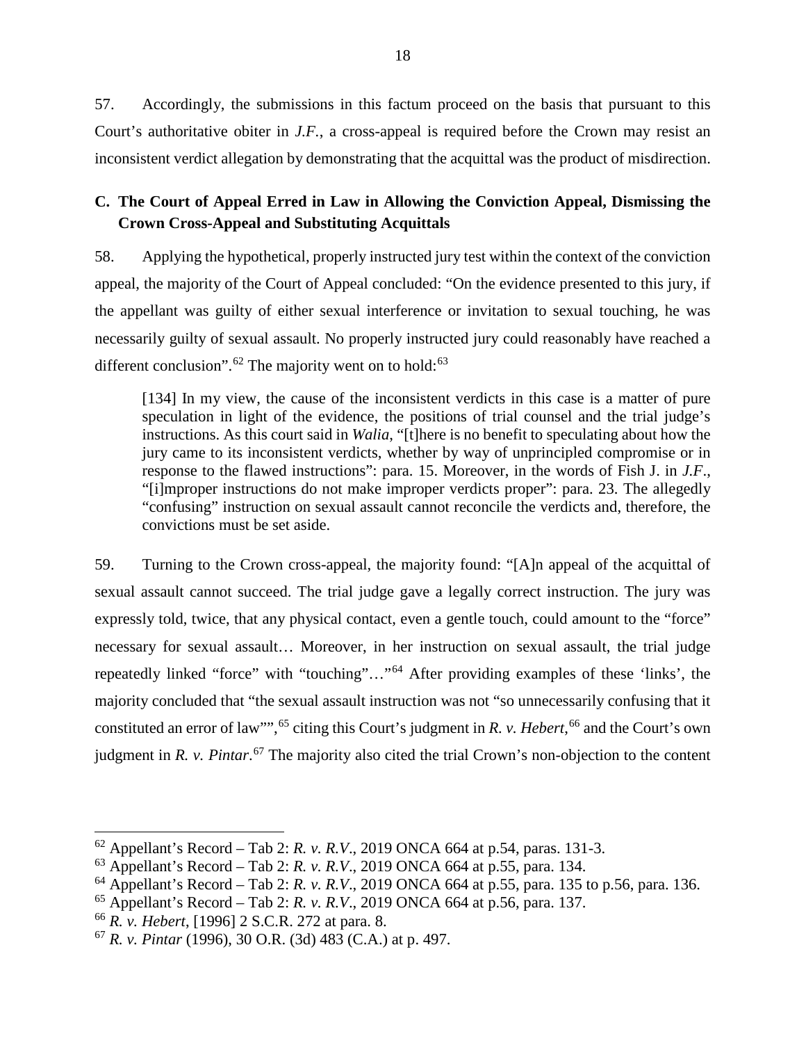57. Accordingly, the submissions in this factum proceed on the basis that pursuant to this Court's authoritative obiter in *J.F.*, a cross-appeal is required before the Crown may resist an inconsistent verdict allegation by demonstrating that the acquittal was the product of misdirection.

### C. The Court of Appeal Erred in Law in Allowing the Conviction Appeal, Dismissing the Crown Cross-Appeal and Substituting Acquittals

58. Applying the hypothetical, properly instructed jury test within the context of the conviction appeal, the majority of the Court of Appeal concluded: "On the evidence presented to this jury, if the appellant was guilty of either sexual interference or invitation to sexual touching, he was necessarily guilty of sexual assault. No properly instructed jury could reasonably have reached a different conclusion".[62] The majority went on to hold:[63]

> [134] In my view, the cause of the inconsistent verdicts in this case is a matter of pure speculation in light of the evidence, the positions of trial counsel and the trial judge's instructions. As this court said in *Walia*, "[t]here is no benefit to speculating about how the jury came to its inconsistent verdicts, whether by way of unprincipled compromise or in response to the flawed instructions": para. 15. Moreover, in the words of Fish J. in *J.F.*, "[i]mproper instructions do not make improper verdicts proper": para. 23. The allegedly "confusing" instruction on sexual assault cannot reconcile the verdicts and, therefore, the convictions must be set aside.

59. Turning to the Crown cross-appeal, the majority found: "[A]n appeal of the acquittal of sexual assault cannot succeed. The trial judge gave a legally correct instruction. The jury was expressly told, twice, that any physical contact, even a gentle touch, could amount to the "force" necessary for sexual assault… Moreover, in her instruction on sexual assault, the trial judge repeatedly linked "force" with "touching"…"[64] After providing examples of these 'links', the majority concluded that "the sexual assault instruction was not "so unnecessarily confusing that it constituted an error of law"",[65] citing this Court's judgment in *R. v. Hebert*,[66] and the Court's own judgment in *R. v. Pintar*.[67] The majority also cited the trial Crown's non-objection to the content

---

[62] Appellant's Record – Tab 2: *R. v. R.V.*, 2019 ONCA 664 at p.54, paras. 131-3.

[63] Appellant's Record – Tab 2: *R. v. R.V.*, 2019 ONCA 664 at p.55, para. 134.

[64] Appellant's Record – Tab 2: *R. v. R.V.*, 2019 ONCA 664 at p.55, para. 135 to p.56, para. 136.

[65] Appellant's Record – Tab 2: *R. v. R.V.*, 2019 ONCA 664 at p.56, para. 137.

[66] *R. v. Hebert*, [1996] 2 S.C.R. 272 at para. 8.

[67] *R. v. Pintar* (1996), 30 O.R. (3d) 483 (C.A.) at p. 497.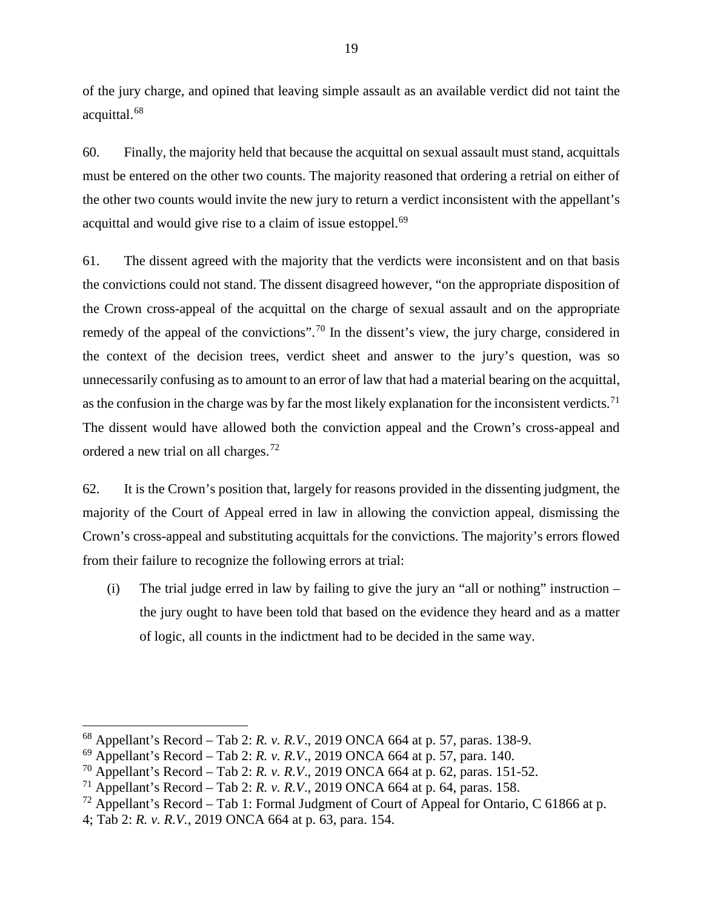of the jury charge, and opined that leaving simple assault as an available verdict did not taint the acquittal.[68]

60. Finally, the majority held that because the acquittal on sexual assault must stand, acquittals must be entered on the other two counts. The majority reasoned that ordering a retrial on either of the other two counts would invite the new jury to return a verdict inconsistent with the appellant's acquittal and would give rise to a claim of issue estoppel.[69]

61. The dissent agreed with the majority that the verdicts were inconsistent and on that basis the convictions could not stand. The dissent disagreed however, "on the appropriate disposition of the Crown cross-appeal of the acquittal on the charge of sexual assault and on the appropriate remedy of the appeal of the convictions".[70] In the dissent's view, the jury charge, considered in the context of the decision trees, verdict sheet and answer to the jury's question, was so unnecessarily confusing as to amount to an error of law that had a material bearing on the acquittal, as the confusion in the charge was by far the most likely explanation for the inconsistent verdicts.[71] The dissent would have allowed both the conviction appeal and the Crown's cross-appeal and ordered a new trial on all charges.[72]

62. It is the Crown's position that, largely for reasons provided in the dissenting judgment, the majority of the Court of Appeal erred in law in allowing the conviction appeal, dismissing the Crown's cross-appeal and substituting acquittals for the convictions. The majority's errors flowed from their failure to recognize the following errors at trial:

(i) The trial judge erred in law by failing to give the jury an "all or nothing" instruction – the jury ought to have been told that based on the evidence they heard and as a matter of logic, all counts in the indictment had to be decided in the same way.

---

[68] Appellant's Record – Tab 2: *R. v. R.V.*, 2019 ONCA 664 at p. 57, paras. 138-9.

[69] Appellant's Record – Tab 2: *R. v. R.V.*, 2019 ONCA 664 at p. 57, para. 140.

[70] Appellant's Record – Tab 2: *R. v. R.V.*, 2019 ONCA 664 at p. 62, paras. 151-52.

[71] Appellant's Record – Tab 2: *R. v. R.V.*, 2019 ONCA 664 at p. 64, paras. 158.

[72] Appellant's Record – Tab 1: Formal Judgment of Court of Appeal for Ontario, C 61866 at p. 4; Tab 2: *R. v. R.V.*, 2019 ONCA 664 at p. 63, para. 154.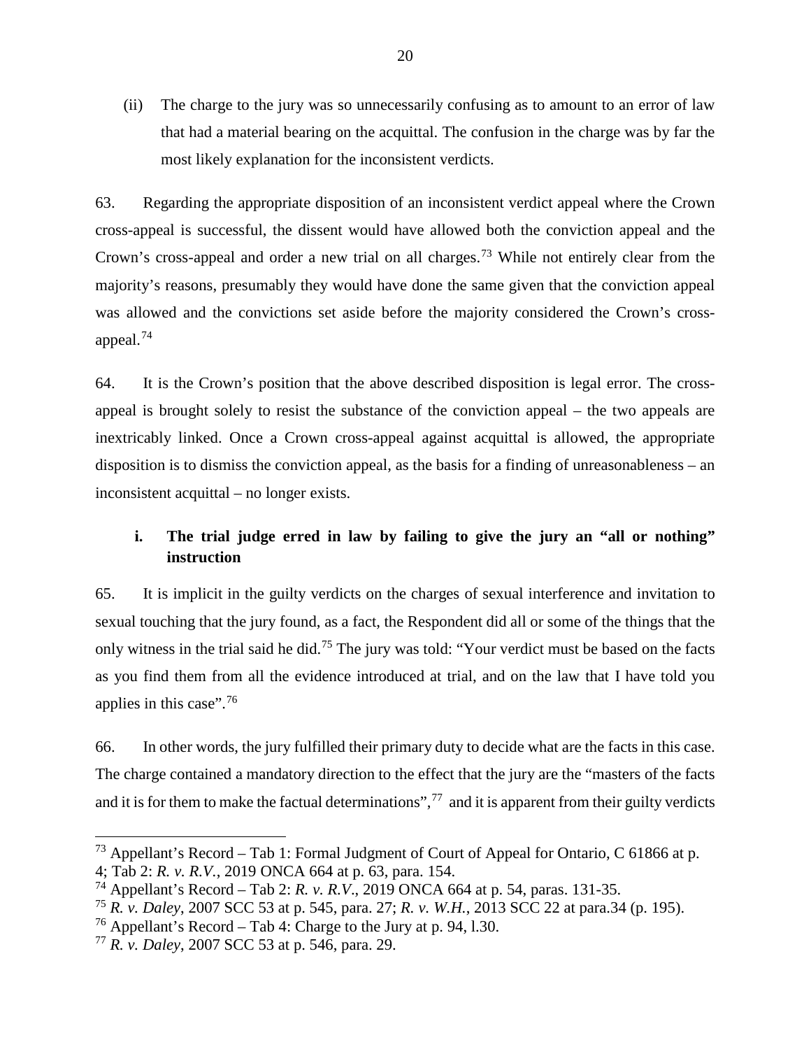(ii) The charge to the jury was so unnecessarily confusing as to amount to an error of law that had a material bearing on the acquittal. The confusion in the charge was by far the most likely explanation for the inconsistent verdicts.

63. Regarding the appropriate disposition of an inconsistent verdict appeal where the Crown cross-appeal is successful, the dissent would have allowed both the conviction appeal and the Crown's cross-appeal and order a new trial on all charges.[73] While not entirely clear from the majority's reasons, presumably they would have done the same given that the conviction appeal was allowed and the convictions set aside before the majority considered the Crown's cross-appeal.[74]

64. It is the Crown's position that the above described disposition is legal error. The cross-appeal is brought solely to resist the substance of the conviction appeal – the two appeals are inextricably linked. Once a Crown cross-appeal against acquittal is allowed, the appropriate disposition is to dismiss the conviction appeal, as the basis for a finding of unreasonableness – an inconsistent acquittal – no longer exists.

### i. The trial judge erred in law by failing to give the jury an "all or nothing" instruction

65. It is implicit in the guilty verdicts on the charges of sexual interference and invitation to sexual touching that the jury found, as a fact, the Respondent did all or some of the things that the only witness in the trial said he did.[75] The jury was told: "Your verdict must be based on the facts as you find them from all the evidence introduced at trial, and on the law that I have told you applies in this case".[76]

66. In other words, the jury fulfilled their primary duty to decide what are the facts in this case. The charge contained a mandatory direction to the effect that the jury are the "masters of the facts and it is for them to make the factual determinations",[77] and it is apparent from their guilty verdicts

---

[73] Appellant's Record – Tab 1: Formal Judgment of Court of Appeal for Ontario, C 61866 at p. 4; Tab 2: *R. v. R.V.*, 2019 ONCA 664 at p. 63, para. 154.

[74] Appellant's Record – Tab 2: *R. v. R.V.*, 2019 ONCA 664 at p. 54, paras. 131-35.

[75] *R. v. Daley*, 2007 SCC 53 at p. 545, para. 27; *R. v. W.H.*, 2013 SCC 22 at para.34 (p. 195).

[76] Appellant's Record – Tab 4: Charge to the Jury at p. 94, l.30.

[77] *R. v. Daley*, 2007 SCC 53 at p. 546, para. 29.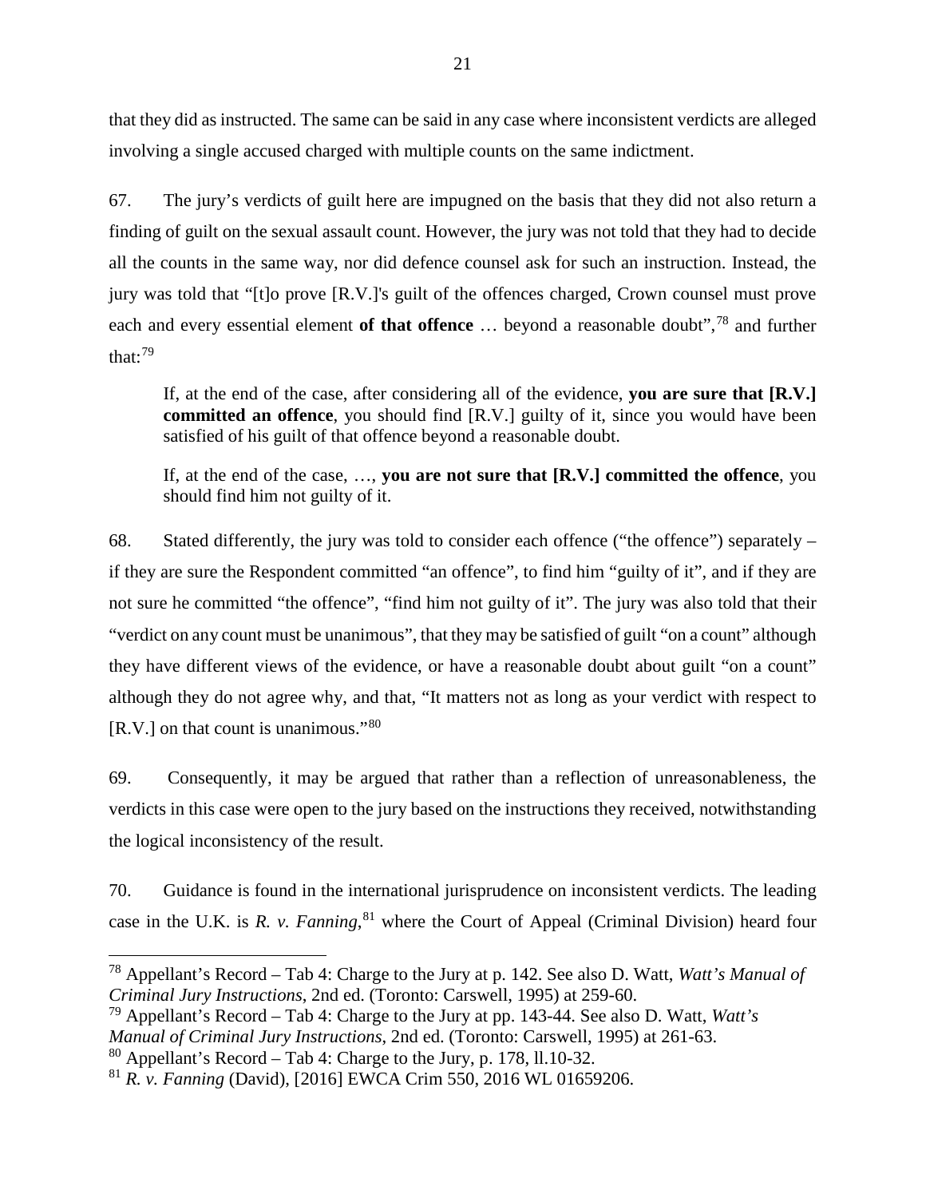that they did as instructed. The same can be said in any case where inconsistent verdicts are alleged involving a single accused charged with multiple counts on the same indictment.

67. The jury's verdicts of guilt here are impugned on the basis that they did not also return a finding of guilt on the sexual assault count. However, the jury was not told that they had to decide all the counts in the same way, nor did defence counsel ask for such an instruction. Instead, the jury was told that "[t]o prove [R.V.]'s guilt of the offences charged, Crown counsel must prove each and every essential element **of that offence** … beyond a reasonable doubt",[78] and further that:[79]

> If, at the end of the case, after considering all of the evidence, **you are sure that [R.V.] committed an offence**, you should find [R.V.] guilty of it, since you would have been satisfied of his guilt of that offence beyond a reasonable doubt.
>
> If, at the end of the case, …, **you are not sure that [R.V.] committed the offence**, you should find him not guilty of it.

68. Stated differently, the jury was told to consider each offence ("the offence") separately – if they are sure the Respondent committed "an offence", to find him "guilty of it", and if they are not sure he committed "the offence", "find him not guilty of it". The jury was also told that their "verdict on any count must be unanimous", that they may be satisfied of guilt "on a count" although they have different views of the evidence, or have a reasonable doubt about guilt "on a count" although they do not agree why, and that, "It matters not as long as your verdict with respect to [R.V.] on that count is unanimous."[80]

69. Consequently, it may be argued that rather than a reflection of unreasonableness, the verdicts in this case were open to the jury based on the instructions they received, notwithstanding the logical inconsistency of the result.

70. Guidance is found in the international jurisprudence on inconsistent verdicts. The leading case in the U.K. is *R. v. Fanning*,[81] where the Court of Appeal (Criminal Division) heard four

---

[78] Appellant's Record – Tab 4: Charge to the Jury at p. 142. See also D. Watt, *Watt's Manual of Criminal Jury Instructions*, 2nd ed. (Toronto: Carswell, 1995) at 259-60.

[79] Appellant's Record – Tab 4: Charge to the Jury at pp. 143-44. See also D. Watt, *Watt's Manual of Criminal Jury Instructions*, 2nd ed. (Toronto: Carswell, 1995) at 261-63.

[80] Appellant's Record – Tab 4: Charge to the Jury, p. 178, ll.10-32.

[81] *R. v. Fanning* (David), [2016] EWCA Crim 550, 2016 WL 01659206.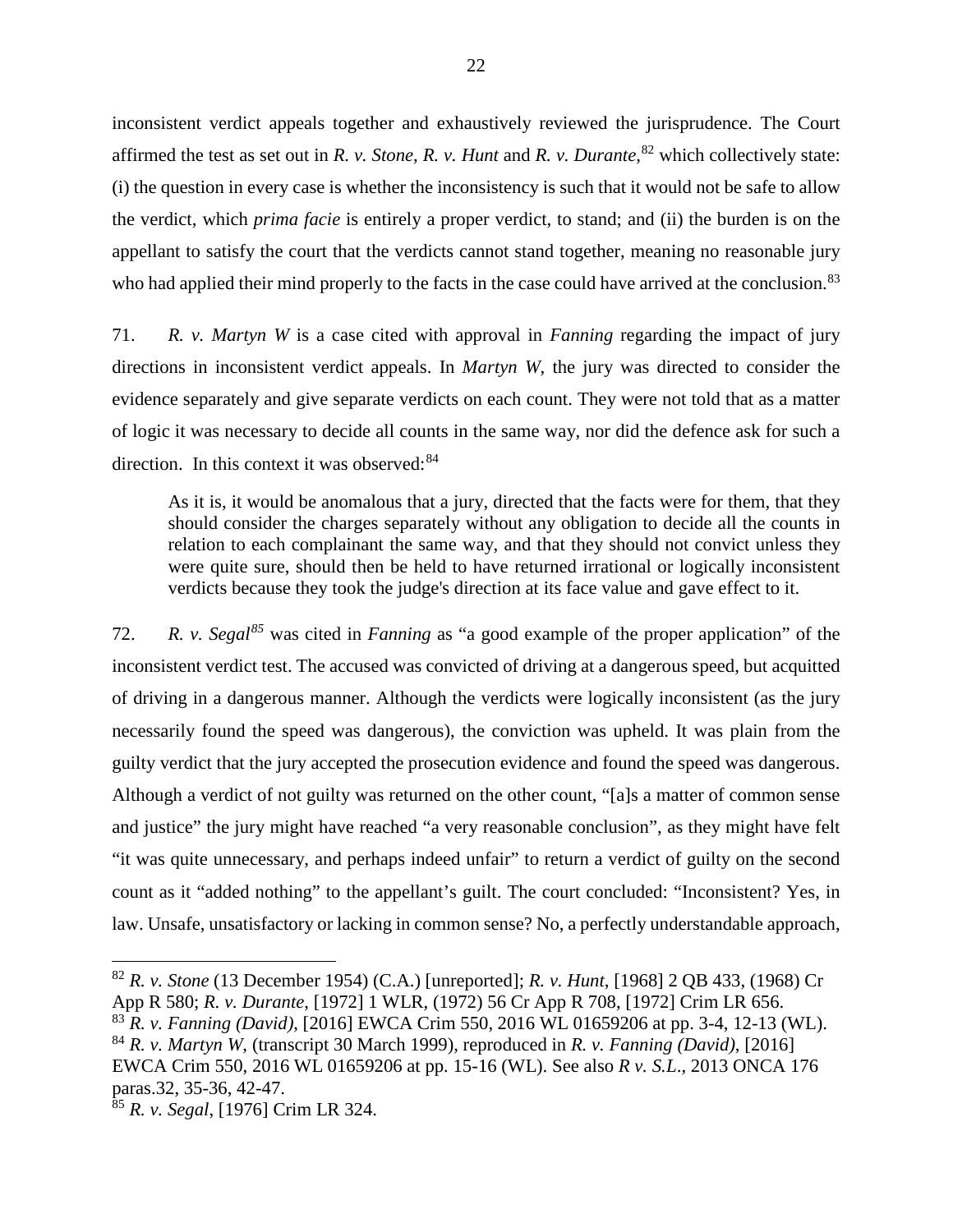inconsistent verdict appeals together and exhaustively reviewed the jurisprudence. The Court affirmed the test as set out in *R. v. Stone*, *R. v. Hunt* and *R. v. Durante*,[82] which collectively state: (i) the question in every case is whether the inconsistency is such that it would not be safe to allow the verdict, which *prima facie* is entirely a proper verdict, to stand; and (ii) the burden is on the appellant to satisfy the court that the verdicts cannot stand together, meaning no reasonable jury who had applied their mind properly to the facts in the case could have arrived at the conclusion.[83]

71. *R. v. Martyn W* is a case cited with approval in *Fanning* regarding the impact of jury directions in inconsistent verdict appeals. In *Martyn W*, the jury was directed to consider the evidence separately and give separate verdicts on each count. They were not told that as a matter of logic it was necessary to decide all counts in the same way, nor did the defence ask for such a direction. In this context it was observed:[84]

> As it is, it would be anomalous that a jury, directed that the facts were for them, that they should consider the charges separately without any obligation to decide all the counts in relation to each complainant the same way, and that they should not convict unless they were quite sure, should then be held to have returned irrational or logically inconsistent verdicts because they took the judge's direction at its face value and gave effect to it.

72. *R. v. Segal*[85] was cited in *Fanning* as "a good example of the proper application" of the inconsistent verdict test. The accused was convicted of driving at a dangerous speed, but acquitted of driving in a dangerous manner. Although the verdicts were logically inconsistent (as the jury necessarily found the speed was dangerous), the conviction was upheld. It was plain from the guilty verdict that the jury accepted the prosecution evidence and found the speed was dangerous. Although a verdict of not guilty was returned on the other count, "[a]s a matter of common sense and justice" the jury might have reached "a very reasonable conclusion", as they might have felt "it was quite unnecessary, and perhaps indeed unfair" to return a verdict of guilty on the second count as it "added nothing" to the appellant's guilt. The court concluded: "Inconsistent? Yes, in law. Unsafe, unsatisfactory or lacking in common sense? No, a perfectly understandable approach,

---

[82] *R. v. Stone* (13 December 1954) (C.A.) [unreported]; *R. v. Hunt*, [1968] 2 QB 433, (1968) Cr App R 580; *R. v. Durante*, [1972] 1 WLR, (1972) 56 Cr App R 708, [1972] Crim LR 656.

[83] *R. v. Fanning (David)*, [2016] EWCA Crim 550, 2016 WL 01659206 at pp. 3-4, 12-13 (WL).

[84] *R. v. Martyn W*, (transcript 30 March 1999), reproduced in *R. v. Fanning (David)*, [2016] EWCA Crim 550, 2016 WL 01659206 at pp. 15-16 (WL). See also *R v. S.L.*, 2013 ONCA 176 paras.32, 35-36, 42-47.

[85] *R. v. Segal*, [1976] Crim LR 324.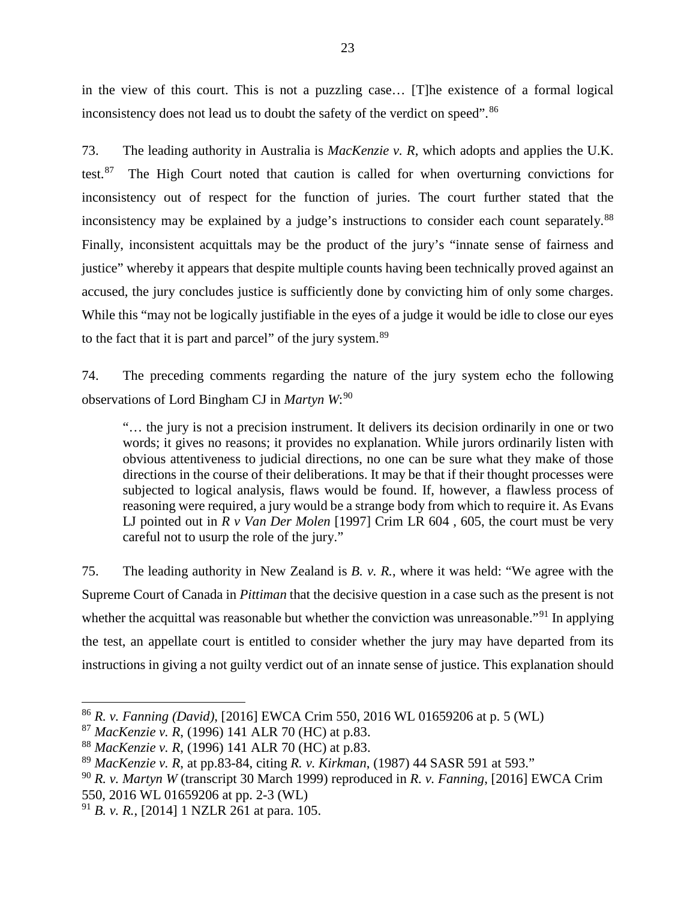in the view of this court. This is not a puzzling case… [T]he existence of a formal logical inconsistency does not lead us to doubt the safety of the verdict on speed".[86]

73. The leading authority in Australia is *MacKenzie v. R*, which adopts and applies the U.K. test.[87] The High Court noted that caution is called for when overturning convictions for inconsistency out of respect for the function of juries. The court further stated that the inconsistency may be explained by a judge's instructions to consider each count separately.[88] Finally, inconsistent acquittals may be the product of the jury's "innate sense of fairness and justice" whereby it appears that despite multiple counts having been technically proved against an accused, the jury concludes justice is sufficiently done by convicting him of only some charges. While this "may not be logically justifiable in the eyes of a judge it would be idle to close our eyes to the fact that it is part and parcel" of the jury system.[89]

74. The preceding comments regarding the nature of the jury system echo the following observations of Lord Bingham CJ in *Martyn W*:[90]

> "… the jury is not a precision instrument. It delivers its decision ordinarily in one or two words; it gives no reasons; it provides no explanation. While jurors ordinarily listen with obvious attentiveness to judicial directions, no one can be sure what they make of those directions in the course of their deliberations. It may be that if their thought processes were subjected to logical analysis, flaws would be found. If, however, a flawless process of reasoning were required, a jury would be a strange body from which to require it. As Evans LJ pointed out in *R v Van Der Molen* [1997] Crim LR 604 , 605, the court must be very careful not to usurp the role of the jury."

75. The leading authority in New Zealand is *B. v. R.*, where it was held: "We agree with the Supreme Court of Canada in *Pittiman* that the decisive question in a case such as the present is not whether the acquittal was reasonable but whether the conviction was unreasonable."[91] In applying the test, an appellate court is entitled to consider whether the jury may have departed from its instructions in giving a not guilty verdict out of an innate sense of justice. This explanation should

---

[86] *R. v. Fanning (David)*, [2016] EWCA Crim 550, 2016 WL 01659206 at p. 5 (WL)

[87] *MacKenzie v. R*, (1996) 141 ALR 70 (HC) at p.83.

[88] *MacKenzie v. R*, (1996) 141 ALR 70 (HC) at p.83.

[89] *MacKenzie v. R*, at pp.83-84, citing *R. v. Kirkman*, (1987) 44 SASR 591 at 593."

[90] *R. v. Martyn W* (transcript 30 March 1999) reproduced in *R. v. Fanning*, [2016] EWCA Crim 550, 2016 WL 01659206 at pp. 2-3 (WL)

[91] *B. v. R.*, [2014] 1 NZLR 261 at para. 105.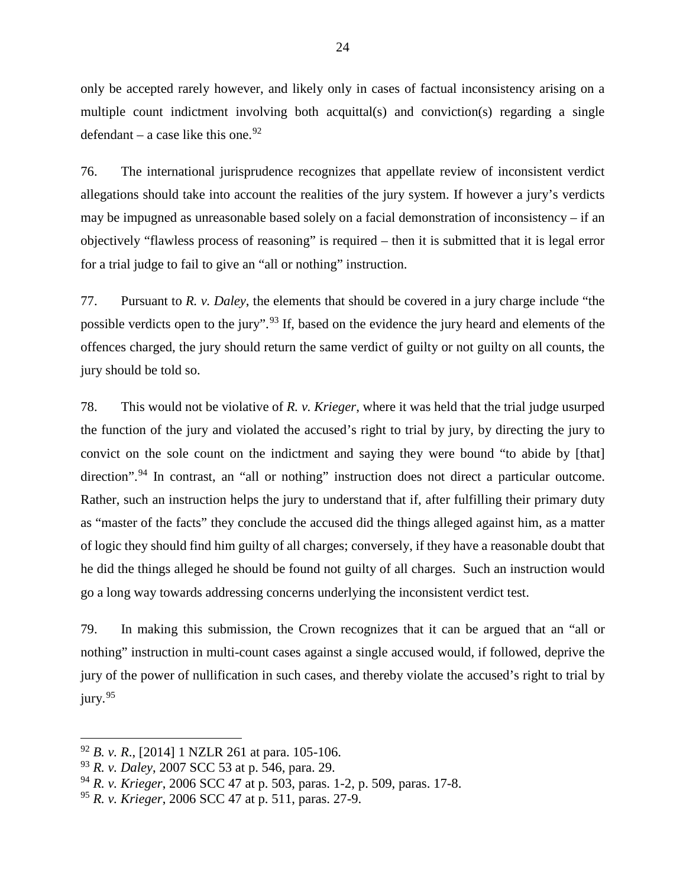only be accepted rarely however, and likely only in cases of factual inconsistency arising on a multiple count indictment involving both acquittal(s) and conviction(s) regarding a single defendant – a case like this one.[92]

76. The international jurisprudence recognizes that appellate review of inconsistent verdict allegations should take into account the realities of the jury system. If however a jury's verdicts may be impugned as unreasonable based solely on a facial demonstration of inconsistency – if an objectively "flawless process of reasoning" is required – then it is submitted that it is legal error for a trial judge to fail to give an "all or nothing" instruction.

77. Pursuant to *R. v. Daley*, the elements that should be covered in a jury charge include "the possible verdicts open to the jury".[93] If, based on the evidence the jury heard and elements of the offences charged, the jury should return the same verdict of guilty or not guilty on all counts, the jury should be told so.

78. This would not be violative of *R. v. Krieger*, where it was held that the trial judge usurped the function of the jury and violated the accused's right to trial by jury, by directing the jury to convict on the sole count on the indictment and saying they were bound "to abide by [that] direction".[94] In contrast, an "all or nothing" instruction does not direct a particular outcome. Rather, such an instruction helps the jury to understand that if, after fulfilling their primary duty as "master of the facts" they conclude the accused did the things alleged against him, as a matter of logic they should find him guilty of all charges; conversely, if they have a reasonable doubt that he did the things alleged he should be found not guilty of all charges. Such an instruction would go a long way towards addressing concerns underlying the inconsistent verdict test.

79. In making this submission, the Crown recognizes that it can be argued that an "all or nothing" instruction in multi-count cases against a single accused would, if followed, deprive the jury of the power of nullification in such cases, and thereby violate the accused's right to trial by jury.[95]

---

[92] *B. v. R.*, [2014] 1 NZLR 261 at para. 105-106.

[93] *R. v. Daley*, 2007 SCC 53 at p. 546, para. 29.

[94] *R. v. Krieger*, 2006 SCC 47 at p. 503, paras. 1-2, p. 509, paras. 17-8.

[95] *R. v. Krieger*, 2006 SCC 47 at p. 511, paras. 27-9.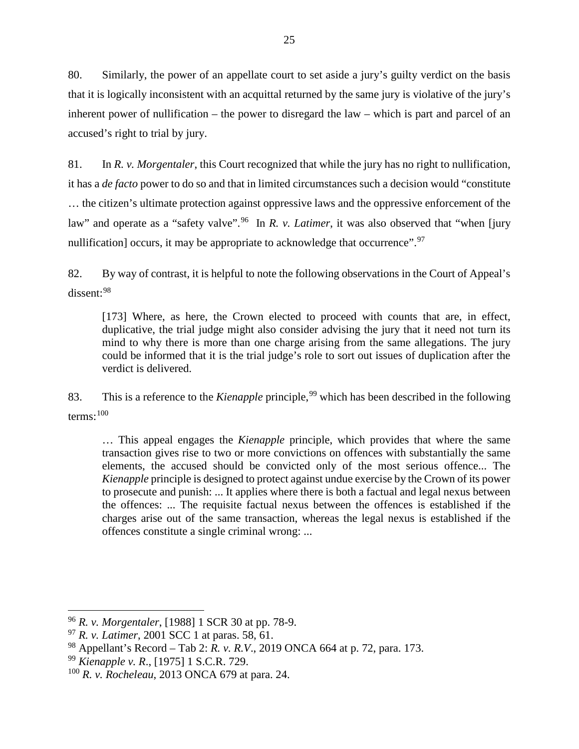80. Similarly, the power of an appellate court to set aside a jury's guilty verdict on the basis that it is logically inconsistent with an acquittal returned by the same jury is violative of the jury's inherent power of nullification – the power to disregard the law – which is part and parcel of an accused's right to trial by jury.

81. In *R. v. Morgentaler*, this Court recognized that while the jury has no right to nullification, it has a *de facto* power to do so and that in limited circumstances such a decision would "constitute … the citizen's ultimate protection against oppressive laws and the oppressive enforcement of the law" and operate as a "safety valve".[96] In *R. v. Latimer*, it was also observed that "when [jury nullification] occurs, it may be appropriate to acknowledge that occurrence".[97]

82. By way of contrast, it is helpful to note the following observations in the Court of Appeal's dissent:[98]

> [173] Where, as here, the Crown elected to proceed with counts that are, in effect, duplicative, the trial judge might also consider advising the jury that it need not turn its mind to why there is more than one charge arising from the same allegations. The jury could be informed that it is the trial judge's role to sort out issues of duplication after the verdict is delivered.

83. This is a reference to the *Kienapple* principle,[99] which has been described in the following terms:[100]

> … This appeal engages the *Kienapple* principle, which provides that where the same transaction gives rise to two or more convictions on offences with substantially the same elements, the accused should be convicted only of the most serious offence... The *Kienapple* principle is designed to protect against undue exercise by the Crown of its power to prosecute and punish: ... It applies where there is both a factual and legal nexus between the offences: ... The requisite factual nexus between the offences is established if the charges arise out of the same transaction, whereas the legal nexus is established if the offences constitute a single criminal wrong: ...

---

[96] *R. v. Morgentaler*, [1988] 1 SCR 30 at pp. 78-9.

[97] *R. v. Latimer*, 2001 SCC 1 at paras. 58, 61.

[98] Appellant's Record – Tab 2: *R. v. R.V.*, 2019 ONCA 664 at p. 72, para. 173.

[99] *Kienapple v. R.*, [1975] 1 S.C.R. 729.

[100] *R. v. Rocheleau*, 2013 ONCA 679 at para. 24.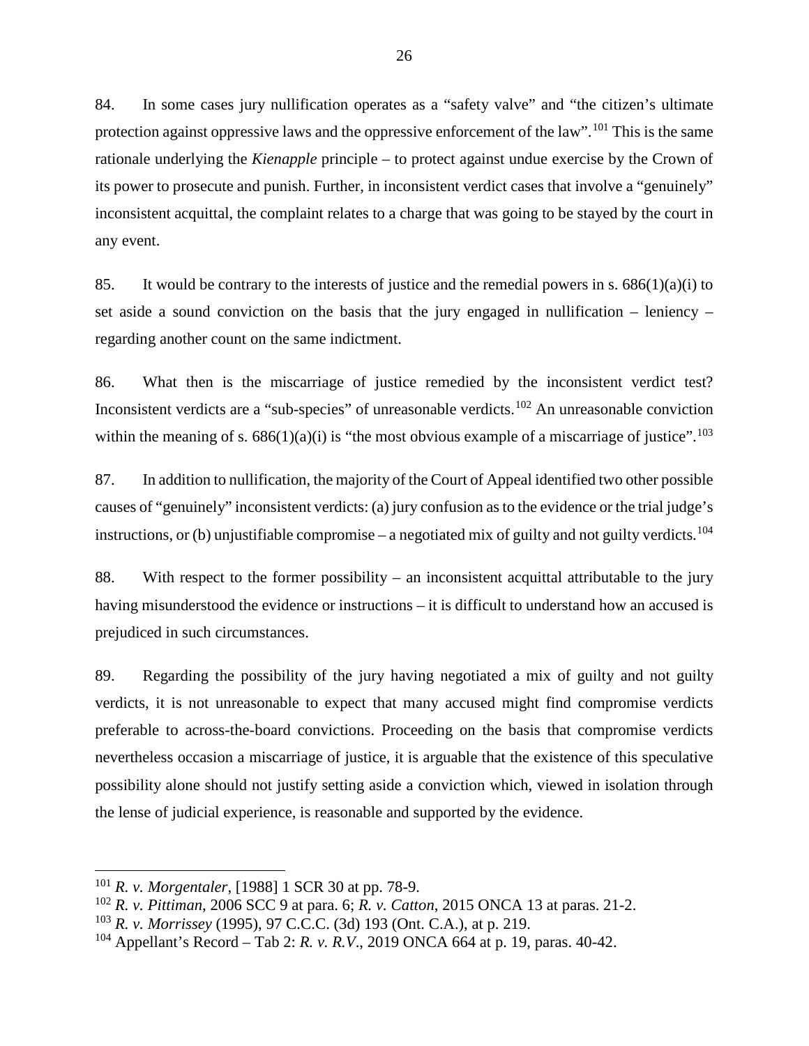84. In some cases jury nullification operates as a "safety valve" and "the citizen's ultimate protection against oppressive laws and the oppressive enforcement of the law".[101] This is the same rationale underlying the *Kienapple* principle – to protect against undue exercise by the Crown of its power to prosecute and punish. Further, in inconsistent verdict cases that involve a "genuinely" inconsistent acquittal, the complaint relates to a charge that was going to be stayed by the court in any event.

85. It would be contrary to the interests of justice and the remedial powers in s. 686(1)(a)(i) to set aside a sound conviction on the basis that the jury engaged in nullification – leniency – regarding another count on the same indictment.

86. What then is the miscarriage of justice remedied by the inconsistent verdict test? Inconsistent verdicts are a "sub-species" of unreasonable verdicts.[102] An unreasonable conviction within the meaning of s. 686(1)(a)(i) is "the most obvious example of a miscarriage of justice".[103]

87. In addition to nullification, the majority of the Court of Appeal identified two other possible causes of "genuinely" inconsistent verdicts: (a) jury confusion as to the evidence or the trial judge's instructions, or (b) unjustifiable compromise – a negotiated mix of guilty and not guilty verdicts.[104]

88. With respect to the former possibility – an inconsistent acquittal attributable to the jury having misunderstood the evidence or instructions – it is difficult to understand how an accused is prejudiced in such circumstances.

89. Regarding the possibility of the jury having negotiated a mix of guilty and not guilty verdicts, it is not unreasonable to expect that many accused might find compromise verdicts preferable to across-the-board convictions. Proceeding on the basis that compromise verdicts nevertheless occasion a miscarriage of justice, it is arguable that the existence of this speculative possibility alone should not justify setting aside a conviction which, viewed in isolation through the lense of judicial experience, is reasonable and supported by the evidence.

---

[101] *R. v. Morgentaler*, [1988] 1 SCR 30 at pp. 78-9.

[102] *R. v. Pittiman*, 2006 SCC 9 at para. 6; *R. v. Catton*, 2015 ONCA 13 at paras. 21-2.

[103] *R. v. Morrissey* (1995), 97 C.C.C. (3d) 193 (Ont. C.A.), at p. 219.

[104] Appellant's Record – Tab 2: *R. v. R.V.*, 2019 ONCA 664 at p. 19, paras. 40-42.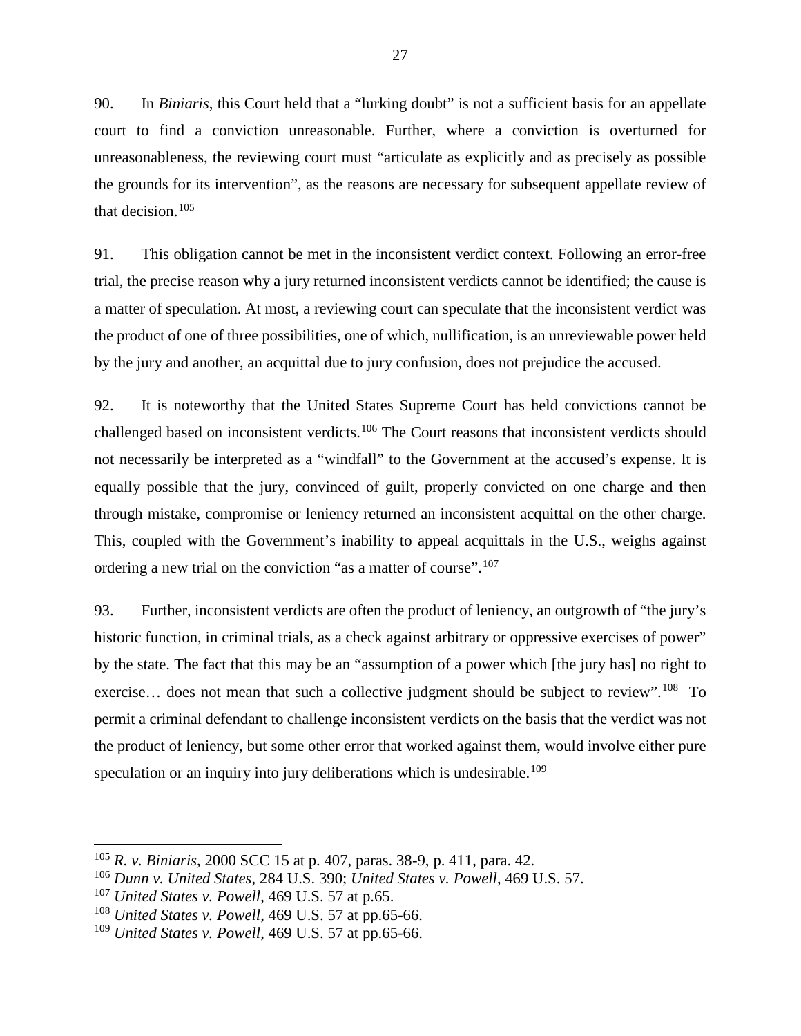90. In *Biniaris*, this Court held that a "lurking doubt" is not a sufficient basis for an appellate court to find a conviction unreasonable. Further, where a conviction is overturned for unreasonableness, the reviewing court must "articulate as explicitly and as precisely as possible the grounds for its intervention", as the reasons are necessary for subsequent appellate review of that decision.[105]

91. This obligation cannot be met in the inconsistent verdict context. Following an error-free trial, the precise reason why a jury returned inconsistent verdicts cannot be identified; the cause is a matter of speculation. At most, a reviewing court can speculate that the inconsistent verdict was the product of one of three possibilities, one of which, nullification, is an unreviewable power held by the jury and another, an acquittal due to jury confusion, does not prejudice the accused.

92. It is noteworthy that the United States Supreme Court has held convictions cannot be challenged based on inconsistent verdicts.[106] The Court reasons that inconsistent verdicts should not necessarily be interpreted as a "windfall" to the Government at the accused's expense. It is equally possible that the jury, convinced of guilt, properly convicted on one charge and then through mistake, compromise or leniency returned an inconsistent acquittal on the other charge. This, coupled with the Government's inability to appeal acquittals in the U.S., weighs against ordering a new trial on the conviction "as a matter of course".[107]

93. Further, inconsistent verdicts are often the product of leniency, an outgrowth of "the jury's historic function, in criminal trials, as a check against arbitrary or oppressive exercises of power" by the state. The fact that this may be an "assumption of a power which [the jury has] no right to exercise… does not mean that such a collective judgment should be subject to review".[108] To permit a criminal defendant to challenge inconsistent verdicts on the basis that the verdict was not the product of leniency, but some other error that worked against them, would involve either pure speculation or an inquiry into jury deliberations which is undesirable.[109]

---

[105] *R. v. Biniaris*, 2000 SCC 15 at p. 407, paras. 38-9, p. 411, para. 42.

[106] *Dunn v. United States*, 284 U.S. 390; *United States v. Powell*, 469 U.S. 57.

[107] *United States v. Powell*, 469 U.S. 57 at p.65.

[108] *United States v. Powell*, 469 U.S. 57 at pp.65-66.

[109] *United States v. Powell*, 469 U.S. 57 at pp.65-66.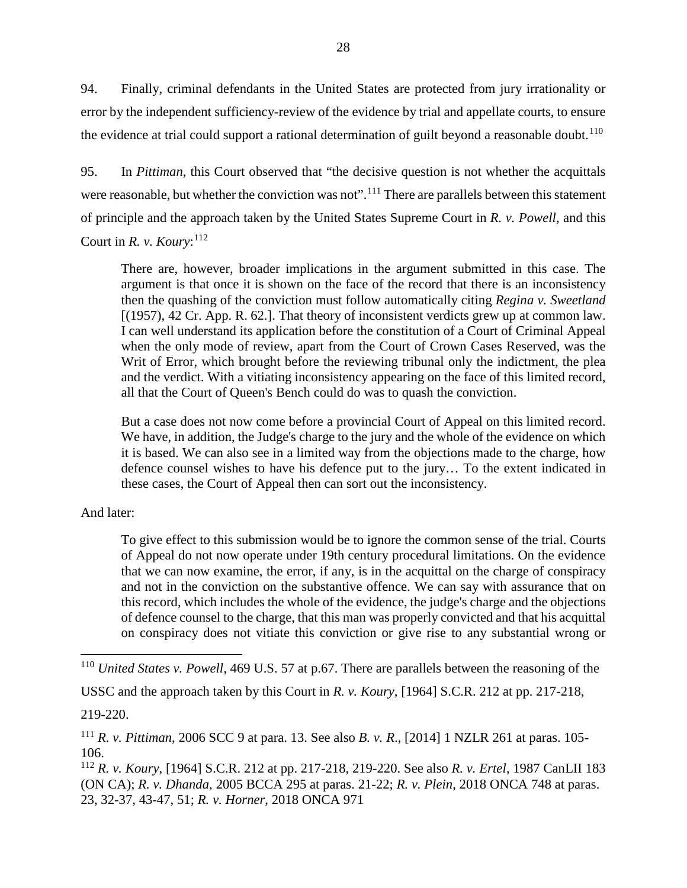94. Finally, criminal defendants in the United States are protected from jury irrationality or error by the independent sufficiency-review of the evidence by trial and appellate courts, to ensure the evidence at trial could support a rational determination of guilt beyond a reasonable doubt.[110]

95. In *Pittiman*, this Court observed that "the decisive question is not whether the acquittals were reasonable, but whether the conviction was not".[111] There are parallels between this statement of principle and the approach taken by the United States Supreme Court in *R. v. Powell*, and this Court in *R. v. Koury*:[112]

> There are, however, broader implications in the argument submitted in this case. The argument is that once it is shown on the face of the record that there is an inconsistency then the quashing of the conviction must follow automatically citing *Regina v. Sweetland* [(1957), 42 Cr. App. R. 62.]. That theory of inconsistent verdicts grew up at common law. I can well understand its application before the constitution of a Court of Criminal Appeal when the only mode of review, apart from the Court of Crown Cases Reserved, was the Writ of Error, which brought before the reviewing tribunal only the indictment, the plea and the verdict. With a vitiating inconsistency appearing on the face of this limited record, all that the Court of Queen's Bench could do was to quash the conviction.
>
> But a case does not now come before a provincial Court of Appeal on this limited record. We have, in addition, the Judge's charge to the jury and the whole of the evidence on which it is based. We can also see in a limited way from the objections made to the charge, how defence counsel wishes to have his defence put to the jury… To the extent indicated in these cases, the Court of Appeal then can sort out the inconsistency.

And later:

> To give effect to this submission would be to ignore the common sense of the trial. Courts of Appeal do not now operate under 19th century procedural limitations. On the evidence that we can now examine, the error, if any, is in the acquittal on the charge of conspiracy and not in the conviction on the substantive offence. We can say with assurance that on this record, which includes the whole of the evidence, the judge's charge and the objections of defence counsel to the charge, that this man was properly convicted and that his acquittal on conspiracy does not vitiate this conviction or give rise to any substantial wrong or

---

[110] *United States v. Powell*, 469 U.S. 57 at p.67. There are parallels between the reasoning of the USSC and the approach taken by this Court in *R. v. Koury*, [1964] S.C.R. 212 at pp. 217-218, 219-220.

[111] *R. v. Pittiman*, 2006 SCC 9 at para. 13. See also *B. v. R*., [2014] 1 NZLR 261 at paras. 105-106.

[112] *R. v. Koury*, [1964] S.C.R. 212 at pp. 217-218, 219-220. See also *R. v. Ertel*, 1987 CanLII 183 (ON CA); *R. v. Dhanda*, 2005 BCCA 295 at paras. 21-22; *R. v. Plein*, 2018 ONCA 748 at paras. 23, 32-37, 43-47, 51; *R. v. Horner*, 2018 ONCA 971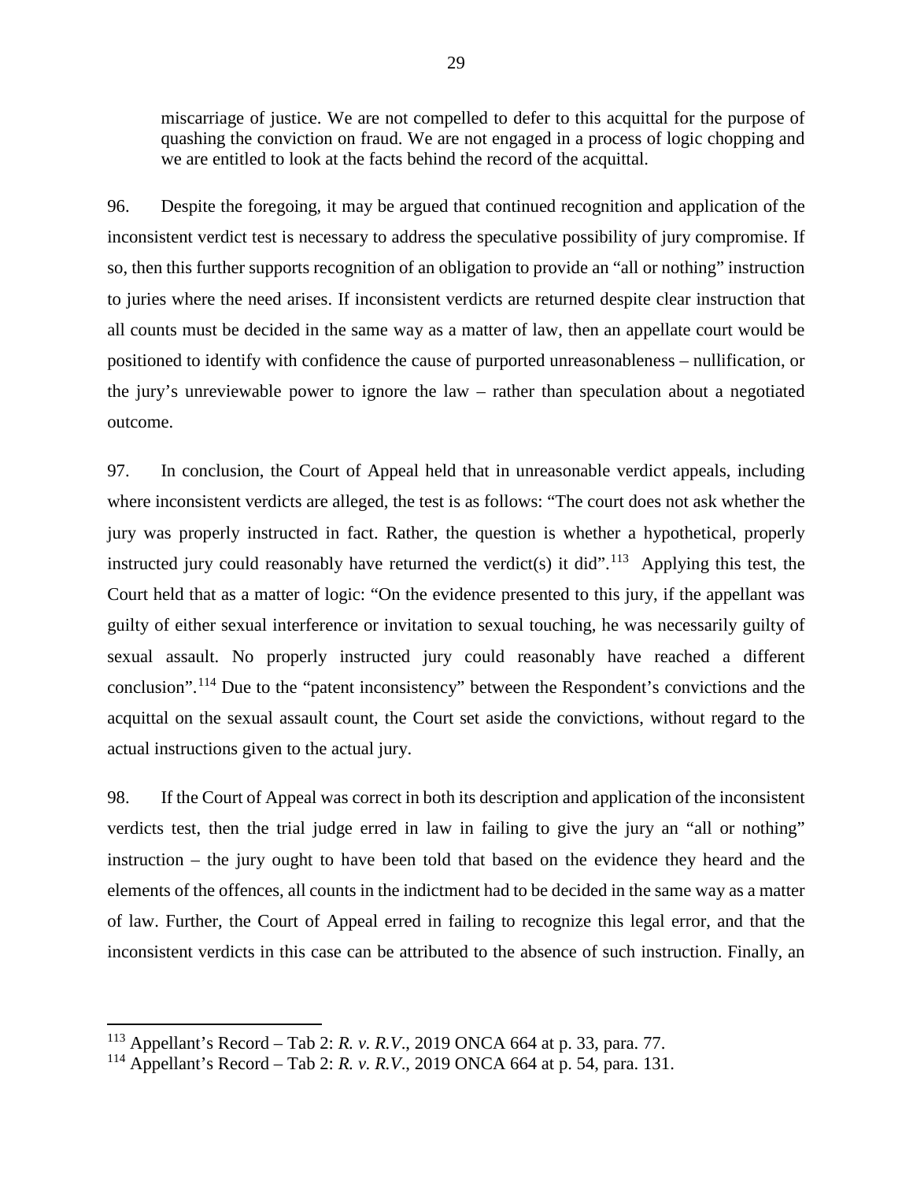> miscarriage of justice. We are not compelled to defer to this acquittal for the purpose of quashing the conviction on fraud. We are not engaged in a process of logic chopping and we are entitled to look at the facts behind the record of the acquittal.

96. Despite the foregoing, it may be argued that continued recognition and application of the inconsistent verdict test is necessary to address the speculative possibility of jury compromise. If so, then this further supports recognition of an obligation to provide an "all or nothing" instruction to juries where the need arises. If inconsistent verdicts are returned despite clear instruction that all counts must be decided in the same way as a matter of law, then an appellate court would be positioned to identify with confidence the cause of purported unreasonableness – nullification, or the jury's unreviewable power to ignore the law – rather than speculation about a negotiated outcome.

97. In conclusion, the Court of Appeal held that in unreasonable verdict appeals, including where inconsistent verdicts are alleged, the test is as follows: "The court does not ask whether the jury was properly instructed in fact. Rather, the question is whether a hypothetical, properly instructed jury could reasonably have returned the verdict(s) it did".[113] Applying this test, the Court held that as a matter of logic: "On the evidence presented to this jury, if the appellant was guilty of either sexual interference or invitation to sexual touching, he was necessarily guilty of sexual assault. No properly instructed jury could reasonably have reached a different conclusion".[114] Due to the "patent inconsistency" between the Respondent's convictions and the acquittal on the sexual assault count, the Court set aside the convictions, without regard to the actual instructions given to the actual jury.

98. If the Court of Appeal was correct in both its description and application of the inconsistent verdicts test, then the trial judge erred in law in failing to give the jury an "all or nothing" instruction – the jury ought to have been told that based on the evidence they heard and the elements of the offences, all counts in the indictment had to be decided in the same way as a matter of law. Further, the Court of Appeal erred in failing to recognize this legal error, and that the inconsistent verdicts in this case can be attributed to the absence of such instruction. Finally, an

---

[113] Appellant's Record – Tab 2: *R. v. R.V.*, 2019 ONCA 664 at p. 33, para. 77.

[114] Appellant's Record – Tab 2: *R. v. R.V.*, 2019 ONCA 664 at p. 54, para. 131.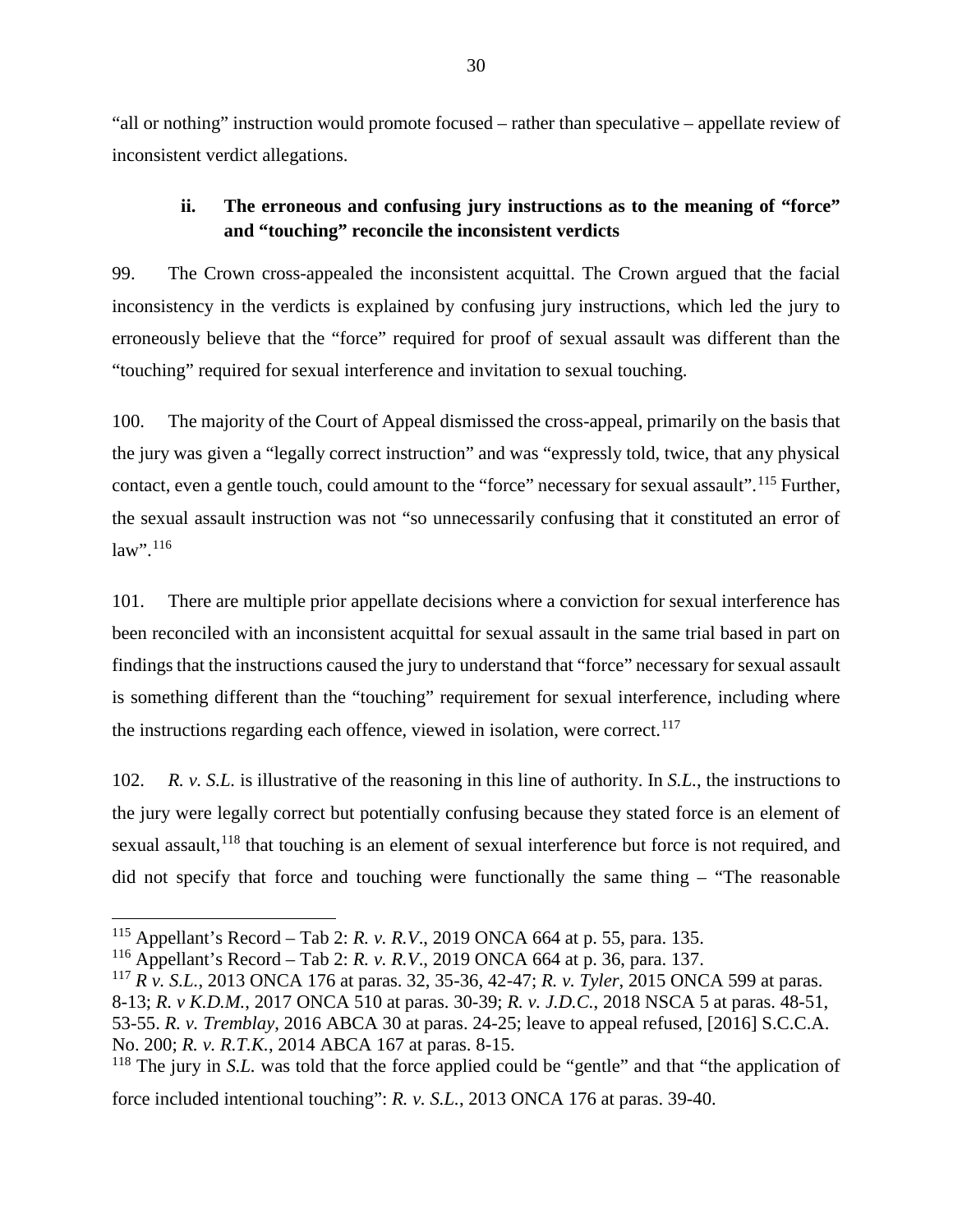"all or nothing" instruction would promote focused – rather than speculative – appellate review of inconsistent verdict allegations.

### ii. The erroneous and confusing jury instructions as to the meaning of "force" and "touching" reconcile the inconsistent verdicts

99. The Crown cross-appealed the inconsistent acquittal. The Crown argued that the facial inconsistency in the verdicts is explained by confusing jury instructions, which led the jury to erroneously believe that the "force" required for proof of sexual assault was different than the "touching" required for sexual interference and invitation to sexual touching.

100. The majority of the Court of Appeal dismissed the cross-appeal, primarily on the basis that the jury was given a "legally correct instruction" and was "expressly told, twice, that any physical contact, even a gentle touch, could amount to the "force" necessary for sexual assault".[115] Further, the sexual assault instruction was not "so unnecessarily confusing that it constituted an error of law".[116]

101. There are multiple prior appellate decisions where a conviction for sexual interference has been reconciled with an inconsistent acquittal for sexual assault in the same trial based in part on findings that the instructions caused the jury to understand that "force" necessary for sexual assault is something different than the "touching" requirement for sexual interference, including where the instructions regarding each offence, viewed in isolation, were correct.[117]

102. *R. v. S.L.* is illustrative of the reasoning in this line of authority. In *S.L.*, the instructions to the jury were legally correct but potentially confusing because they stated force is an element of sexual assault,[118] that touching is an element of sexual interference but force is not required, and did not specify that force and touching were functionally the same thing – "The reasonable

---

[115] Appellant's Record – Tab 2: *R. v. R.V.*, 2019 ONCA 664 at p. 55, para. 135.

[116] Appellant's Record – Tab 2: *R. v. R.V.*, 2019 ONCA 664 at p. 36, para. 137.

[117] *R v. S.L.*, 2013 ONCA 176 at paras. 32, 35-36, 42-47; *R. v. Tyler*, 2015 ONCA 599 at paras. 8-13; *R. v K.D.M.*, 2017 ONCA 510 at paras. 30-39; *R. v. J.D.C.*, 2018 NSCA 5 at paras. 48-51, 53-55. *R. v. Tremblay*, 2016 ABCA 30 at paras. 24-25; leave to appeal refused, [2016] S.C.C.A. No. 200; *R. v. R.T.K.*, 2014 ABCA 167 at paras. 8-15.

[118] The jury in *S.L.* was told that the force applied could be "gentle" and that "the application of force included intentional touching": *R. v. S.L.*, 2013 ONCA 176 at paras. 39-40.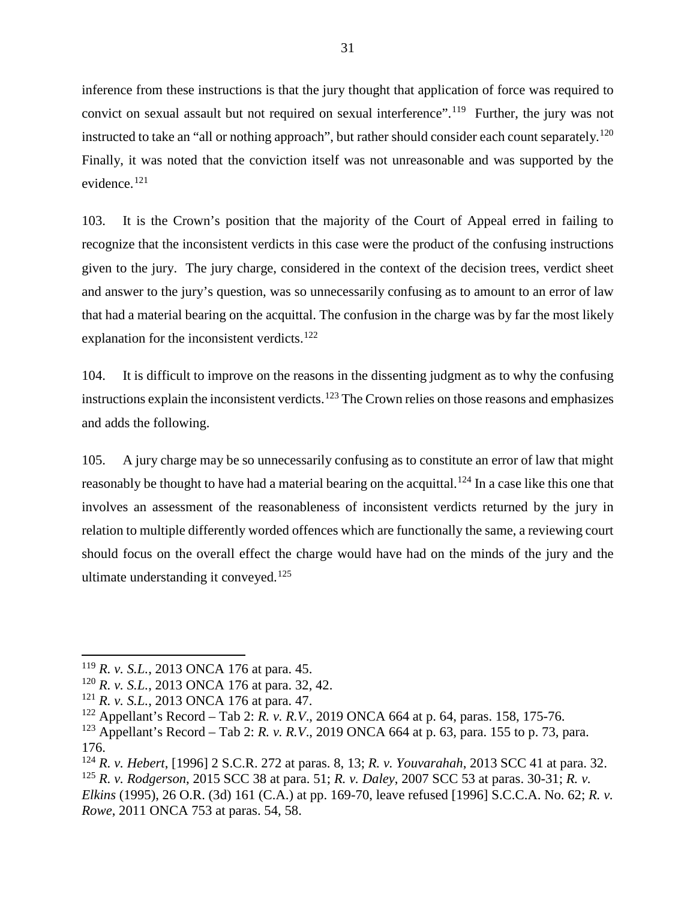inference from these instructions is that the jury thought that application of force was required to convict on sexual assault but not required on sexual interference".[119] Further, the jury was not instructed to take an "all or nothing approach", but rather should consider each count separately.[120] Finally, it was noted that the conviction itself was not unreasonable and was supported by the evidence.[121]

103. It is the Crown's position that the majority of the Court of Appeal erred in failing to recognize that the inconsistent verdicts in this case were the product of the confusing instructions given to the jury. The jury charge, considered in the context of the decision trees, verdict sheet and answer to the jury's question, was so unnecessarily confusing as to amount to an error of law that had a material bearing on the acquittal. The confusion in the charge was by far the most likely explanation for the inconsistent verdicts.[122]

104. It is difficult to improve on the reasons in the dissenting judgment as to why the confusing instructions explain the inconsistent verdicts.[123] The Crown relies on those reasons and emphasizes and adds the following.

105. A jury charge may be so unnecessarily confusing as to constitute an error of law that might reasonably be thought to have had a material bearing on the acquittal.[124] In a case like this one that involves an assessment of the reasonableness of inconsistent verdicts returned by the jury in relation to multiple differently worded offences which are functionally the same, a reviewing court should focus on the overall effect the charge would have had on the minds of the jury and the ultimate understanding it conveyed.[125]

---

[119] *R. v. S.L.*, 2013 ONCA 176 at para. 45.

[120] *R. v. S.L.*, 2013 ONCA 176 at para. 32, 42.

[121] *R. v. S.L.*, 2013 ONCA 176 at para. 47.

[122] Appellant's Record – Tab 2: *R. v. R.V*., 2019 ONCA 664 at p. 64, paras. 158, 175-76.

[123] Appellant's Record – Tab 2: *R. v. R.V*., 2019 ONCA 664 at p. 63, para. 155 to p. 73, para. 176.

[124] *R. v. Hebert*, [1996] 2 S.C.R. 272 at paras. 8, 13; *R. v. Youvarahah*, 2013 SCC 41 at para. 32.

[125] *R. v. Rodgerson*, 2015 SCC 38 at para. 51; *R. v. Daley*, 2007 SCC 53 at paras. 30-31; *R. v. Elkins* (1995), 26 O.R. (3d) 161 (C.A.) at pp. 169-70, leave refused [1996] S.C.C.A. No. 62; *R. v. Rowe*, 2011 ONCA 753 at paras. 54, 58.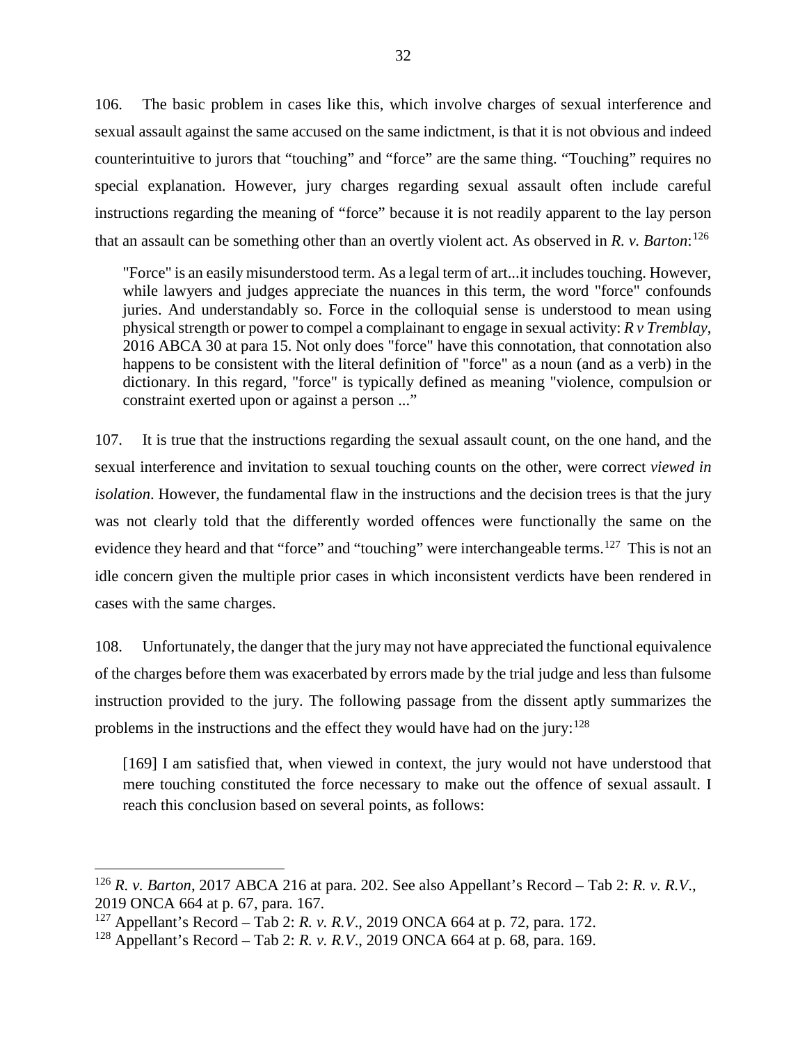106. The basic problem in cases like this, which involve charges of sexual interference and sexual assault against the same accused on the same indictment, is that it is not obvious and indeed counterintuitive to jurors that "touching" and "force" are the same thing. "Touching" requires no special explanation. However, jury charges regarding sexual assault often include careful instructions regarding the meaning of "force" because it is not readily apparent to the lay person that an assault can be something other than an overtly violent act. As observed in *R. v. Barton*:[126]

> "Force" is an easily misunderstood term. As a legal term of art...it includes touching. However, while lawyers and judges appreciate the nuances in this term, the word "force" confounds juries. And understandably so. Force in the colloquial sense is understood to mean using physical strength or power to compel a complainant to engage in sexual activity: *R v Tremblay*, 2016 ABCA 30 at para 15. Not only does "force" have this connotation, that connotation also happens to be consistent with the literal definition of "force" as a noun (and as a verb) in the dictionary. In this regard, "force" is typically defined as meaning "violence, compulsion or constraint exerted upon or against a person ..."

107. It is true that the instructions regarding the sexual assault count, on the one hand, and the sexual interference and invitation to sexual touching counts on the other, were correct *viewed in isolation*. However, the fundamental flaw in the instructions and the decision trees is that the jury was not clearly told that the differently worded offences were functionally the same on the evidence they heard and that "force" and "touching" were interchangeable terms.[127] This is not an idle concern given the multiple prior cases in which inconsistent verdicts have been rendered in cases with the same charges.

108. Unfortunately, the danger that the jury may not have appreciated the functional equivalence of the charges before them was exacerbated by errors made by the trial judge and less than fulsome instruction provided to the jury. The following passage from the dissent aptly summarizes the problems in the instructions and the effect they would have had on the jury:[128]

> [169] I am satisfied that, when viewed in context, the jury would not have understood that mere touching constituted the force necessary to make out the offence of sexual assault. I reach this conclusion based on several points, as follows:

---

[126] *R. v. Barton*, 2017 ABCA 216 at para. 202. See also Appellant's Record – Tab 2: *R. v. R.V*., 2019 ONCA 664 at p. 67, para. 167.

[127] Appellant's Record – Tab 2: *R. v. R.V*., 2019 ONCA 664 at p. 72, para. 172.

[128] Appellant's Record – Tab 2: *R. v. R.V*., 2019 ONCA 664 at p. 68, para. 169.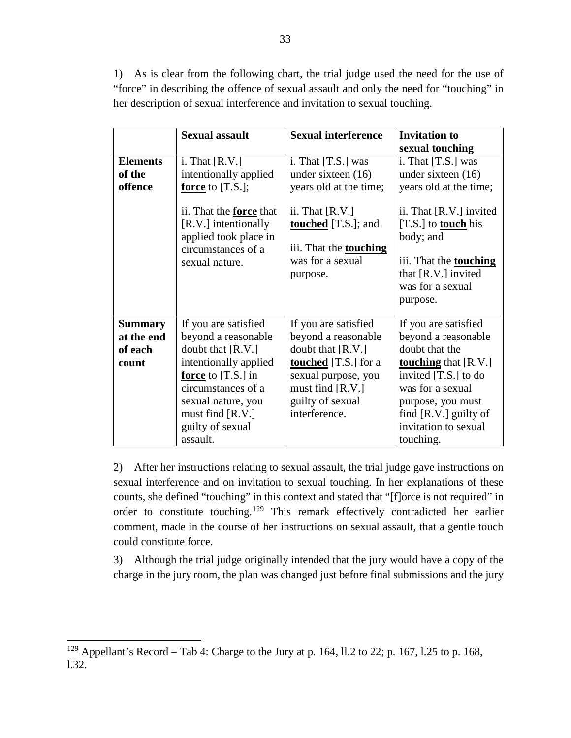1) As is clear from the following chart, the trial judge used the need for the use of "force" in describing the offence of sexual assault and only the need for "touching" in her description of sexual interference and invitation to sexual touching.

| | **Sexual assault** | **Sexual interference** | **Invitation to sexual touching** |
|---|---|---|---|
| **Elements of the offence** | i. That [R.V.] intentionally applied **force** to [T.S.];<br><br>ii. That the **force** that [R.V.] intentionally applied took place in circumstances of a sexual nature. | i. That [T.S.] was under sixteen (16) years old at the time;<br><br>ii. That [R.V.] **touched** [T.S.]; and<br><br>iii. That the **touching** was for a sexual purpose. | i. That [T.S.] was under sixteen (16) years old at the time;<br><br>ii. That [R.V.] invited [T.S.] to **touch** his body; and<br><br>iii. That the **touching** that [R.V.] invited was for a sexual purpose. |
| **Summary at the end of each count** | If you are satisfied beyond a reasonable doubt that [R.V.] intentionally applied **force** to [T.S.] in circumstances of a sexual nature, you must find [R.V.] guilty of sexual assault. | If you are satisfied beyond a reasonable doubt that [R.V.] **touched** [T.S.] for a sexual purpose, you must find [R.V.] guilty of sexual interference. | If you are satisfied beyond a reasonable doubt that the **touching** that [R.V.] invited [T.S.] to do was for a sexual purpose, you must find [R.V.] guilty of invitation to sexual touching. |

2) After her instructions relating to sexual assault, the trial judge gave instructions on sexual interference and on invitation to sexual touching. In her explanations of these counts, she defined "touching" in this context and stated that "[f]orce is not required" in order to constitute touching.[129] This remark effectively contradicted her earlier comment, made in the course of her instructions on sexual assault, that a gentle touch could constitute force.

3) Although the trial judge originally intended that the jury would have a copy of the charge in the jury room, the plan was changed just before final submissions and the jury

[129] Appellant's Record – Tab 4: Charge to the Jury at p. 164, ll.2 to 22; p. 167, l.25 to p. 168, l.32.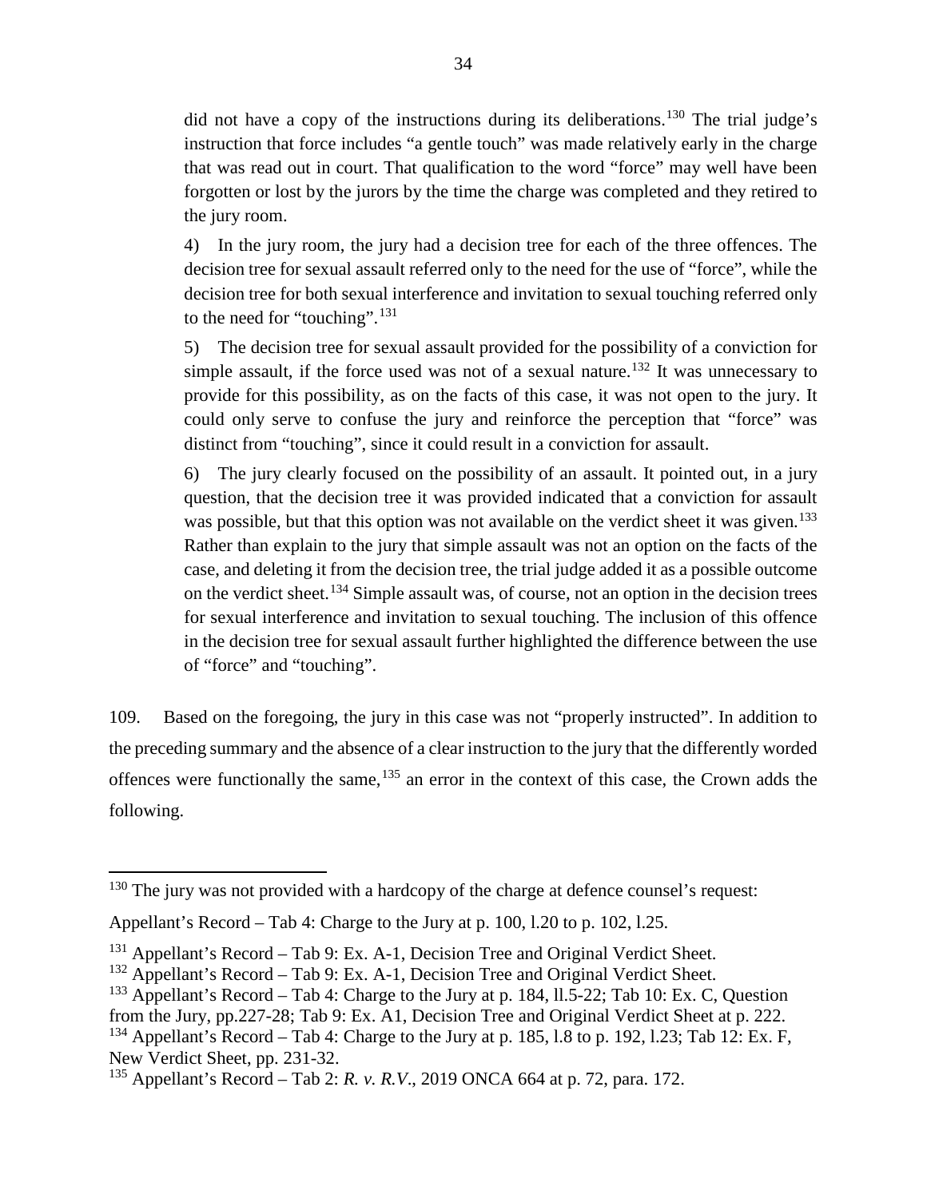did not have a copy of the instructions during its deliberations.[130] The trial judge's instruction that force includes "a gentle touch" was made relatively early in the charge that was read out in court. That qualification to the word "force" may well have been forgotten or lost by the jurors by the time the charge was completed and they retired to the jury room.

4) In the jury room, the jury had a decision tree for each of the three offences. The decision tree for sexual assault referred only to the need for the use of "force", while the decision tree for both sexual interference and invitation to sexual touching referred only to the need for "touching".[131]

5) The decision tree for sexual assault provided for the possibility of a conviction for simple assault, if the force used was not of a sexual nature.[132] It was unnecessary to provide for this possibility, as on the facts of this case, it was not open to the jury. It could only serve to confuse the jury and reinforce the perception that "force" was distinct from "touching", since it could result in a conviction for assault.

6) The jury clearly focused on the possibility of an assault. It pointed out, in a jury question, that the decision tree it was provided indicated that a conviction for assault was possible, but that this option was not available on the verdict sheet it was given.[133] Rather than explain to the jury that simple assault was not an option on the facts of the case, and deleting it from the decision tree, the trial judge added it as a possible outcome on the verdict sheet.[134] Simple assault was, of course, not an option in the decision trees for sexual interference and invitation to sexual touching. The inclusion of this offence in the decision tree for sexual assault further highlighted the difference between the use of "force" and "touching".

109. Based on the foregoing, the jury in this case was not "properly instructed". In addition to the preceding summary and the absence of a clear instruction to the jury that the differently worded offences were functionally the same,[135] an error in the context of this case, the Crown adds the following.

---

[130] The jury was not provided with a hardcopy of the charge at defence counsel's request:

Appellant's Record – Tab 4: Charge to the Jury at p. 100, l.20 to p. 102, l.25.

[131] Appellant's Record – Tab 9: Ex. A-1, Decision Tree and Original Verdict Sheet.

[132] Appellant's Record – Tab 9: Ex. A-1, Decision Tree and Original Verdict Sheet.

[133] Appellant's Record – Tab 4: Charge to the Jury at p. 184, ll.5-22; Tab 10: Ex. C, Question from the Jury, pp.227-28; Tab 9: Ex. A1, Decision Tree and Original Verdict Sheet at p. 222.

[134] Appellant's Record – Tab 4: Charge to the Jury at p. 185, l.8 to p. 192, l.23; Tab 12: Ex. F, New Verdict Sheet, pp. 231-32.

[135] Appellant's Record – Tab 2: *R. v. R.V.*, 2019 ONCA 664 at p. 72, para. 172.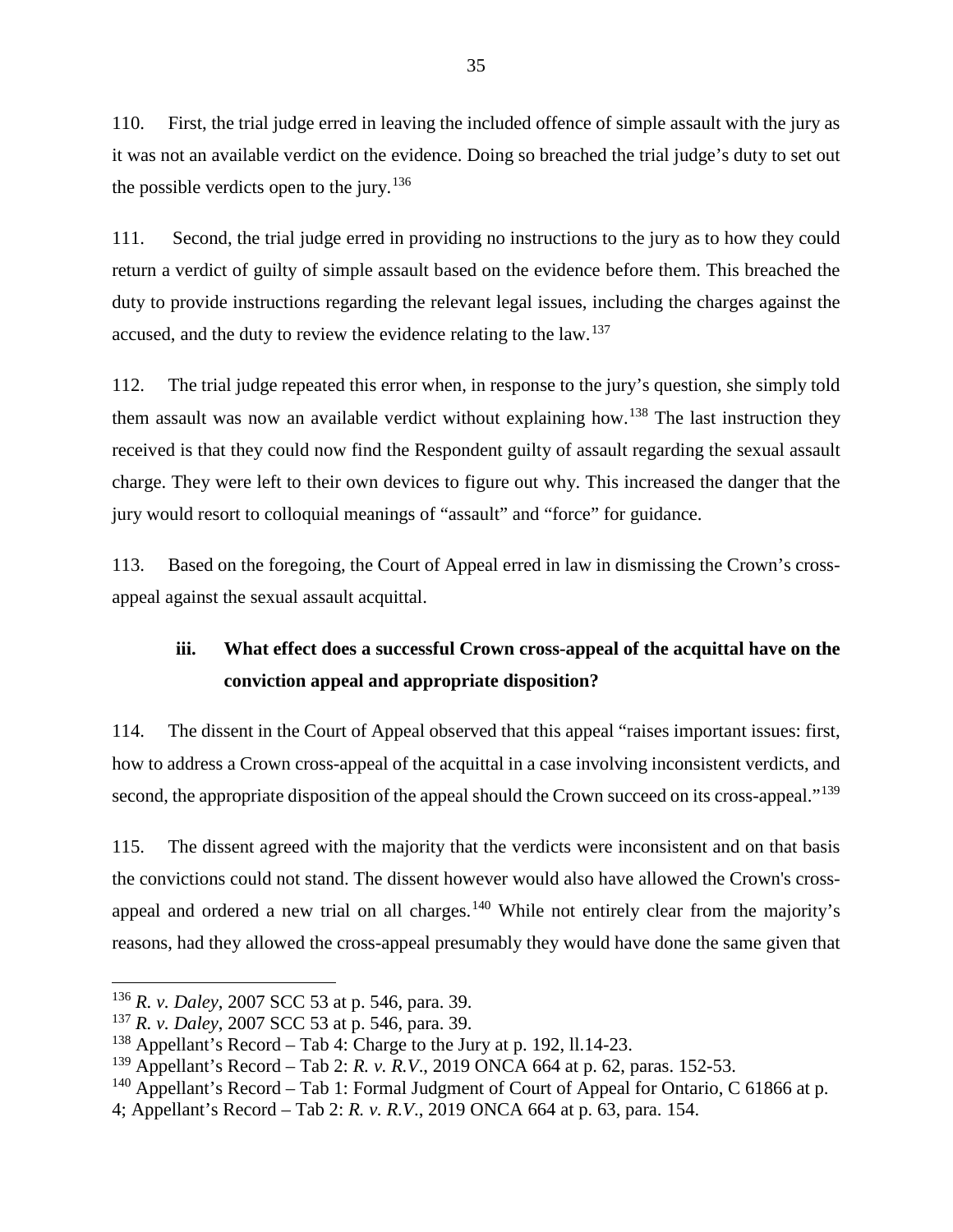110. First, the trial judge erred in leaving the included offence of simple assault with the jury as it was not an available verdict on the evidence. Doing so breached the trial judge's duty to set out the possible verdicts open to the jury.[136]

111. Second, the trial judge erred in providing no instructions to the jury as to how they could return a verdict of guilty of simple assault based on the evidence before them. This breached the duty to provide instructions regarding the relevant legal issues, including the charges against the accused, and the duty to review the evidence relating to the law.[137]

112. The trial judge repeated this error when, in response to the jury's question, she simply told them assault was now an available verdict without explaining how.[138] The last instruction they received is that they could now find the Respondent guilty of assault regarding the sexual assault charge. They were left to their own devices to figure out why. This increased the danger that the jury would resort to colloquial meanings of "assault" and "force" for guidance.

113. Based on the foregoing, the Court of Appeal erred in law in dismissing the Crown's cross-appeal against the sexual assault acquittal.

### iii. What effect does a successful Crown cross-appeal of the acquittal have on the conviction appeal and appropriate disposition?

114. The dissent in the Court of Appeal observed that this appeal "raises important issues: first, how to address a Crown cross-appeal of the acquittal in a case involving inconsistent verdicts, and second, the appropriate disposition of the appeal should the Crown succeed on its cross-appeal."[139]

115. The dissent agreed with the majority that the verdicts were inconsistent and on that basis the convictions could not stand. The dissent however would also have allowed the Crown's cross-appeal and ordered a new trial on all charges.[140] While not entirely clear from the majority's reasons, had they allowed the cross-appeal presumably they would have done the same given that

---

[136] *R. v. Daley*, 2007 SCC 53 at p. 546, para. 39.

[137] *R. v. Daley*, 2007 SCC 53 at p. 546, para. 39.

[138] Appellant's Record – Tab 4: Charge to the Jury at p. 192, ll.14-23.

[139] Appellant's Record – Tab 2: *R. v. R.V*., 2019 ONCA 664 at p. 62, paras. 152-53.

[140] Appellant's Record – Tab 1: Formal Judgment of Court of Appeal for Ontario, C 61866 at p. 4; Appellant's Record – Tab 2: *R. v. R.V*., 2019 ONCA 664 at p. 63, para. 154.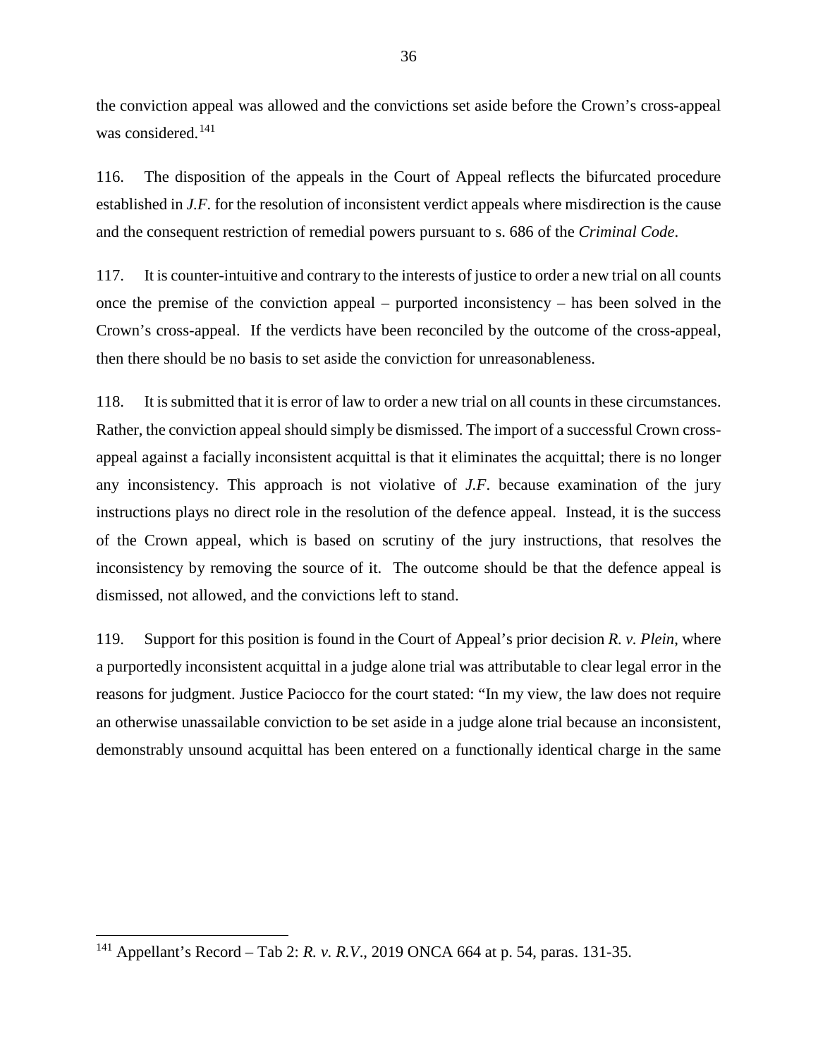the conviction appeal was allowed and the convictions set aside before the Crown's cross-appeal was considered.[141]

116. The disposition of the appeals in the Court of Appeal reflects the bifurcated procedure established in *J.F.* for the resolution of inconsistent verdict appeals where misdirection is the cause and the consequent restriction of remedial powers pursuant to s. 686 of the *Criminal Code*.

117. It is counter-intuitive and contrary to the interests of justice to order a new trial on all counts once the premise of the conviction appeal – purported inconsistency – has been solved in the Crown's cross-appeal. If the verdicts have been reconciled by the outcome of the cross-appeal, then there should be no basis to set aside the conviction for unreasonableness.

118. It is submitted that it is error of law to order a new trial on all counts in these circumstances. Rather, the conviction appeal should simply be dismissed. The import of a successful Crown cross-appeal against a facially inconsistent acquittal is that it eliminates the acquittal; there is no longer any inconsistency. This approach is not violative of *J.F*. because examination of the jury instructions plays no direct role in the resolution of the defence appeal. Instead, it is the success of the Crown appeal, which is based on scrutiny of the jury instructions, that resolves the inconsistency by removing the source of it. The outcome should be that the defence appeal is dismissed, not allowed, and the convictions left to stand.

119. Support for this position is found in the Court of Appeal's prior decision *R. v. Plein*, where a purportedly inconsistent acquittal in a judge alone trial was attributable to clear legal error in the reasons for judgment. Justice Paciocco for the court stated: "In my view, the law does not require an otherwise unassailable conviction to be set aside in a judge alone trial because an inconsistent, demonstrably unsound acquittal has been entered on a functionally identical charge in the same

---

[141] Appellant's Record – Tab 2: *R. v. R.V.*, 2019 ONCA 664 at p. 54, paras. 131-35.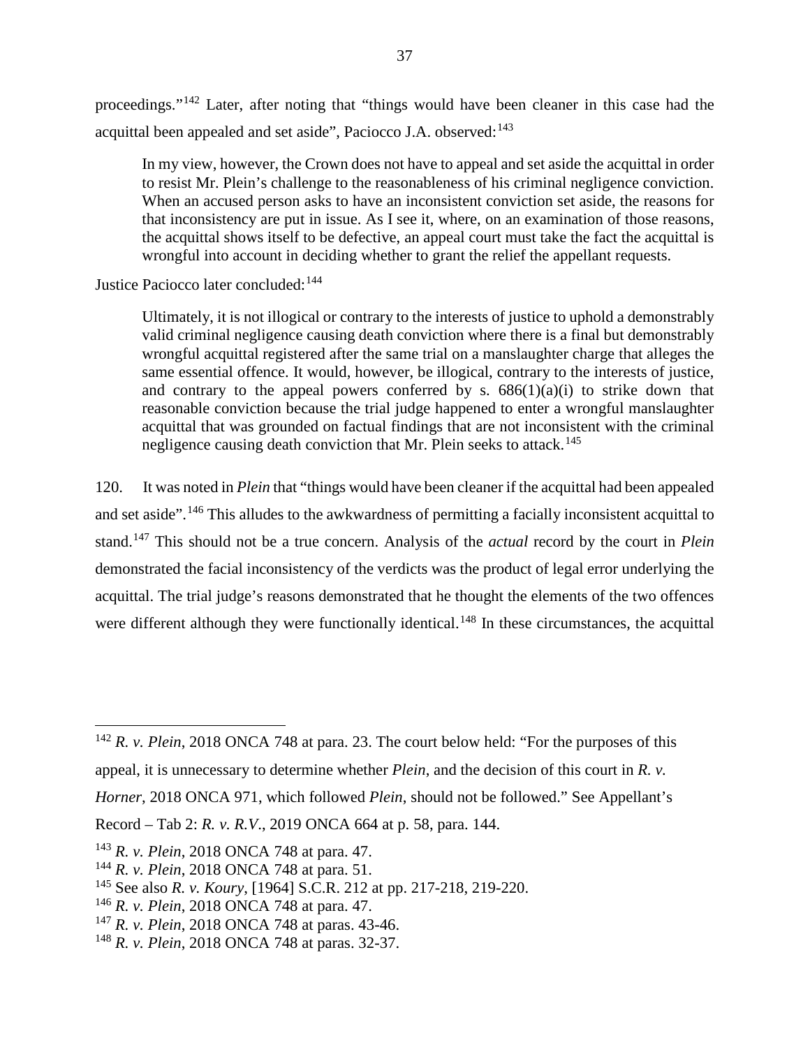proceedings."[142] Later, after noting that "things would have been cleaner in this case had the acquittal been appealed and set aside", Paciocco J.A. observed:[143]

> In my view, however, the Crown does not have to appeal and set aside the acquittal in order to resist Mr. Plein's challenge to the reasonableness of his criminal negligence conviction. When an accused person asks to have an inconsistent conviction set aside, the reasons for that inconsistency are put in issue. As I see it, where, on an examination of those reasons, the acquittal shows itself to be defective, an appeal court must take the fact the acquittal is wrongful into account in deciding whether to grant the relief the appellant requests.

Justice Paciocco later concluded:[144]

> Ultimately, it is not illogical or contrary to the interests of justice to uphold a demonstrably valid criminal negligence causing death conviction where there is a final but demonstrably wrongful acquittal registered after the same trial on a manslaughter charge that alleges the same essential offence. It would, however, be illogical, contrary to the interests of justice, and contrary to the appeal powers conferred by s. 686(1)(a)(i) to strike down that reasonable conviction because the trial judge happened to enter a wrongful manslaughter acquittal that was grounded on factual findings that are not inconsistent with the criminal negligence causing death conviction that Mr. Plein seeks to attack.[145]

120. It was noted in *Plein* that "things would have been cleaner if the acquittal had been appealed and set aside".[146] This alludes to the awkwardness of permitting a facially inconsistent acquittal to stand.[147] This should not be a true concern. Analysis of the *actual* record by the court in *Plein* demonstrated the facial inconsistency of the verdicts was the product of legal error underlying the acquittal. The trial judge's reasons demonstrated that he thought the elements of the two offences were different although they were functionally identical.[148] In these circumstances, the acquittal

---

[142] *R. v. Plein*, 2018 ONCA 748 at para. 23. The court below held: "For the purposes of this appeal, it is unnecessary to determine whether *Plein*, and the decision of this court in *R. v. Horner*, 2018 ONCA 971, which followed *Plein*, should not be followed." See Appellant's Record – Tab 2: *R. v. R.V.*, 2019 ONCA 664 at p. 58, para. 144.

[143] *R. v. Plein*, 2018 ONCA 748 at para. 47.

[144] *R. v. Plein*, 2018 ONCA 748 at para. 51.

[145] See also *R. v. Koury*, [1964] S.C.R. 212 at pp. 217-218, 219-220.

[146] *R. v. Plein*, 2018 ONCA 748 at para. 47.

[147] *R. v. Plein*, 2018 ONCA 748 at paras. 43-46.

[148] *R. v. Plein*, 2018 ONCA 748 at paras. 32-37.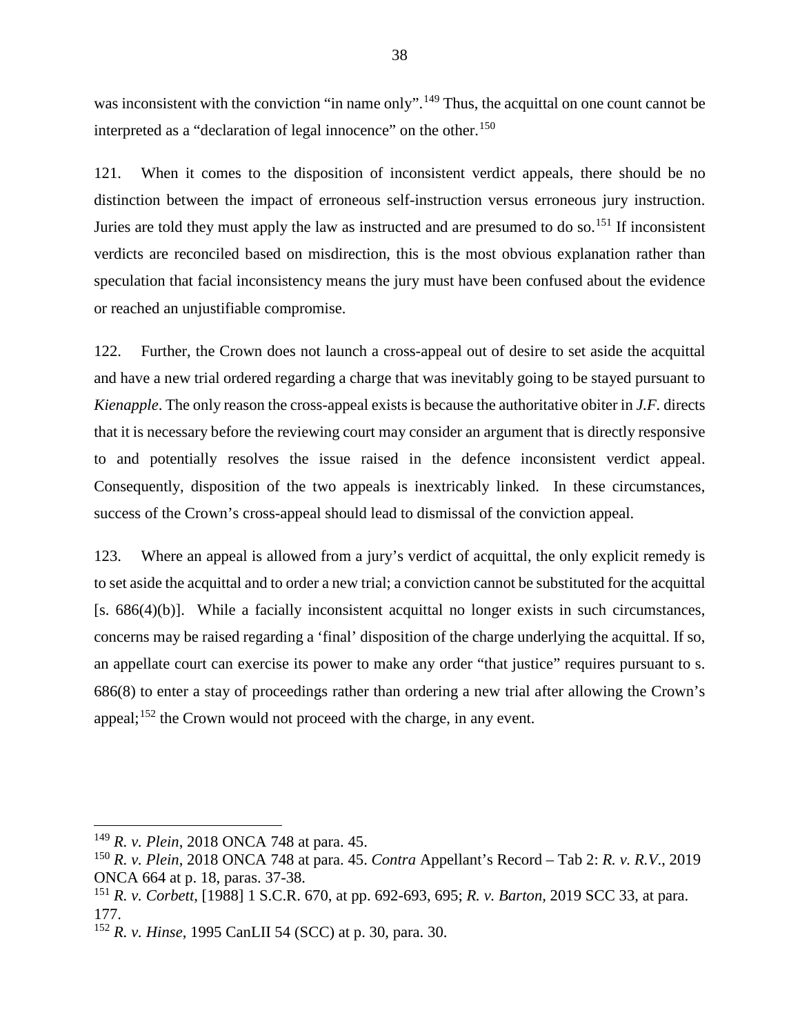was inconsistent with the conviction "in name only".[149] Thus, the acquittal on one count cannot be interpreted as a "declaration of legal innocence" on the other.[150]

121. When it comes to the disposition of inconsistent verdict appeals, there should be no distinction between the impact of erroneous self-instruction versus erroneous jury instruction. Juries are told they must apply the law as instructed and are presumed to do so.[151] If inconsistent verdicts are reconciled based on misdirection, this is the most obvious explanation rather than speculation that facial inconsistency means the jury must have been confused about the evidence or reached an unjustifiable compromise.

122. Further, the Crown does not launch a cross-appeal out of desire to set aside the acquittal and have a new trial ordered regarding a charge that was inevitably going to be stayed pursuant to *Kienapple*. The only reason the cross-appeal exists is because the authoritative obiter in *J.F.* directs that it is necessary before the reviewing court may consider an argument that is directly responsive to and potentially resolves the issue raised in the defence inconsistent verdict appeal. Consequently, disposition of the two appeals is inextricably linked. In these circumstances, success of the Crown's cross-appeal should lead to dismissal of the conviction appeal.

123. Where an appeal is allowed from a jury's verdict of acquittal, the only explicit remedy is to set aside the acquittal and to order a new trial; a conviction cannot be substituted for the acquittal [s. 686(4)(b)]. While a facially inconsistent acquittal no longer exists in such circumstances, concerns may be raised regarding a 'final' disposition of the charge underlying the acquittal. If so, an appellate court can exercise its power to make any order "that justice" requires pursuant to s. 686(8) to enter a stay of proceedings rather than ordering a new trial after allowing the Crown's appeal;[152] the Crown would not proceed with the charge, in any event.

---

[149] *R. v. Plein*, 2018 ONCA 748 at para. 45.

[150] *R. v. Plein*, 2018 ONCA 748 at para. 45. *Contra* Appellant's Record – Tab 2: *R. v. R.V.*, 2019 ONCA 664 at p. 18, paras. 37-38.

[151] *R. v. Corbett*, [1988] 1 S.C.R. 670, at pp. 692-693, 695; *R. v. Barton*, 2019 SCC 33, at para. 177.

[152] *R. v. Hinse*, 1995 CanLII 54 (SCC) at p. 30, para. 30.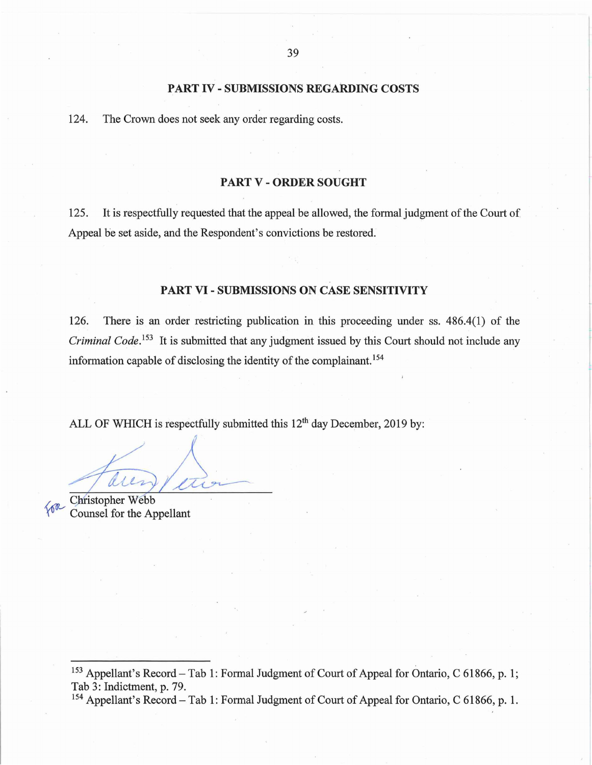## PART IV - SUBMISSIONS REGARDING COSTS

124. The Crown does not seek any order regarding costs.

## PART V - ORDER SOUGHT

125. It is respectfully requested that the appeal be allowed, the formal judgment of the Court of Appeal be set aside, and the Respondent's convictions be restored.

## PART VI - SUBMISSIONS ON CASE SENSITIVITY

126. There is an order restricting publication in this proceeding under ss. 486.4(1) of the *Criminal Code*.[153] It is submitted that any judgment issued by this Court should not include any information capable of disclosing the identity of the complainant.[154]

ALL OF WHICH is respectfully submitted this 12th day December, 2019 by:

for Christopher Webb
Counsel for the Appellant

---

[153] Appellant's Record – Tab 1: Formal Judgment of Court of Appeal for Ontario, C 61866, p. 1; Tab 3: Indictment, p. 79.

[154] Appellant's Record – Tab 1: Formal Judgment of Court of Appeal for Ontario, C 61866, p. 1.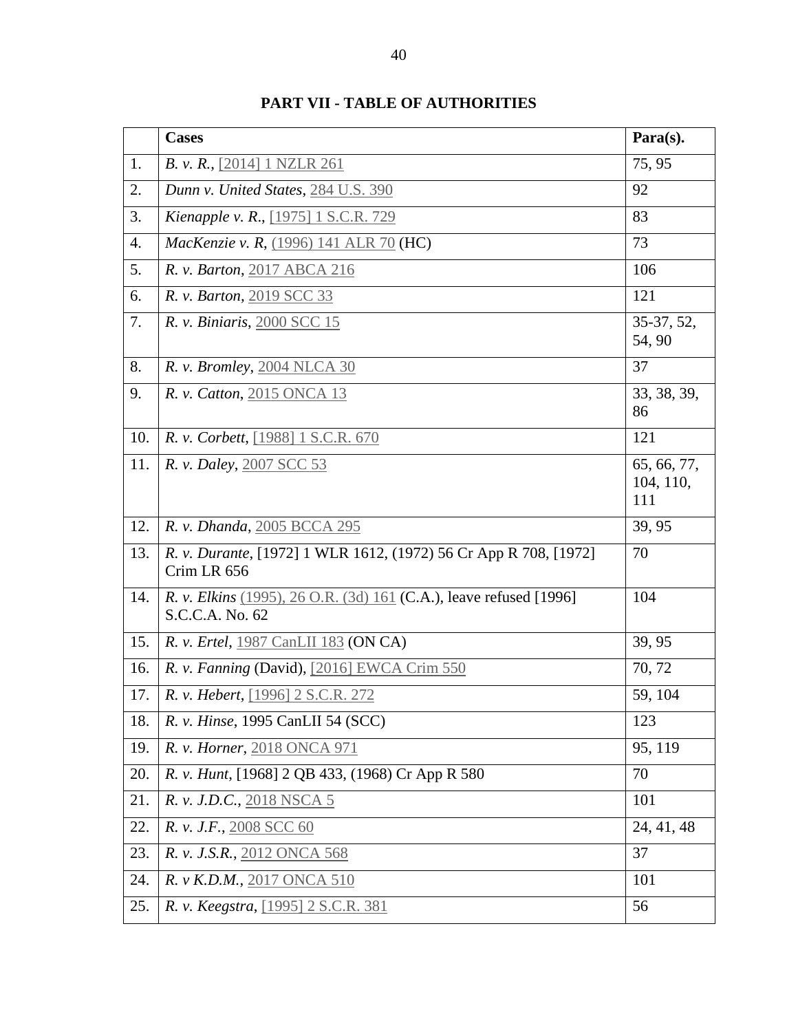**PART VII - TABLE OF AUTHORITIES**

| | Cases | Para(s). |
|---|---|---|
| 1. | *B. v. R.*, [2014] 1 NZLR 261 | 75, 95 |
| 2. | *Dunn v. United States*, 284 U.S. 390 | 92 |
| 3. | *Kienapple v. R.*, [1975] 1 S.C.R. 729 | 83 |
| 4. | *MacKenzie v. R*, (1996) 141 ALR 70 (HC) | 73 |
| 5. | *R. v. Barton*, 2017 ABCA 216 | 106 |
| 6. | *R. v. Barton*, 2019 SCC 33 | 121 |
| 7. | *R. v. Biniaris*, 2000 SCC 15 | 35-37, 52, 54, 90 |
| 8. | *R. v. Bromley*, 2004 NLCA 30 | 37 |
| 9. | *R. v. Catton*, 2015 ONCA 13 | 33, 38, 39, 86 |
| 10. | *R. v. Corbett*, [1988] 1 S.C.R. 670 | 121 |
| 11. | *R. v. Daley*, 2007 SCC 53 | 65, 66, 77, 104, 110, 111 |
| 12. | *R. v. Dhanda*, 2005 BCCA 295 | 39, 95 |
| 13. | *R. v. Durante*, [1972] 1 WLR 1612, (1972) 56 Cr App R 708, [1972] Crim LR 656 | 70 |
| 14. | *R. v. Elkins* (1995), 26 O.R. (3d) 161 (C.A.), leave refused [1996] S.C.C.A. No. 62 | 104 |
| 15. | *R. v. Ertel*, 1987 CanLII 183 (ON CA) | 39, 95 |
| 16. | *R. v. Fanning* (David), [2016] EWCA Crim 550 | 70, 72 |
| 17. | *R. v. Hebert*, [1996] 2 S.C.R. 272 | 59, 104 |
| 18. | *R. v. Hinse*, 1995 CanLII 54 (SCC) | 123 |
| 19. | *R. v. Horner*, 2018 ONCA 971 | 95, 119 |
| 20. | *R. v. Hunt*, [1968] 2 QB 433, (1968) Cr App R 580 | 70 |
| 21. | *R. v. J.D.C.*, 2018 NSCA 5 | 101 |
| 22. | *R. v. J.F.*, 2008 SCC 60 | 24, 41, 48 |
| 23. | *R. v. J.S.R.*, 2012 ONCA 568 | 37 |
| 24. | *R. v K.D.M.*, 2017 ONCA 510 | 101 |
| 25. | *R. v. Keegstra*, [1995] 2 S.C.R. 381 | 56 |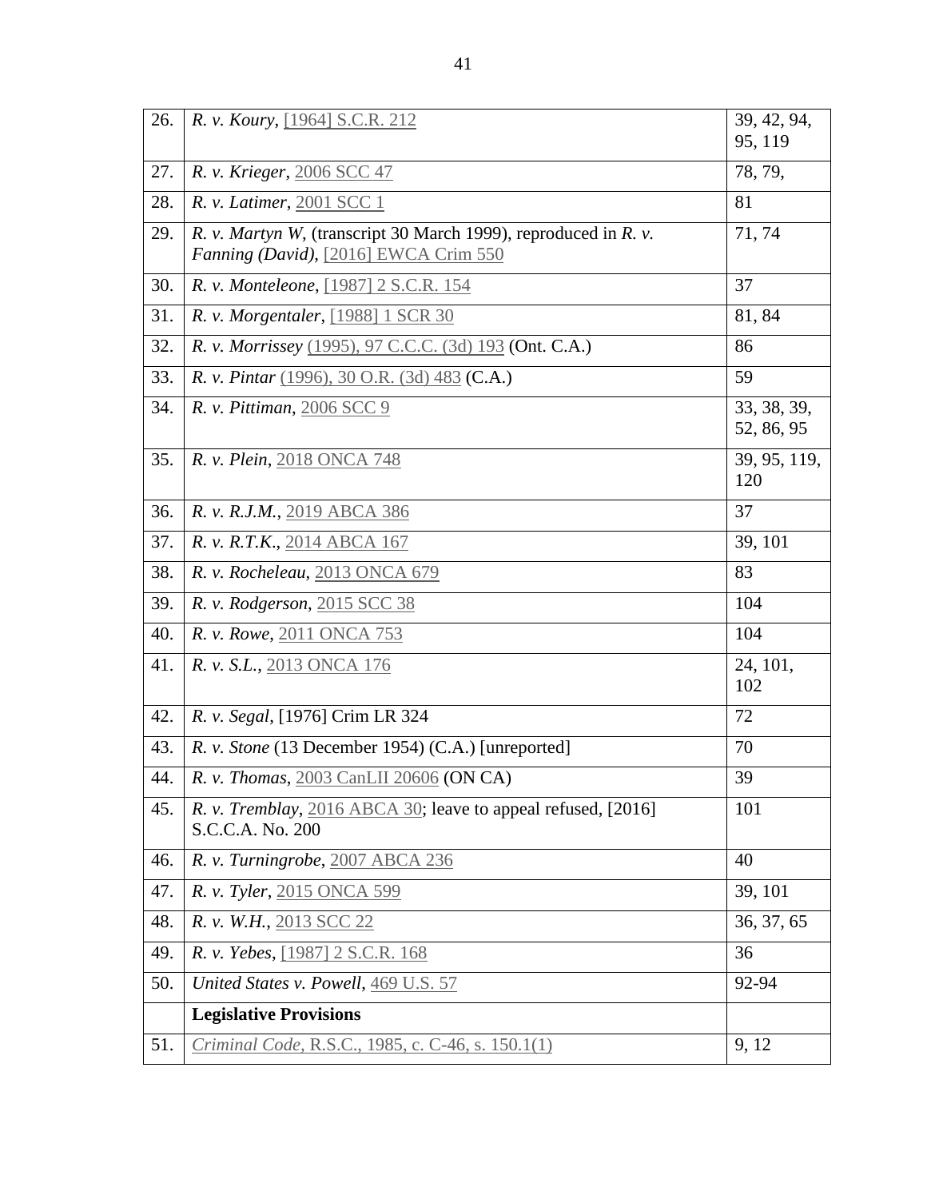| | | |
|---|---|---|
| 26. | *R. v. Koury*, [1964] S.C.R. 212 | 39, 42, 94, 95, 119 |
| 27. | *R. v. Krieger*, 2006 SCC 47 | 78, 79, |
| 28. | *R. v. Latimer*, 2001 SCC 1 | 81 |
| 29. | *R. v. Martyn W*, (transcript 30 March 1999), reproduced in *R. v. Fanning (David)*, [2016] EWCA Crim 550 | 71, 74 |
| 30. | *R. v. Monteleone*, [1987] 2 S.C.R. 154 | 37 |
| 31. | *R. v. Morgentaler*, [1988] 1 SCR 30 | 81, 84 |
| 32. | *R. v. Morrissey* (1995), 97 C.C.C. (3d) 193 (Ont. C.A.) | 86 |
| 33. | *R. v. Pintar* (1996), 30 O.R. (3d) 483 (C.A.) | 59 |
| 34. | *R. v. Pittiman*, 2006 SCC 9 | 33, 38, 39, 52, 86, 95 |
| 35. | *R. v. Plein*, 2018 ONCA 748 | 39, 95, 119, 120 |
| 36. | *R. v. R.J.M.*, 2019 ABCA 386 | 37 |
| 37. | *R. v. R.T.K.*, 2014 ABCA 167 | 39, 101 |
| 38. | *R. v. Rocheleau*, 2013 ONCA 679 | 83 |
| 39. | *R. v. Rodgerson*, 2015 SCC 38 | 104 |
| 40. | *R. v. Rowe*, 2011 ONCA 753 | 104 |
| 41. | *R. v. S.L.*, 2013 ONCA 176 | 24, 101, 102 |
| 42. | *R. v. Segal*, [1976] Crim LR 324 | 72 |
| 43. | *R. v. Stone* (13 December 1954) (C.A.) [unreported] | 70 |
| 44. | *R. v. Thomas*, 2003 CanLII 20606 (ON CA) | 39 |
| 45. | *R. v. Tremblay*, 2016 ABCA 30; leave to appeal refused, [2016] S.C.C.A. No. 200 | 101 |
| 46. | *R. v. Turningrobe*, 2007 ABCA 236 | 40 |
| 47. | *R. v. Tyler*, 2015 ONCA 599 | 39, 101 |
| 48. | *R. v. W.H.*, 2013 SCC 22 | 36, 37, 65 |
| 49. | *R. v. Yebes*, [1987] 2 S.C.R. 168 | 36 |
| 50. | *United States v. Powell*, 469 U.S. 57 | 92-94 |
| | **Legislative Provisions** | |
| 51. | *Criminal Code*, R.S.C., 1985, c. C-46, s. 150.1(1) | 9, 12 |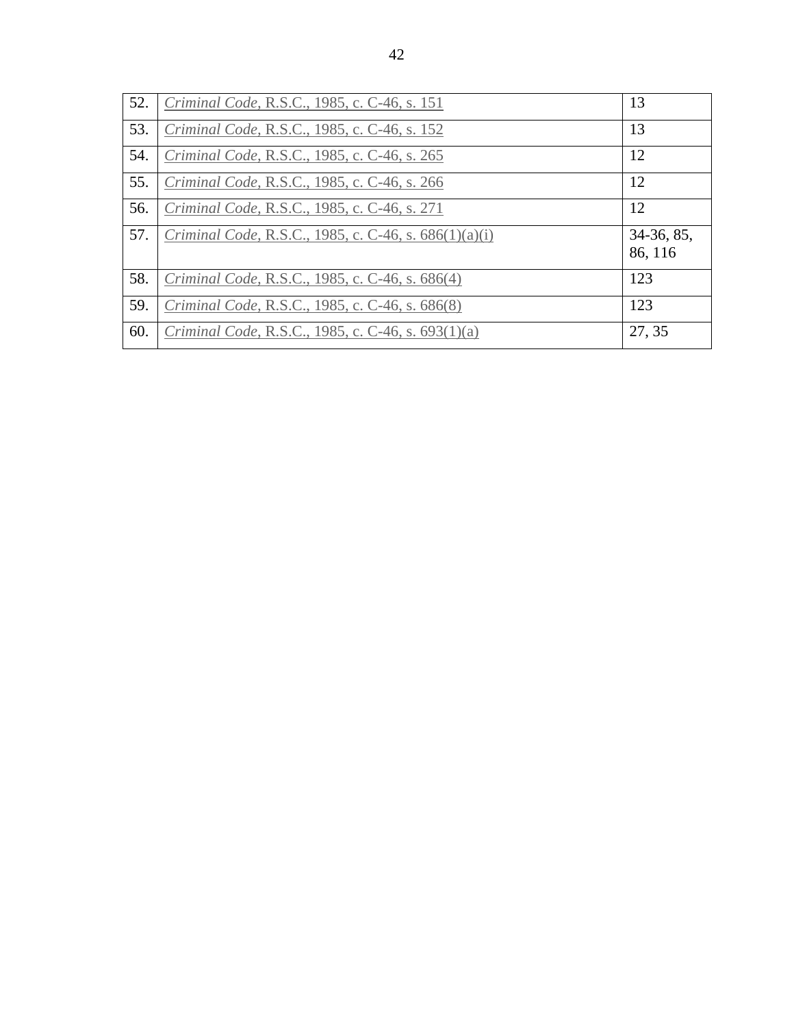| | | |
|---|---|---|
| 52. | *Criminal Code*, R.S.C., 1985, c. C-46, s. 151 | 13 |
| 53. | *Criminal Code*, R.S.C., 1985, c. C-46, s. 152 | 13 |
| 54. | *Criminal Code*, R.S.C., 1985, c. C-46, s. 265 | 12 |
| 55. | *Criminal Code*, R.S.C., 1985, c. C-46, s. 266 | 12 |
| 56. | *Criminal Code*, R.S.C., 1985, c. C-46, s. 271 | 12 |
| 57. | *Criminal Code*, R.S.C., 1985, c. C-46, s. 686(1)(a)(i) | 34-36, 85, 86, 116 |
| 58. | *Criminal Code*, R.S.C., 1985, c. C-46, s. 686(4) | 123 |
| 59. | *Criminal Code*, R.S.C., 1985, c. C-46, s. 686(8) | 123 |
| 60. | *Criminal Code*, R.S.C., 1985, c. C-46, s. 693(1)(a) | 27, 35 |